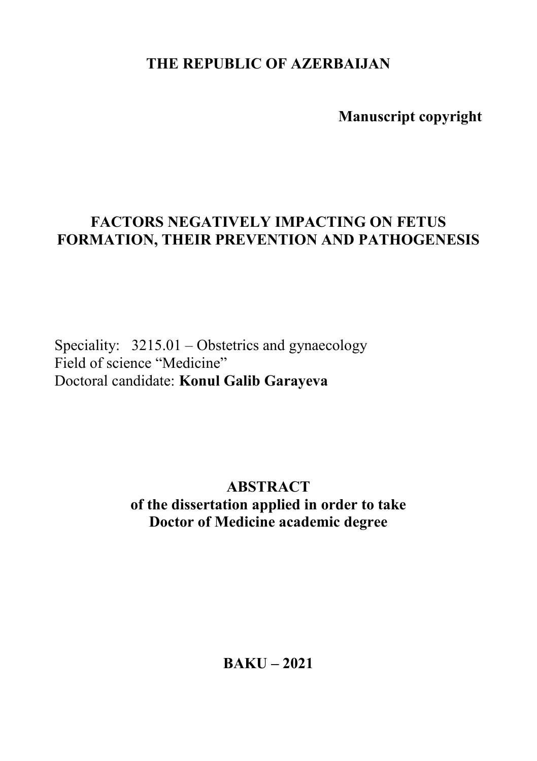**THE REPUBLIC OF AZERBAIJAN**

**Manuscript copyright**

# FACTORS NEGATIVELY IMPACTING ON FETUS FORMATION, THEIR PREVENTION AND PATHOGENESIS

Speciality: 3215.01 – Obstetrics and gynaecology
Field of science "Medicine"
Doctoral candidate: **Konul Galib Garayeva**

**ABSTRACT**
**of the dissertation applied in order to take Doctor of Medicine academic degree**

**BAKU – 2021**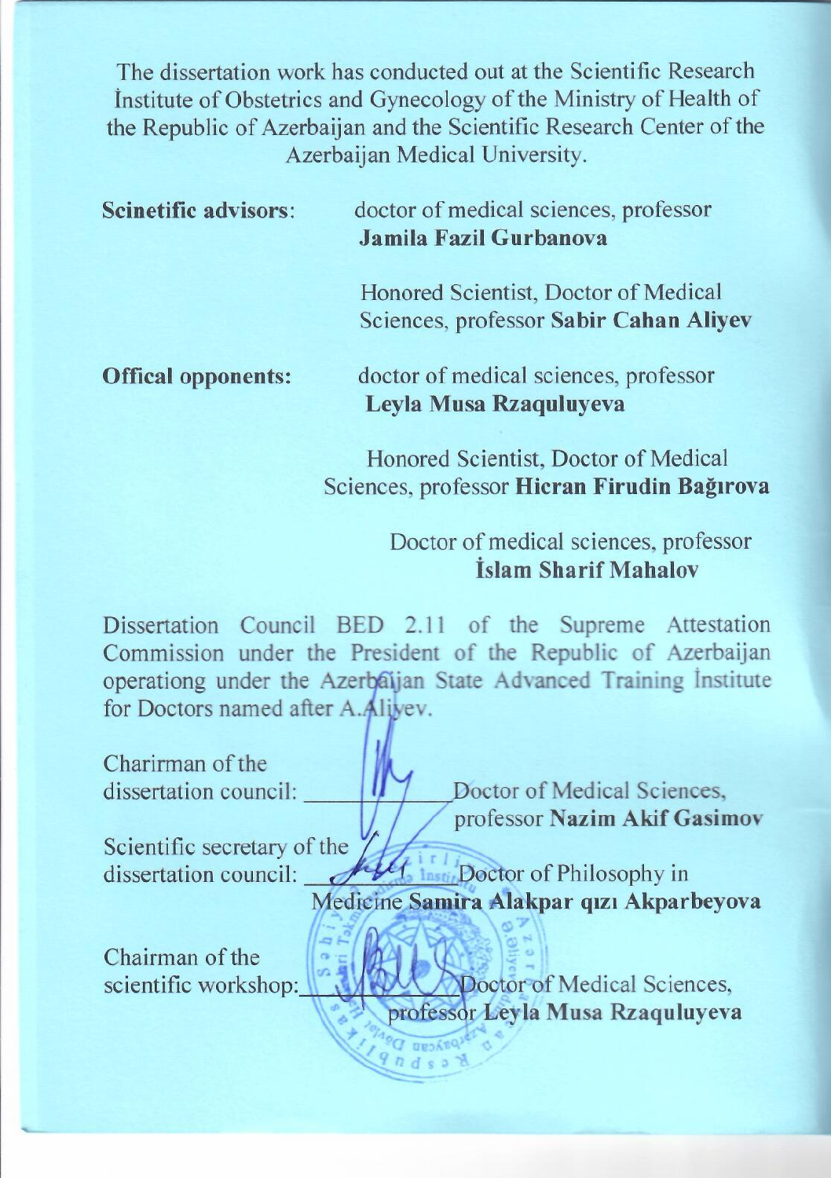The dissertation work has conducted out at the Scientific Research İnstitute of Obstetrics and Gynecology of the Ministry of Health of the Republic of Azerbaijan and the Scientific Research Center of the Azerbaijan Medical University.

**Scinetific advisors**: doctor of medical sciences, professor **Jamila Fazil Gurbanova**

Honored Scientist, Doctor of Medical Sciences, professor **Sabir Cahan Aliyev**

**Offical opponents:** doctor of medical sciences, professor **Leyla Musa Rzaquluyeva**

Honored Scientist, Doctor of Medical Sciences, professor **Hicran Firudin Bağırova**

Doctor of medical sciences, professor **İslam Sharif Mahalov**

Dissertation Council BED 2.11 of the Supreme Attestation Commission under the President of the Republic of Azerbaijan operationg under the Azerbaijan State Advanced Training İnstitute for Doctors named after A.Aliyev.

Charirman of the dissertation council: ____________ Doctor of Medical Sciences, professor **Nazim Akif Gasimov**

Scientific secretary of the dissertation council: ____________ Doctor of Philosophy in Medicine **Samira Alakpar qızı Akparbeyova**

Chairman of the scientific workshop: ____________ Doctor of Medical Sciences, professor **Leyla Musa Rzaquluyeva**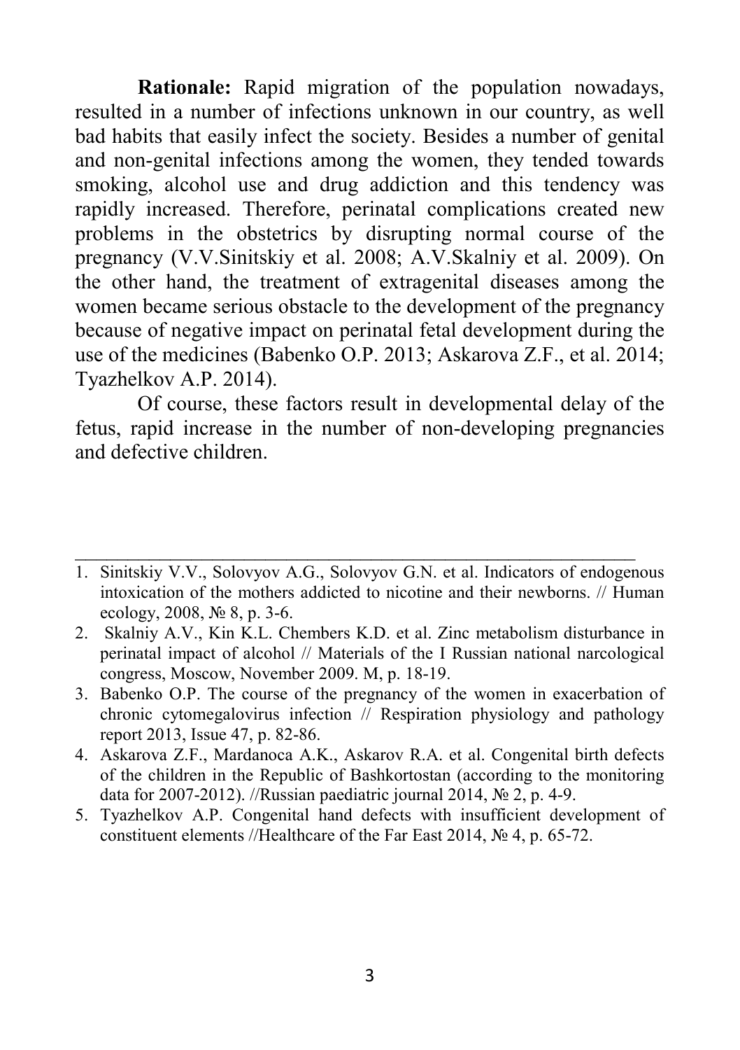**Rationale:** Rapid migration of the population nowadays, resulted in a number of infections unknown in our country, as well bad habits that easily infect the society. Besides a number of genital and non-genital infections among the women, they tended towards smoking, alcohol use and drug addiction and this tendency was rapidly increased. Therefore, perinatal complications created new problems in the obstetrics by disrupting normal course of the pregnancy (V.V.Sinitskiy et al. 2008; A.V.Skalniy et al. 2009). On the other hand, the treatment of extragenital diseases among the women became serious obstacle to the development of the pregnancy because of negative impact on perinatal fetal development during the use of the medicines (Babenko O.P. 2013; Askarova Z.F., et al. 2014; Tyazhelkov A.P. 2014).

Of course, these factors result in developmental delay of the fetus, rapid increase in the number of non-developing pregnancies and defective children.

---

1. Sinitskiy V.V., Solovyov A.G., Solovyov G.N. et al. Indicators of endogenous intoxication of the mothers addicted to nicotine and their newborns. // Human ecology, 2008, № 8, p. 3-6.
2. Skalniy A.V., Kin K.L. Chembers K.D. et al. Zinc metabolism disturbance in perinatal impact of alcohol // Materials of the I Russian national narcological congress, Moscow, November 2009. M, p. 18-19.
3. Babenko O.P. The course of the pregnancy of the women in exacerbation of chronic cytomegalovirus infection // Respiration physiology and pathology report 2013, Issue 47, p. 82-86.
4. Askarova Z.F., Mardanoca A.K., Askarov R.A. et al. Congenital birth defects of the children in the Republic of Bashkortostan (according to the monitoring data for 2007-2012). //Russian paediatric journal 2014, № 2, p. 4-9.
5. Tyazhelkov A.P. Congenital hand defects with insufficient development of constituent elements //Healthcare of the Far East 2014, № 4, p. 65-72.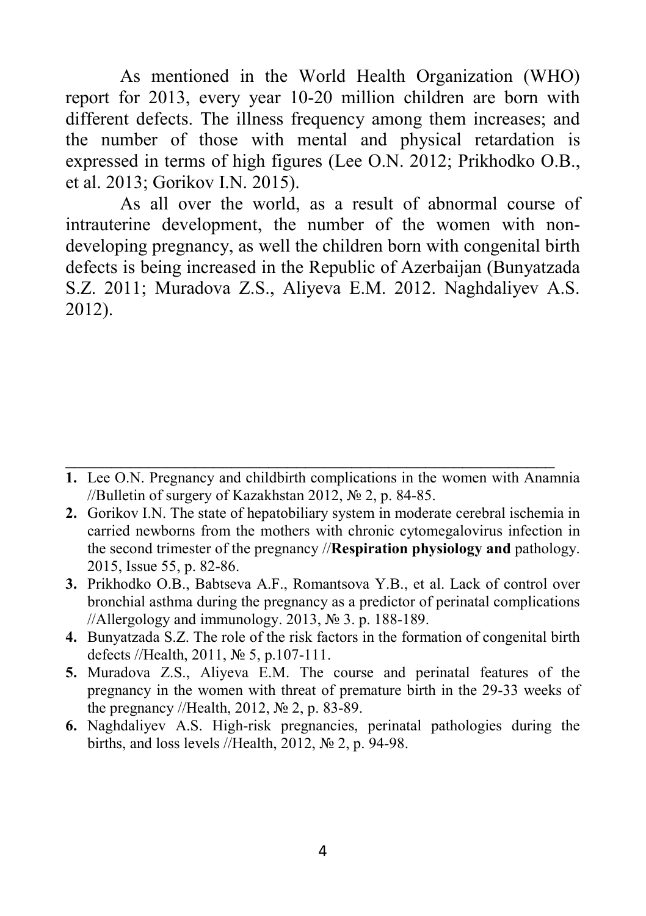As mentioned in the World Health Organization (WHO) report for 2013, every year 10-20 million children are born with different defects. The illness frequency among them increases; and the number of those with mental and physical retardation is expressed in terms of high figures (Lee O.N. 2012; Prikhodko O.B., et al. 2013; Gorikov I.N. 2015).

As all over the world, as a result of abnormal course of intrauterine development, the number of the women with non-developing pregnancy, as well the children born with congenital birth defects is being increased in the Republic of Azerbaijan (Bunyatzada S.Z. 2011; Muradova Z.S., Aliyeva E.M. 2012. Naghdaliyev A.S. 2012).

---

**1.** Lee O.N. Pregnancy and childbirth complications in the women with Anamnia //Bulletin of surgery of Kazakhstan 2012, № 2, p. 84-85.

**2.** Gorikov I.N. The state of hepatobiliary system in moderate cerebral ischemia in carried newborns from the mothers with chronic cytomegalovirus infection in the second trimester of the pregnancy //**Respiration physiology and** pathology. 2015, Issue 55, p. 82-86.

**3.** Prikhodko O.B., Babtseva A.F., Romantsova Y.B., et al. Lack of control over bronchial asthma during the pregnancy as a predictor of perinatal complications //Allergology and immunology. 2013, № 3. p. 188-189.

**4.** Bunyatzada S.Z. The role of the risk factors in the formation of congenital birth defects //Health, 2011, № 5, p.107-111.

**5.** Muradova Z.S., Aliyeva E.M. The course and perinatal features of the pregnancy in the women with threat of premature birth in the 29-33 weeks of the pregnancy //Health, 2012, № 2, p. 83-89.

**6.** Naghdaliyev A.S. High-risk pregnancies, perinatal pathologies during the births, and loss levels //Health, 2012, № 2, p. 94-98.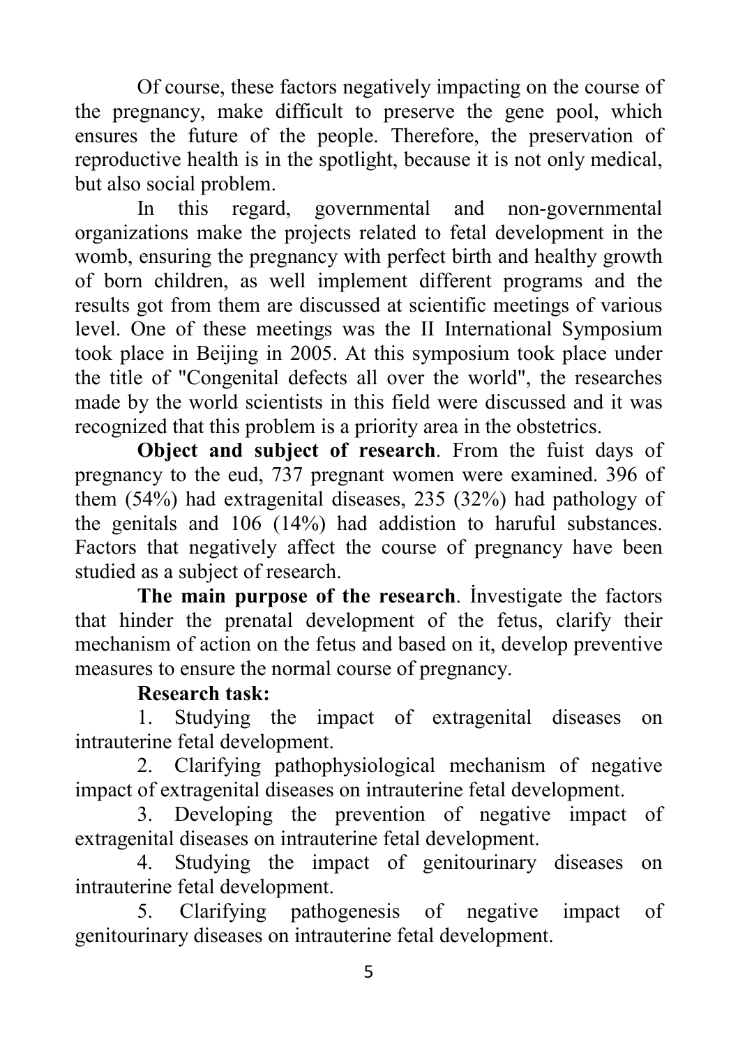Of course, these factors negatively impacting on the course of the pregnancy, make difficult to preserve the gene pool, which ensures the future of the people. Therefore, the preservation of reproductive health is in the spotlight, because it is not only medical, but also social problem.

In this regard, governmental and non-governmental organizations make the projects related to fetal development in the womb, ensuring the pregnancy with perfect birth and healthy growth of born children, as well implement different programs and the results got from them are discussed at scientific meetings of various level. One of these meetings was the II International Symposium took place in Beijing in 2005. At this symposium took place under the title of "Congenital defects all over the world", the researches made by the world scientists in this field were discussed and it was recognized that this problem is a priority area in the obstetrics.

**Object and subject of research**. From the fuist days of pregnancy to the eud, 737 pregnant women were examined. 396 of them (54%) had extragenital diseases, 235 (32%) had pathology of the genitals and 106 (14%) had addistion to haruful substances. Factors that negatively affect the course of pregnancy have been studied as a subject of research.

**The main purpose of the research**. İnvestigate the factors that hinder the prenatal development of the fetus, clarify their mechanism of action on the fetus and based on it, develop preventive measures to ensure the normal course of pregnancy.

**Research task:**

1. Studying the impact of extragenital diseases on intrauterine fetal development.
2. Clarifying pathophysiological mechanism of negative impact of extragenital diseases on intrauterine fetal development.
3. Developing the prevention of negative impact of extragenital diseases on intrauterine fetal development.
4. Studying the impact of genitourinary diseases on intrauterine fetal development.
5. Clarifying pathogenesis of negative impact of genitourinary diseases on intrauterine fetal development.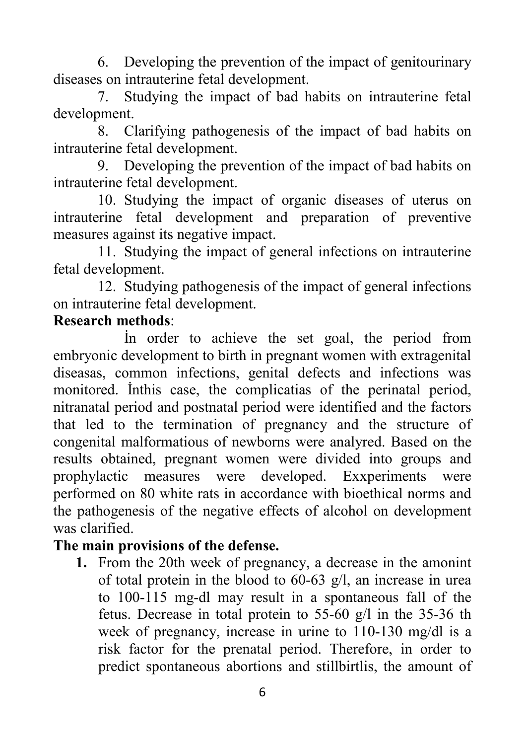6. Developing the prevention of the impact of genitourinary diseases on intrauterine fetal development.

7. Studying the impact of bad habits on intrauterine fetal development.

8. Clarifying pathogenesis of the impact of bad habits on intrauterine fetal development.

9. Developing the prevention of the impact of bad habits on intrauterine fetal development.

10. Studying the impact of organic diseases of uterus on intrauterine fetal development and preparation of preventive measures against its negative impact.

11. Studying the impact of general infections on intrauterine fetal development.

12. Studying pathogenesis of the impact of general infections on intrauterine fetal development.

**Research methods**:

İn order to achieve the set goal, the period from embryonic development to birth in pregnant women with extragenital diseasas, common infections, genital defects and infections was monitored. İnthis case, the complicatias of the perinatal period, nitranatal period and postnatal period were identified and the factors that led to the termination of pregnancy and the structure of congenital malformatious of newborns were analyred. Based on the results obtained, pregnant women were divided into groups and prophylactic measures were developed. Exxperiments were performed on 80 white rats in accordance with bioethical norms and the pathogenesis of the negative effects of alcohol on development was clarified.

**The main provisions of the defense.**

1. From the 20th week of pregnancy, a decrease in the amonint of total protein in the blood to 60-63 g/l, an increase in urea to 100-115 mg-dl may result in a spontaneous fall of the fetus. Decrease in total protein to 55-60 g/l in the 35-36 th week of pregnancy, increase in urine to 110-130 mg/dl is a risk factor for the prenatal period. Therefore, in order to predict spontaneous abortions and stillbirtlis, the amount of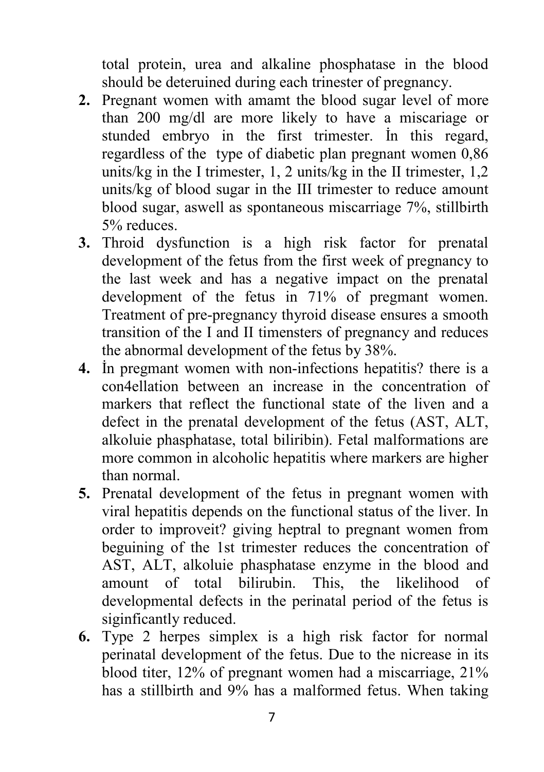total protein, urea and alkaline phosphatase in the blood should be deteruined during each trinester of pregnancy.

2. Pregnant women with amamt the blood sugar level of more than 200 mg/dl are more likely to have a miscariage or stunded embryo in the first trimester. İn this regard, regardless of the type of diabetic plan pregnant women 0,86 units/kg in the I trimester, 1, 2 units/kg in the II trimester, 1,2 units/kg of blood sugar in the III trimester to reduce amount blood sugar, aswell as spontaneous miscarriage 7%, stillbirth 5% reduces.
3. Throid dysfunction is a high risk factor for prenatal development of the fetus from the first week of pregnancy to the last week and has a negative impact on the prenatal development of the fetus in 71% of pregmant women. Treatment of pre-pregnancy thyroid disease ensures a smooth transition of the I and II timensters of pregnancy and reduces the abnormal development of the fetus by 38%.
4. İn pregmant women with non-infections hepatitis? there is a con4ellation between an increase in the concentration of markers that reflect the functional state of the liven and a defect in the prenatal development of the fetus (AST, ALT, alkoluie phasphatase, total biliribin). Fetal malformations are more common in alcoholic hepatitis where markers are higher than normal.
5. Prenatal development of the fetus in pregnant women with viral hepatitis depends on the functional status of the liver. In order to improveit? giving heptral to pregnant women from beguining of the 1st trimester reduces the concentration of AST, ALT, alkoluie phasphatase enzyme in the blood and amount of total bilirubin. This, the likelihood of developmental defects in the perinatal period of the fetus is siginficantly reduced.
6. Type 2 herpes simplex is a high risk factor for normal perinatal development of the fetus. Due to the nicrease in its blood titer, 12% of pregnant women had a miscarriage, 21% has a stillbirth and 9% has a malformed fetus. When taking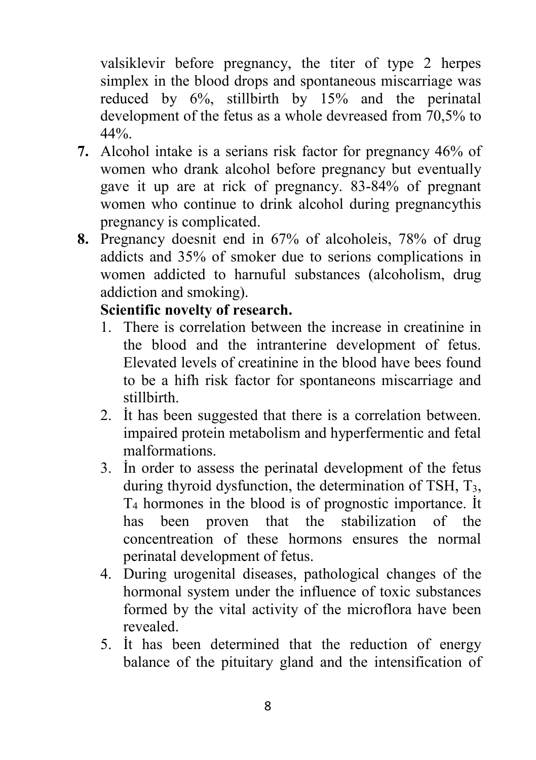valsiklevir before pregnancy, the titer of type 2 herpes simplex in the blood drops and spontaneous miscarriage was reduced by 6%, stillbirth by 15% and the perinatal development of the fetus as a whole devreased from 70,5% to 44%.

7. Alcohol intake is a serians risk factor for pregnancy 46% of women who drank alcohol before pregnancy but eventually gave it up are at rick of pregnancy. 83-84% of pregnant women who continue to drink alcohol during pregnancythis pregnancy is complicated.
8. Pregnancy doesnit end in 67% of alcoholeis, 78% of drug addicts and 35% of smoker due to serions complications in women addicted to harnuful substances (alcoholism, drug addiction and smoking).

**Scientific novelty of research.**

1. There is correlation between the increase in creatinine in the blood and the intranterine development of fetus. Elevated levels of creatinine in the blood have bees found to be a hifh risk factor for spontaneons miscarriage and stillbirth.
2. İt has been suggested that there is a correlation between. impaired protein metabolism and hyperfermentic and fetal malformations.
3. İn order to assess the perinatal development of the fetus during thyroid dysfunction, the determination of TSH, $T_3$, $T_4$ hormones in the blood is of prognostic importance. İt has been proven that the stabilization of the concentreation of these hormons ensures the normal perinatal development of fetus.
4. During urogenital diseases, pathological changes of the hormonal system under the influence of toxic substances formed by the vital activity of the microflora have been revealed.
5. İt has been determined that the reduction of energy balance of the pituitary gland and the intensification of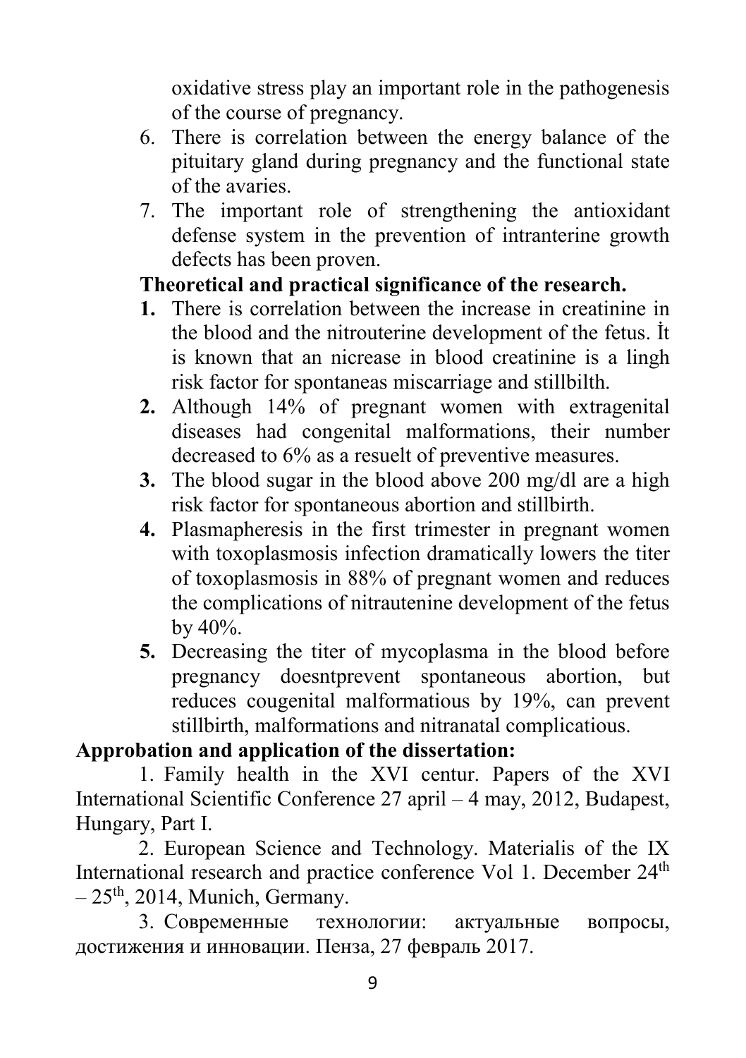oxidative stress play an important role in the pathogenesis of the course of pregnancy.

6. There is correlation between the energy balance of the pituitary gland during pregnancy and the functional state of the avaries.
7. The important role of strengthening the antioxidant defense system in the prevention of intranterine growth defects has been proven.

**Theoretical and practical significance of the research.**

1. There is correlation between the increase in creatinine in the blood and the nitrouterine development of the fetus. İt is known that an nicrease in blood creatinine is a lingh risk factor for spontaneas miscarriage and stillbilth.
2. Although 14% of pregnant women with extragenital diseases had congenital malformations, their number decreased to 6% as a resuelt of preventive measures.
3. The blood sugar in the blood above 200 mg/dl are a high risk factor for spontaneous abortion and stillbirth.
4. Plasmapheresis in the first trimester in pregnant women with toxoplasmosis infection dramatically lowers the titer of toxoplasmosis in 88% of pregnant women and reduces the complications of nitrautenine development of the fetus by 40%.
5. Decreasing the titer of mycoplasma in the blood before pregnancy doesntprevent spontaneous abortion, but reduces cougenital malformatious by 19%, can prevent stillbirth, malformations and nitranatal complicatious.

**Approbation and application of the dissertation:**

1. Family health in the XVI centur. Papers of the XVI International Scientific Conference 27 april – 4 may, 2012, Budapest, Hungary, Part I.

2. European Science and Technology. Materialis of the IX International research and practice conference Vol 1. December 24th – 25th, 2014, Munich, Germany.

3. Современные технологии: актуальные вопросы, достижения и инновации. Пенза, 27 февраль 2017.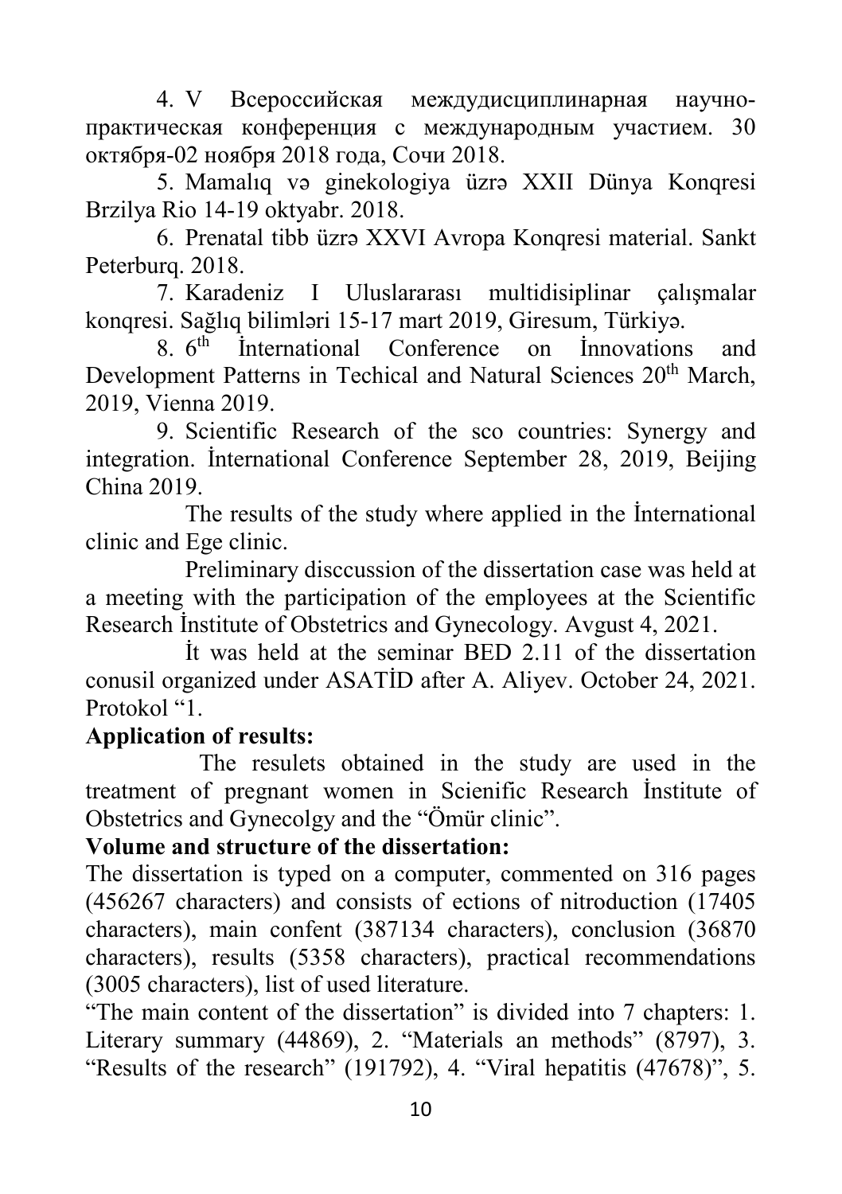4. V Всероссийская междудисциплинарная научно-практическая конференция с международным участием. 30 октября-02 ноября 2018 года, Сочи 2018.

5. Mamalıq və ginekologiya üzrə XXII Dünya Konqresi Brzilya Rio 14-19 oktyabr. 2018.

6. Prenatal tibb üzrə XXVI Avropa Konqresi material. Sankt Peterburq. 2018.

7. Karadeniz I Uluslararası multidisiplinar çalışmalar konqresi. Sağlıq bilimləri 15-17 mart 2019, Giresum, Türkiyə.

8. 6th İnternational Conference on İnnovations and Development Patterns in Techical and Natural Sciences 20th March, 2019, Vienna 2019.

9. Scientific Research of the sco countries: Synergy and integration. İnternational Conference September 28, 2019, Beijing China 2019.

The results of the study where applied in the İnternational clinic and Ege clinic.

Preliminary disccussion of the dissertation case was held at a meeting with the participation of the employees at the Scientific Research İnstitute of Obstetrics and Gynecology. Avgust 4, 2021.

İt was held at the seminar BED 2.11 of the dissertation conusil organized under ASATİD after A. Aliyev. October 24, 2021. Protokol "1.

**Application of results:**

The resulets obtained in the study are used in the treatment of pregnant women in Scienific Research İnstitute of Obstetrics and Gynecolgy and the "Ömür clinic".

**Volume and structure of the dissertation:**

The dissertation is typed on a computer, commented on 316 pages (456267 characters) and consists of ections of nitroduction (17405 characters), main confent (387134 characters), conclusion (36870 characters), results (5358 characters), practical recommendations (3005 characters), list of used literature.

"The main content of the dissertation" is divided into 7 chapters: 1. Literary summary (44869), 2. "Materials an methods" (8797), 3. "Results of the research" (191792), 4. "Viral hepatitis (47678)", 5.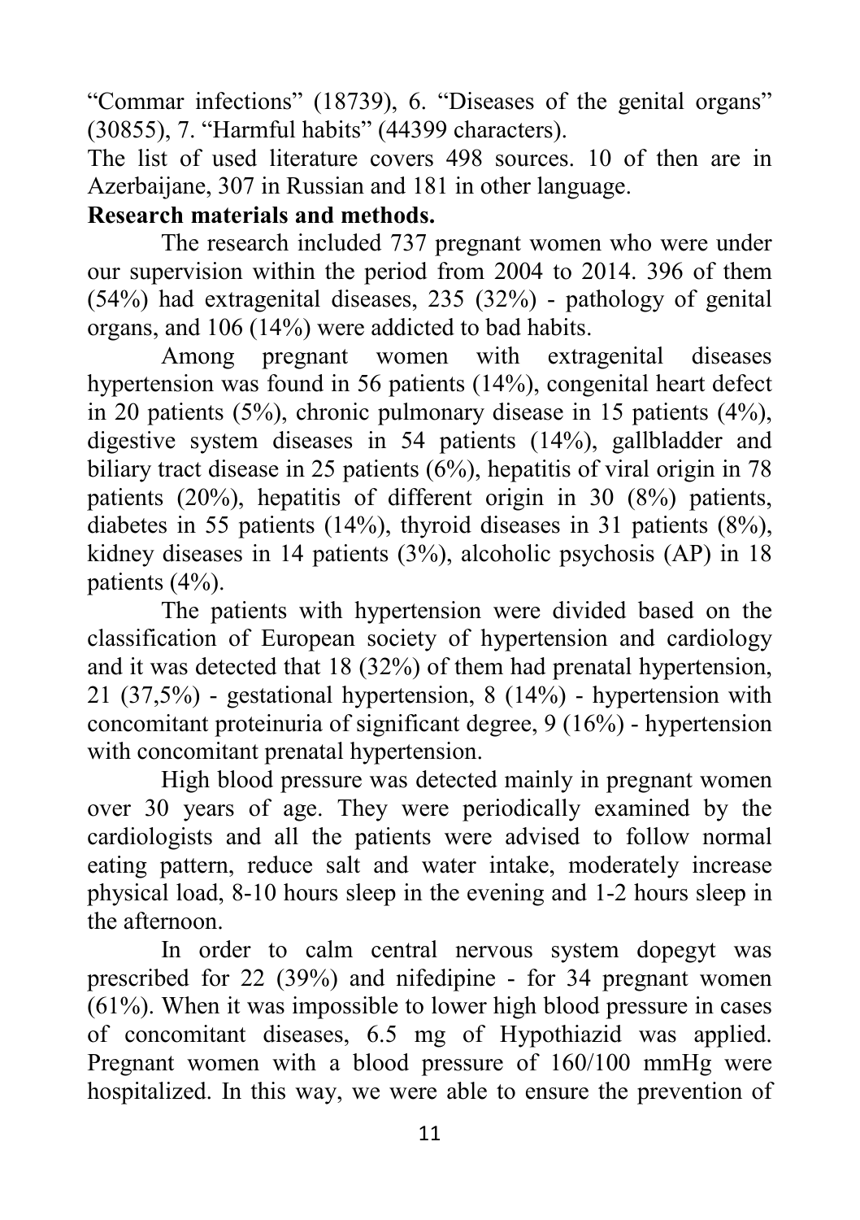"Commar infections" (18739), 6. "Diseases of the genital organs" (30855), 7. "Harmful habits" (44399 characters).

The list of used literature covers 498 sources. 10 of then are in Azerbaijane, 307 in Russian and 181 in other language.

**Research materials and methods.**

The research included 737 pregnant women who were under our supervision within the period from 2004 to 2014. 396 of them (54%) had extragenital diseases, 235 (32%) - pathology of genital organs, and 106 (14%) were addicted to bad habits.

Among pregnant women with extragenital diseases hypertension was found in 56 patients (14%), congenital heart defect in 20 patients (5%), chronic pulmonary disease in 15 patients (4%), digestive system diseases in 54 patients (14%), gallbladder and biliary tract disease in 25 patients (6%), hepatitis of viral origin in 78 patients (20%), hepatitis of different origin in 30 (8%) patients, diabetes in 55 patients (14%), thyroid diseases in 31 patients (8%), kidney diseases in 14 patients (3%), alcoholic psychosis (AP) in 18 patients (4%).

The patients with hypertension were divided based on the classification of European society of hypertension and cardiology and it was detected that 18 (32%) of them had prenatal hypertension, 21 (37,5%) - gestational hypertension, 8 (14%) - hypertension with concomitant proteinuria of significant degree, 9 (16%) - hypertension with concomitant prenatal hypertension.

High blood pressure was detected mainly in pregnant women over 30 years of age. They were periodically examined by the cardiologists and all the patients were advised to follow normal eating pattern, reduce salt and water intake, moderately increase physical load, 8-10 hours sleep in the evening and 1-2 hours sleep in the afternoon.

In order to calm central nervous system dopegyt was prescribed for 22 (39%) and nifedipine - for 34 pregnant women (61%). When it was impossible to lower high blood pressure in cases of concomitant diseases, 6.5 mg of Hypothiazid was applied. Pregnant women with a blood pressure of 160/100 mmHg were hospitalized. In this way, we were able to ensure the prevention of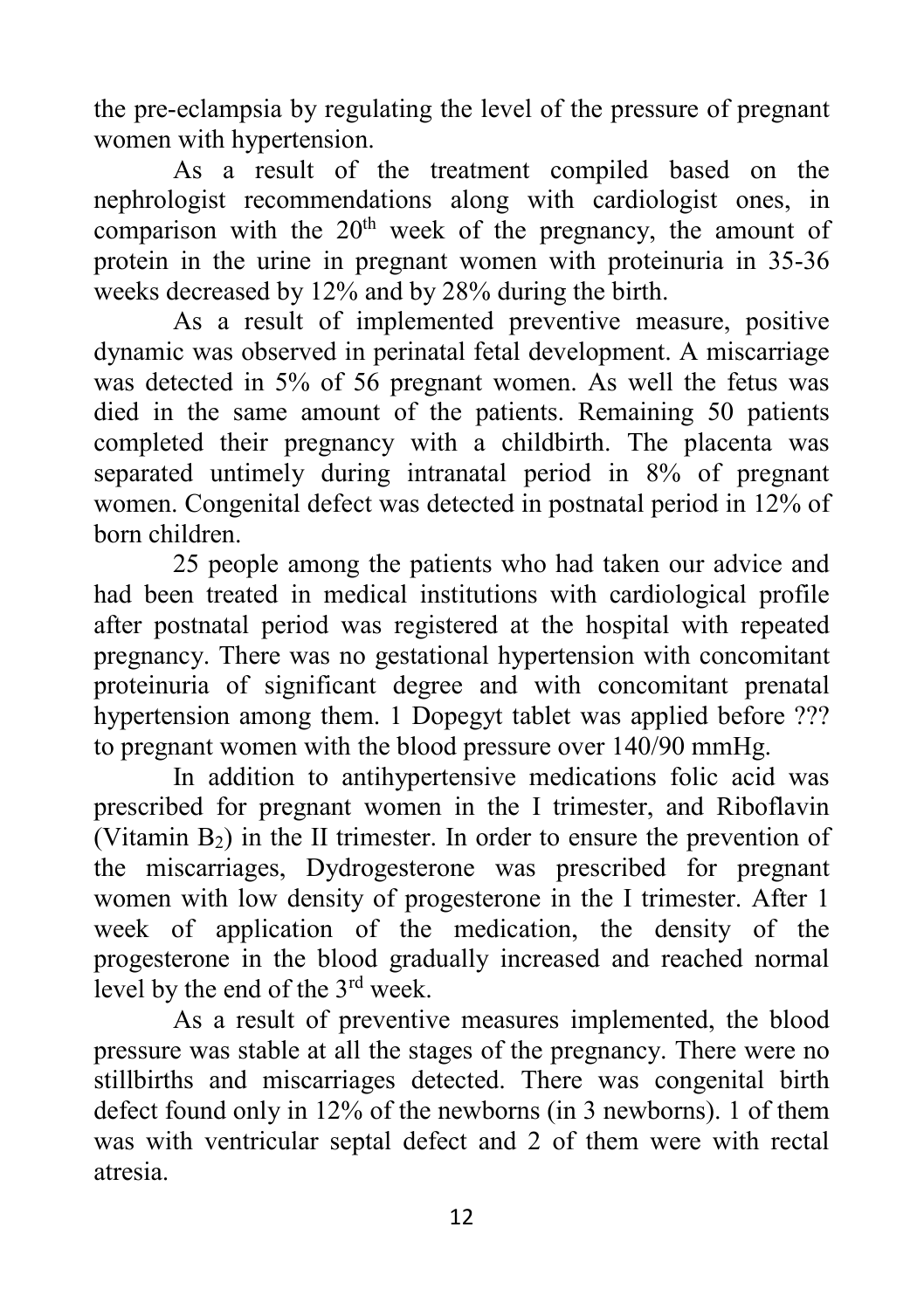the pre-eclampsia by regulating the level of the pressure of pregnant women with hypertension.

As a result of the treatment compiled based on the nephrologist recommendations along with cardiologist ones, in comparison with the 20[th] week of the pregnancy, the amount of protein in the urine in pregnant women with proteinuria in 35-36 weeks decreased by 12% and by 28% during the birth.

As a result of implemented preventive measure, positive dynamic was observed in perinatal fetal development. A miscarriage was detected in 5% of 56 pregnant women. As well the fetus was died in the same amount of the patients. Remaining 50 patients completed their pregnancy with a childbirth. The placenta was separated untimely during intranatal period in 8% of pregnant women. Congenital defect was detected in postnatal period in 12% of born children.

25 people among the patients who had taken our advice and had been treated in medical institutions with cardiological profile after postnatal period was registered at the hospital with repeated pregnancy. There was no gestational hypertension with concomitant proteinuria of significant degree and with concomitant prenatal hypertension among them. 1 Dopegyt tablet was applied before ??? to pregnant women with the blood pressure over 140/90 mmHg.

In addition to antihypertensive medications folic acid was prescribed for pregnant women in the I trimester, and Riboflavin (Vitamin $B_2$) in the II trimester. In order to ensure the prevention of the miscarriages, Dydrogesterone was prescribed for pregnant women with low density of progesterone in the I trimester. After 1 week of application of the medication, the density of the progesterone in the blood gradually increased and reached normal level by the end of the 3[rd] week.

As a result of preventive measures implemented, the blood pressure was stable at all the stages of the pregnancy. There were no stillbirths and miscarriages detected. There was congenital birth defect found only in 12% of the newborns (in 3 newborns). 1 of them was with ventricular septal defect and 2 of them were with rectal atresia.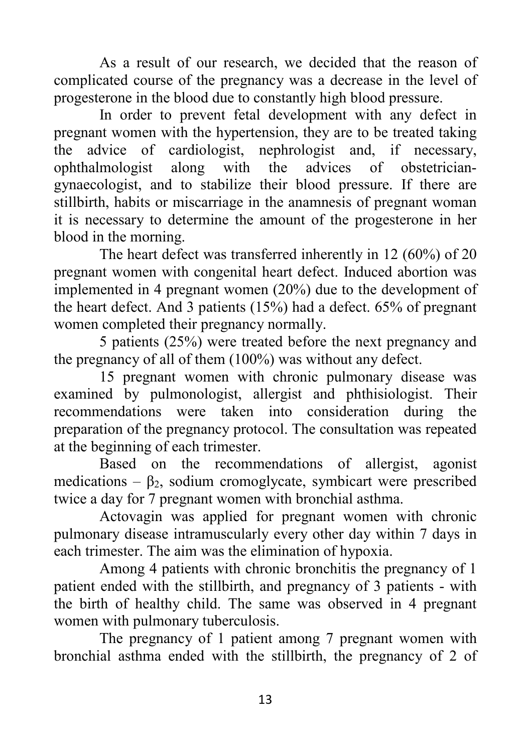As a result of our research, we decided that the reason of complicated course of the pregnancy was a decrease in the level of progesterone in the blood due to constantly high blood pressure.

In order to prevent fetal development with any defect in pregnant women with the hypertension, they are to be treated taking the advice of cardiologist, nephrologist and, if necessary, ophthalmologist along with the advices of obstetrician-gynaecologist, and to stabilize their blood pressure. If there are stillbirth, habits or miscarriage in the anamnesis of pregnant woman it is necessary to determine the amount of the progesterone in her blood in the morning.

The heart defect was transferred inherently in 12 (60%) of 20 pregnant women with congenital heart defect. Induced abortion was implemented in 4 pregnant women (20%) due to the development of the heart defect. And 3 patients (15%) had a defect. 65% of pregnant women completed their pregnancy normally.

5 patients (25%) were treated before the next pregnancy and the pregnancy of all of them (100%) was without any defect.

15 pregnant women with chronic pulmonary disease was examined by pulmonologist, allergist and phthisiologist. Their recommendations were taken into consideration during the preparation of the pregnancy protocol. The consultation was repeated at the beginning of each trimester.

Based on the recommendations of allergist, agonist medications – $\beta_2$, sodium cromoglycate, symbicart were prescribed twice a day for 7 pregnant women with bronchial asthma.

Actovagin was applied for pregnant women with chronic pulmonary disease intramuscularly every other day within 7 days in each trimester. The aim was the elimination of hypoxia.

Among 4 patients with chronic bronchitis the pregnancy of 1 patient ended with the stillbirth, and pregnancy of 3 patients - with the birth of healthy child. The same was observed in 4 pregnant women with pulmonary tuberculosis.

The pregnancy of 1 patient among 7 pregnant women with bronchial asthma ended with the stillbirth, the pregnancy of 2 of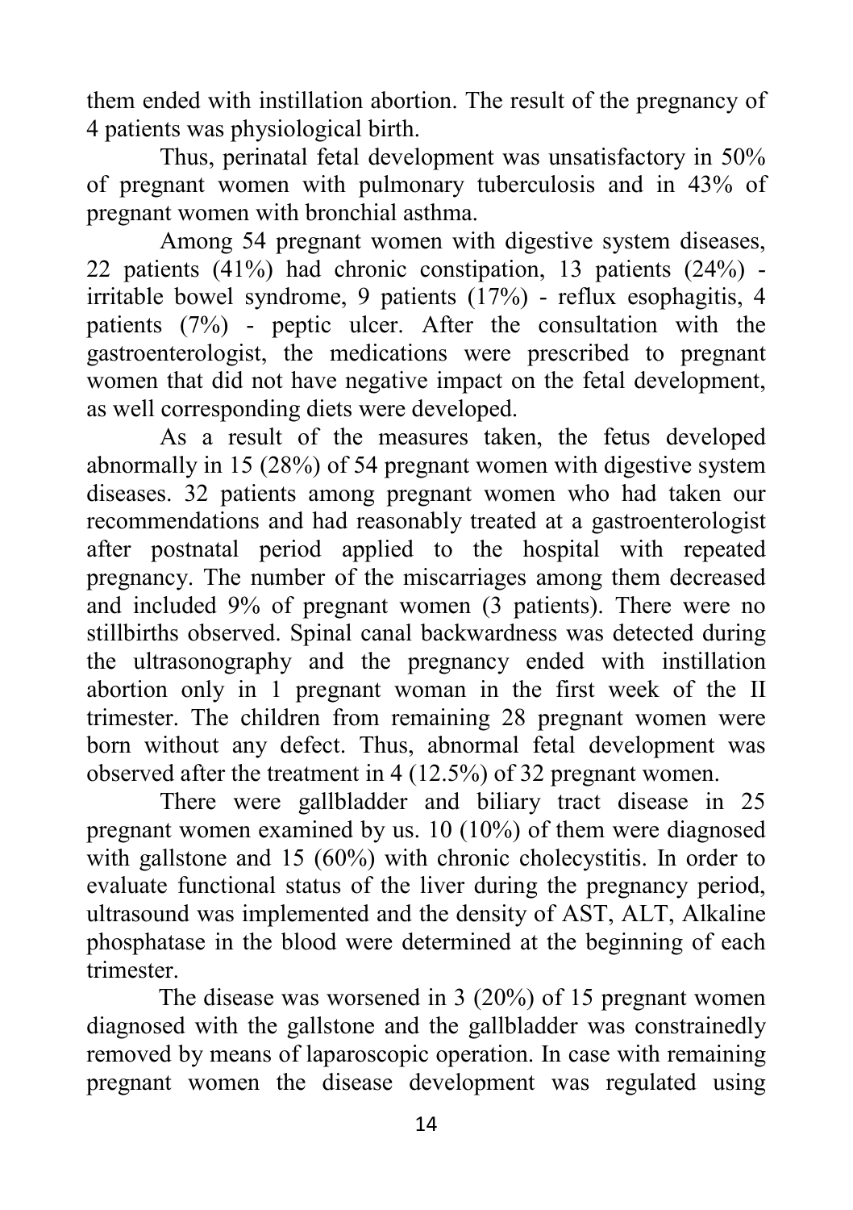them ended with instillation abortion. The result of the pregnancy of 4 patients was physiological birth.

Thus, perinatal fetal development was unsatisfactory in 50% of pregnant women with pulmonary tuberculosis and in 43% of pregnant women with bronchial asthma.

Among 54 pregnant women with digestive system diseases, 22 patients (41%) had chronic constipation, 13 patients (24%) - irritable bowel syndrome, 9 patients (17%) - reflux esophagitis, 4 patients (7%) - peptic ulcer. After the consultation with the gastroenterologist, the medications were prescribed to pregnant women that did not have negative impact on the fetal development, as well corresponding diets were developed.

As a result of the measures taken, the fetus developed abnormally in 15 (28%) of 54 pregnant women with digestive system diseases. 32 patients among pregnant women who had taken our recommendations and had reasonably treated at a gastroenterologist after postnatal period applied to the hospital with repeated pregnancy. The number of the miscarriages among them decreased and included 9% of pregnant women (3 patients). There were no stillbirths observed. Spinal canal backwardness was detected during the ultrasonography and the pregnancy ended with instillation abortion only in 1 pregnant woman in the first week of the II trimester. The children from remaining 28 pregnant women were born without any defect. Thus, abnormal fetal development was observed after the treatment in 4 (12.5%) of 32 pregnant women.

There were gallbladder and biliary tract disease in 25 pregnant women examined by us. 10 (10%) of them were diagnosed with gallstone and 15 (60%) with chronic cholecystitis. In order to evaluate functional status of the liver during the pregnancy period, ultrasound was implemented and the density of AST, ALT, Alkaline phosphatase in the blood were determined at the beginning of each trimester.

The disease was worsened in 3 (20%) of 15 pregnant women diagnosed with the gallstone and the gallbladder was constrainedly removed by means of laparoscopic operation. In case with remaining pregnant women the disease development was regulated using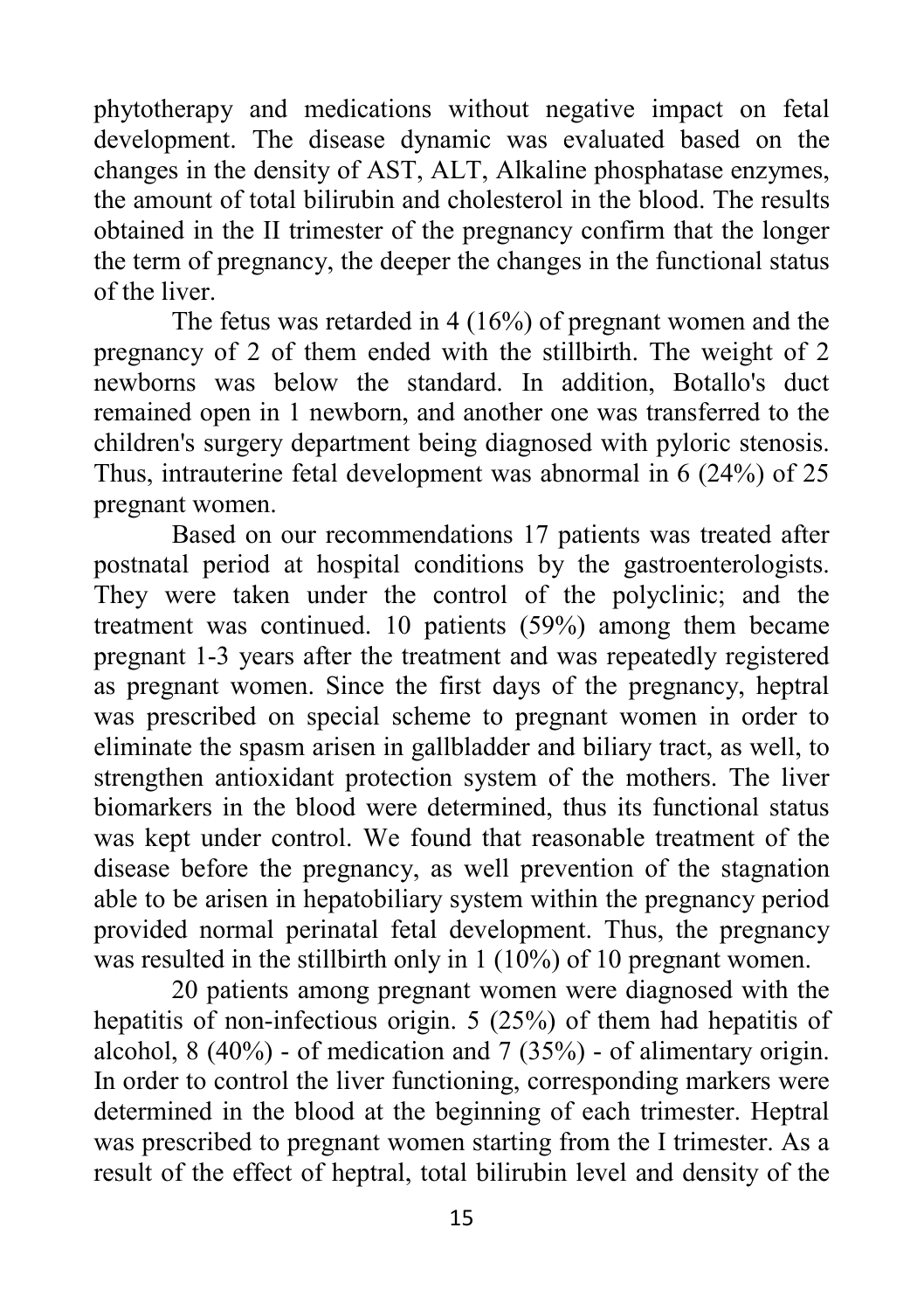phytotherapy and medications without negative impact on fetal development. The disease dynamic was evaluated based on the changes in the density of AST, ALT, Alkaline phosphatase enzymes, the amount of total bilirubin and cholesterol in the blood. The results obtained in the II trimester of the pregnancy confirm that the longer the term of pregnancy, the deeper the changes in the functional status of the liver.

The fetus was retarded in 4 (16%) of pregnant women and the pregnancy of 2 of them ended with the stillbirth. The weight of 2 newborns was below the standard. In addition, Botallo's duct remained open in 1 newborn, and another one was transferred to the children's surgery department being diagnosed with pyloric stenosis. Thus, intrauterine fetal development was abnormal in 6 (24%) of 25 pregnant women.

Based on our recommendations 17 patients was treated after postnatal period at hospital conditions by the gastroenterologists. They were taken under the control of the polyclinic; and the treatment was continued. 10 patients (59%) among them became pregnant 1-3 years after the treatment and was repeatedly registered as pregnant women. Since the first days of the pregnancy, heptral was prescribed on special scheme to pregnant women in order to eliminate the spasm arisen in gallbladder and biliary tract, as well, to strengthen antioxidant protection system of the mothers. The liver biomarkers in the blood were determined, thus its functional status was kept under control. We found that reasonable treatment of the disease before the pregnancy, as well prevention of the stagnation able to be arisen in hepatobiliary system within the pregnancy period provided normal perinatal fetal development. Thus, the pregnancy was resulted in the stillbirth only in 1 (10%) of 10 pregnant women.

20 patients among pregnant women were diagnosed with the hepatitis of non-infectious origin. 5 (25%) of them had hepatitis of alcohol, 8 (40%) - of medication and 7 (35%) - of alimentary origin. In order to control the liver functioning, corresponding markers were determined in the blood at the beginning of each trimester. Heptral was prescribed to pregnant women starting from the I trimester. As a result of the effect of heptral, total bilirubin level and density of the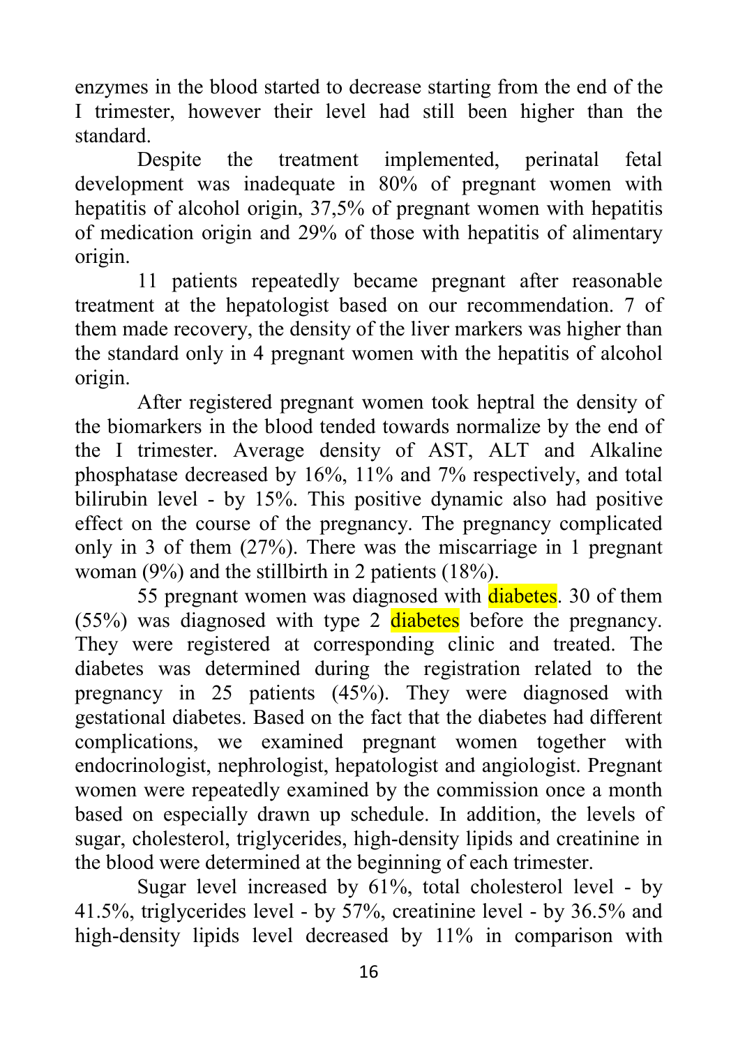enzymes in the blood started to decrease starting from the end of the I trimester, however their level had still been higher than the standard.

Despite the treatment implemented, perinatal fetal development was inadequate in 80% of pregnant women with hepatitis of alcohol origin, 37,5% of pregnant women with hepatitis of medication origin and 29% of those with hepatitis of alimentary origin.

11 patients repeatedly became pregnant after reasonable treatment at the hepatologist based on our recommendation. 7 of them made recovery, the density of the liver markers was higher than the standard only in 4 pregnant women with the hepatitis of alcohol origin.

After registered pregnant women took heptral the density of the biomarkers in the blood tended towards normalize by the end of the I trimester. Average density of AST, ALT and Alkaline phosphatase decreased by 16%, 11% and 7% respectively, and total bilirubin level - by 15%. This positive dynamic also had positive effect on the course of the pregnancy. The pregnancy complicated only in 3 of them (27%). There was the miscarriage in 1 pregnant woman (9%) and the stillbirth in 2 patients (18%).

55 pregnant women was diagnosed with diabetes. 30 of them (55%) was diagnosed with type 2 diabetes before the pregnancy. They were registered at corresponding clinic and treated. The diabetes was determined during the registration related to the pregnancy in 25 patients (45%). They were diagnosed with gestational diabetes. Based on the fact that the diabetes had different complications, we examined pregnant women together with endocrinologist, nephrologist, hepatologist and angiologist. Pregnant women were repeatedly examined by the commission once a month based on especially drawn up schedule. In addition, the levels of sugar, cholesterol, triglycerides, high-density lipids and creatinine in the blood were determined at the beginning of each trimester.

Sugar level increased by 61%, total cholesterol level - by 41.5%, triglycerides level - by 57%, creatinine level - by 36.5% and high-density lipids level decreased by 11% in comparison with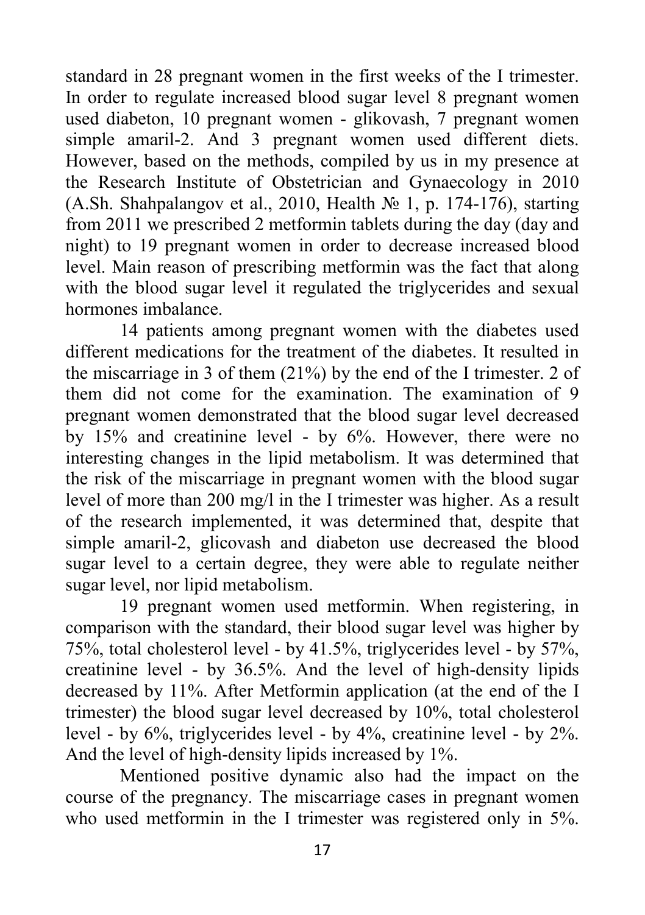standard in 28 pregnant women in the first weeks of the I trimester. In order to regulate increased blood sugar level 8 pregnant women used diabeton, 10 pregnant women - glikovash, 7 pregnant women simple amaril-2. And 3 pregnant women used different diets. However, based on the methods, compiled by us in my presence at the Research Institute of Obstetrician and Gynaecology in 2010 (A.Sh. Shahpalangov et al., 2010, Health № 1, p. 174-176), starting from 2011 we prescribed 2 metformin tablets during the day (day and night) to 19 pregnant women in order to decrease increased blood level. Main reason of prescribing metformin was the fact that along with the blood sugar level it regulated the triglycerides and sexual hormones imbalance.

14 patients among pregnant women with the diabetes used different medications for the treatment of the diabetes. It resulted in the miscarriage in 3 of them (21%) by the end of the I trimester. 2 of them did not come for the examination. The examination of 9 pregnant women demonstrated that the blood sugar level decreased by 15% and creatinine level - by 6%. However, there were no interesting changes in the lipid metabolism. It was determined that the risk of the miscarriage in pregnant women with the blood sugar level of more than 200 mg/l in the I trimester was higher. As a result of the research implemented, it was determined that, despite that simple amaril-2, glicovash and diabeton use decreased the blood sugar level to a certain degree, they were able to regulate neither sugar level, nor lipid metabolism.

19 pregnant women used metformin. When registering, in comparison with the standard, their blood sugar level was higher by 75%, total cholesterol level - by 41.5%, triglycerides level - by 57%, creatinine level - by 36.5%. And the level of high-density lipids decreased by 11%. After Metformin application (at the end of the I trimester) the blood sugar level decreased by 10%, total cholesterol level - by 6%, triglycerides level - by 4%, creatinine level - by 2%. And the level of high-density lipids increased by 1%.

Mentioned positive dynamic also had the impact on the course of the pregnancy. The miscarriage cases in pregnant women who used metformin in the I trimester was registered only in 5%.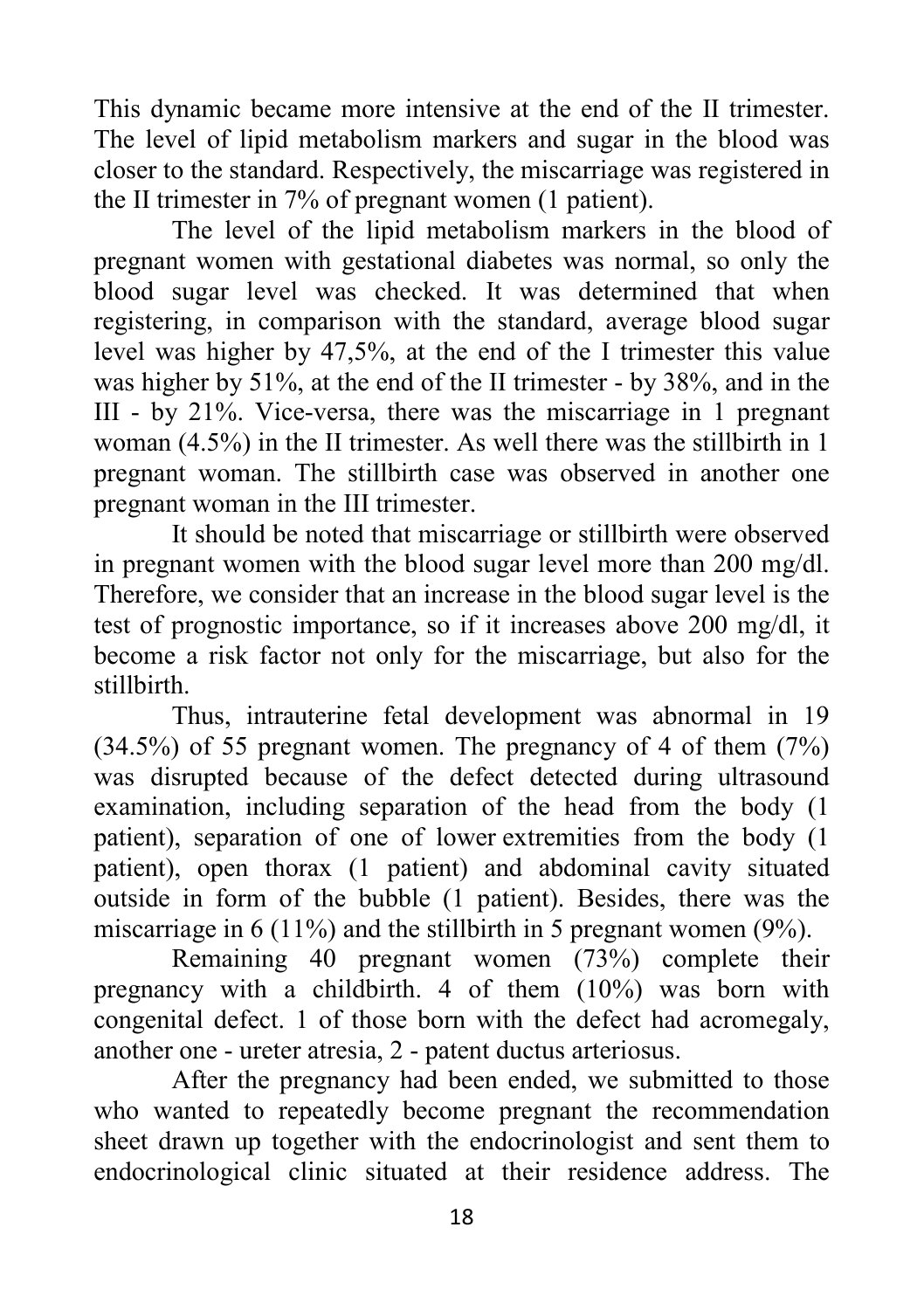This dynamic became more intensive at the end of the II trimester. The level of lipid metabolism markers and sugar in the blood was closer to the standard. Respectively, the miscarriage was registered in the II trimester in 7% of pregnant women (1 patient).

The level of the lipid metabolism markers in the blood of pregnant women with gestational diabetes was normal, so only the blood sugar level was checked. It was determined that when registering, in comparison with the standard, average blood sugar level was higher by 47,5%, at the end of the I trimester this value was higher by 51%, at the end of the II trimester - by 38%, and in the III - by 21%. Vice-versa, there was the miscarriage in 1 pregnant woman (4.5%) in the II trimester. As well there was the stillbirth in 1 pregnant woman. The stillbirth case was observed in another one pregnant woman in the III trimester.

It should be noted that miscarriage or stillbirth were observed in pregnant women with the blood sugar level more than 200 mg/dl. Therefore, we consider that an increase in the blood sugar level is the test of prognostic importance, so if it increases above 200 mg/dl, it become a risk factor not only for the miscarriage, but also for the stillbirth.

Thus, intrauterine fetal development was abnormal in 19 (34.5%) of 55 pregnant women. The pregnancy of 4 of them (7%) was disrupted because of the defect detected during ultrasound examination, including separation of the head from the body (1 patient), separation of one of lower extremities from the body (1 patient), open thorax (1 patient) and abdominal cavity situated outside in form of the bubble (1 patient). Besides, there was the miscarriage in 6 (11%) and the stillbirth in 5 pregnant women (9%).

Remaining 40 pregnant women (73%) complete their pregnancy with a childbirth. 4 of them (10%) was born with congenital defect. 1 of those born with the defect had acromegaly, another one - ureter atresia, 2 - patent ductus arteriosus.

After the pregnancy had been ended, we submitted to those who wanted to repeatedly become pregnant the recommendation sheet drawn up together with the endocrinologist and sent them to endocrinological clinic situated at their residence address. The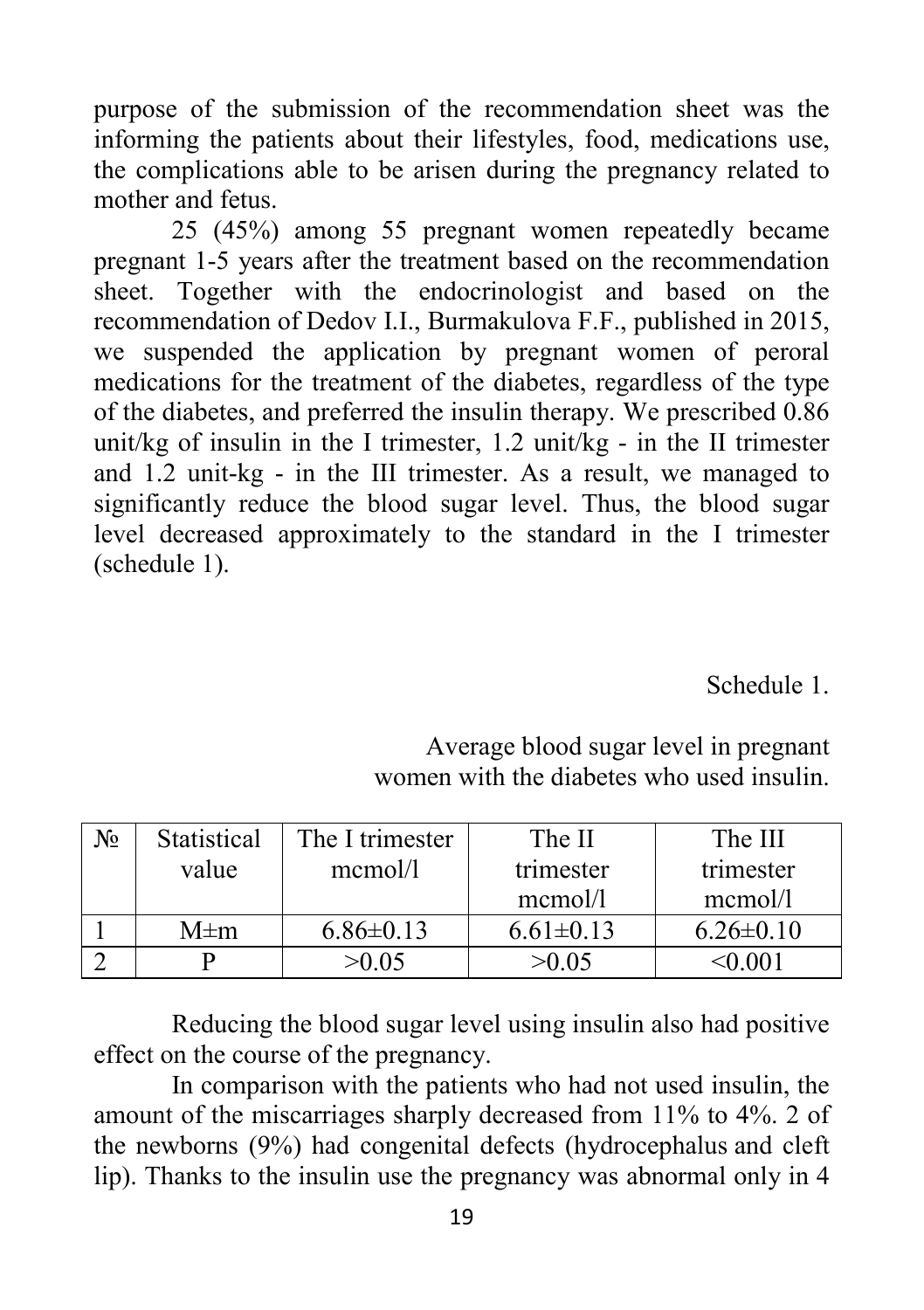purpose of the submission of the recommendation sheet was the informing the patients about their lifestyles, food, medications use, the complications able to be arisen during the pregnancy related to mother and fetus.

25 (45%) among 55 pregnant women repeatedly became pregnant 1-5 years after the treatment based on the recommendation sheet. Together with the endocrinologist and based on the recommendation of Dedov I.I., Burmakulova F.F., published in 2015, we suspended the application by pregnant women of peroral medications for the treatment of the diabetes, regardless of the type of the diabetes, and preferred the insulin therapy. We prescribed 0.86 unit/kg of insulin in the I trimester, 1.2 unit/kg - in the II trimester and 1.2 unit-kg - in the III trimester. As a result, we managed to significantly reduce the blood sugar level. Thus, the blood sugar level decreased approximately to the standard in the I trimester (schedule 1).

Schedule 1.

Average blood sugar level in pregnant women with the diabetes who used insulin.

| № | Statistical value | The I trimester mcmol/l | The II trimester mcmol/l | The III trimester mcmol/l |
|---|---|---|---|---|
| 1 | M±m | 6.86±0.13 | 6.61±0.13 | 6.26±0.10 |
| 2 | P | >0.05 | >0.05 | <0.001 |

Reducing the blood sugar level using insulin also had positive effect on the course of the pregnancy.

In comparison with the patients who had not used insulin, the amount of the miscarriages sharply decreased from 11% to 4%. 2 of the newborns (9%) had congenital defects (hydrocephalus and cleft lip). Thanks to the insulin use the pregnancy was abnormal only in 4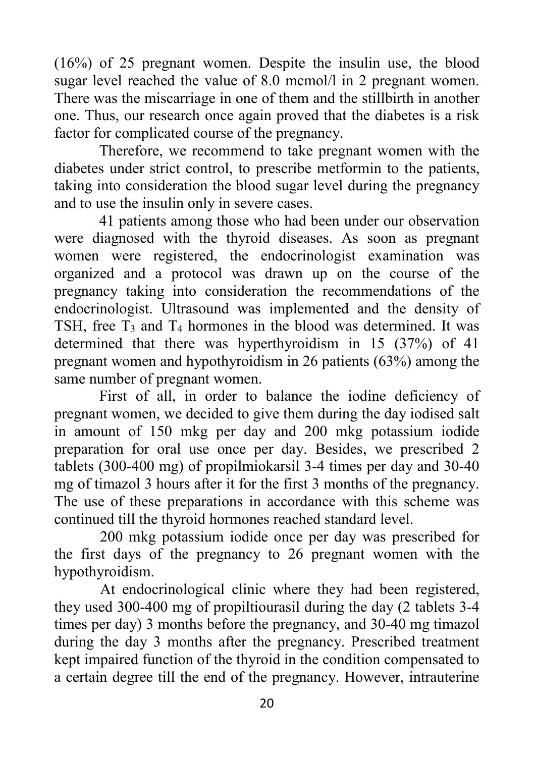(16%) of 25 pregnant women. Despite the insulin use, the blood sugar level reached the value of 8.0 mcmol/l in 2 pregnant women. There was the miscarriage in one of them and the stillbirth in another one. Thus, our research once again proved that the diabetes is a risk factor for complicated course of the pregnancy.

Therefore, we recommend to take pregnant women with the diabetes under strict control, to prescribe metformin to the patients, taking into consideration the blood sugar level during the pregnancy and to use the insulin only in severe cases.

41 patients among those who had been under our observation were diagnosed with the thyroid diseases. As soon as pregnant women were registered, the endocrinologist examination was organized and a protocol was drawn up on the course of the pregnancy taking into consideration the recommendations of the endocrinologist. Ultrasound was implemented and the density of TSH, free $T_3$ and $T_4$ hormones in the blood was determined. It was determined that there was hyperthyroidism in 15 (37%) of 41 pregnant women and hypothyroidism in 26 patients (63%) among the same number of pregnant women.

First of all, in order to balance the iodine deficiency of pregnant women, we decided to give them during the day iodised salt in amount of 150 mkg per day and 200 mkg potassium iodide preparation for oral use once per day. Besides, we prescribed 2 tablets (300-400 mg) of propilmiokarsil 3-4 times per day and 30-40 mg of timazol 3 hours after it for the first 3 months of the pregnancy. The use of these preparations in accordance with this scheme was continued till the thyroid hormones reached standard level.

200 mkg potassium iodide once per day was prescribed for the first days of the pregnancy to 26 pregnant women with the hypothyroidism.

At endocrinological clinic where they had been registered, they used 300-400 mg of propiltiourasil during the day (2 tablets 3-4 times per day) 3 months before the pregnancy, and 30-40 mg timazol during the day 3 months after the pregnancy. Prescribed treatment kept impaired function of the thyroid in the condition compensated to a certain degree till the end of the pregnancy. However, intrauterine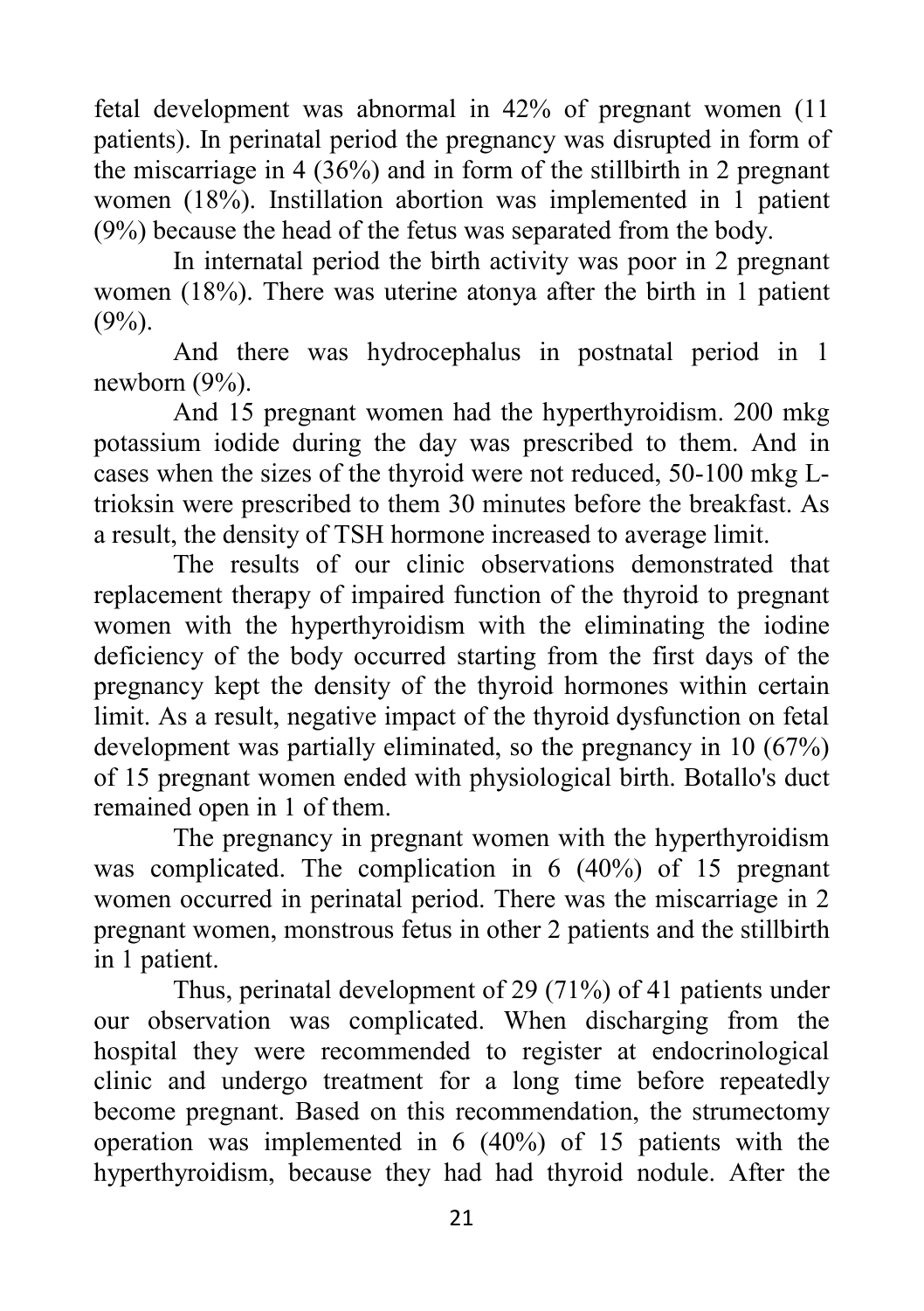fetal development was abnormal in 42% of pregnant women (11 patients). In perinatal period the pregnancy was disrupted in form of the miscarriage in 4 (36%) and in form of the stillbirth in 2 pregnant women (18%). Instillation abortion was implemented in 1 patient (9%) because the head of the fetus was separated from the body.

In internatal period the birth activity was poor in 2 pregnant women (18%). There was uterine atonya after the birth in 1 patient (9%).

And there was hydrocephalus in postnatal period in 1 newborn (9%).

And 15 pregnant women had the hyperthyroidism. 200 mkg potassium iodide during the day was prescribed to them. And in cases when the sizes of the thyroid were not reduced, 50-100 mkg L-trioksin were prescribed to them 30 minutes before the breakfast. As a result, the density of TSH hormone increased to average limit.

The results of our clinic observations demonstrated that replacement therapy of impaired function of the thyroid to pregnant women with the hyperthyroidism with the eliminating the iodine deficiency of the body occurred starting from the first days of the pregnancy kept the density of the thyroid hormones within certain limit. As a result, negative impact of the thyroid dysfunction on fetal development was partially eliminated, so the pregnancy in 10 (67%) of 15 pregnant women ended with physiological birth. Botallo's duct remained open in 1 of them.

The pregnancy in pregnant women with the hyperthyroidism was complicated. The complication in 6 (40%) of 15 pregnant women occurred in perinatal period. There was the miscarriage in 2 pregnant women, monstrous fetus in other 2 patients and the stillbirth in 1 patient.

Thus, perinatal development of 29 (71%) of 41 patients under our observation was complicated. When discharging from the hospital they were recommended to register at endocrinological clinic and undergo treatment for a long time before repeatedly become pregnant. Based on this recommendation, the strumectomy operation was implemented in 6 (40%) of 15 patients with the hyperthyroidism, because they had had thyroid nodule. After the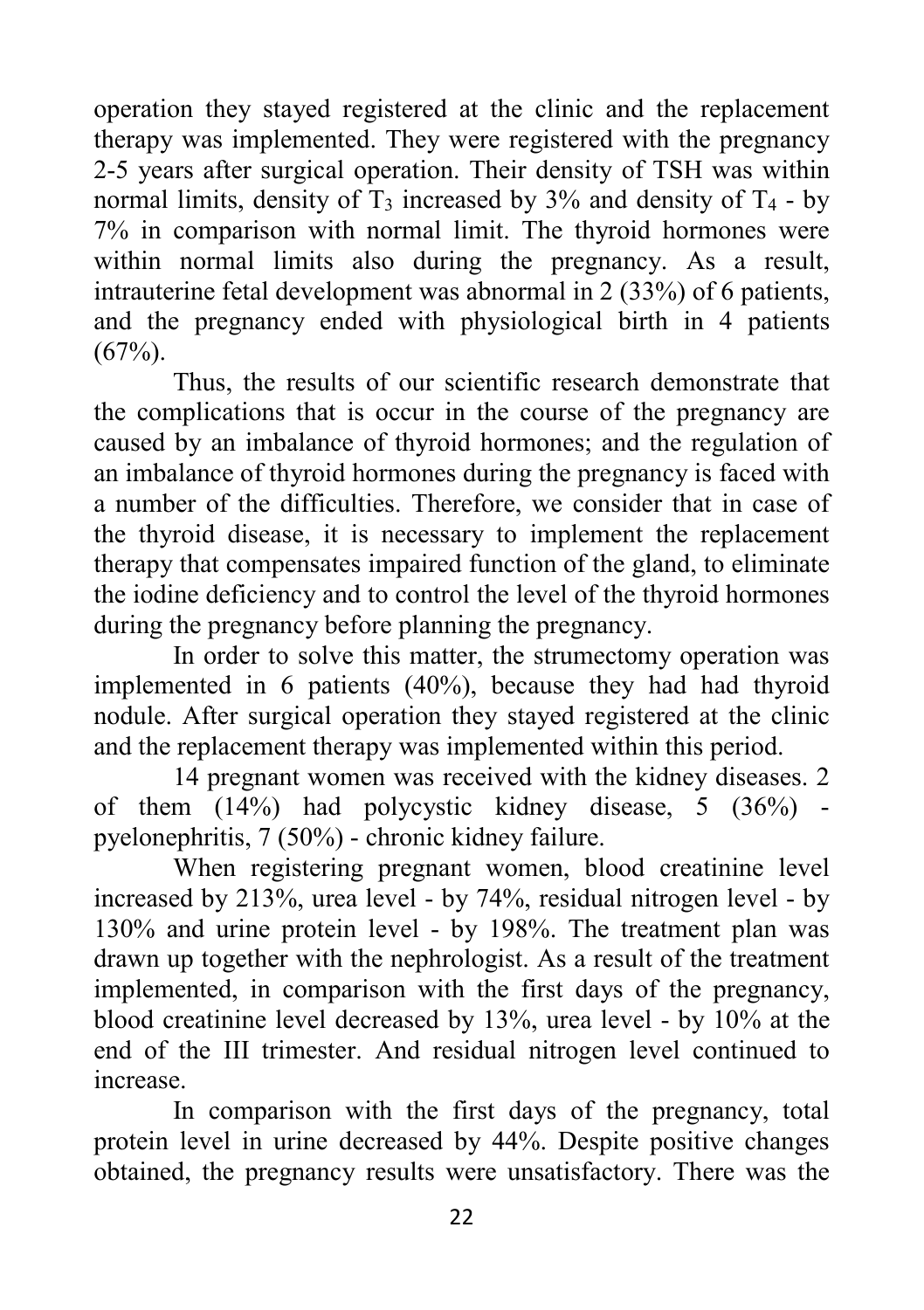operation they stayed registered at the clinic and the replacement therapy was implemented. They were registered with the pregnancy 2-5 years after surgical operation. Their density of TSH was within normal limits, density of $T_3$ increased by 3% and density of $T_4$ - by 7% in comparison with normal limit. The thyroid hormones were within normal limits also during the pregnancy. As a result, intrauterine fetal development was abnormal in 2 (33%) of 6 patients, and the pregnancy ended with physiological birth in 4 patients (67%).

Thus, the results of our scientific research demonstrate that the complications that is occur in the course of the pregnancy are caused by an imbalance of thyroid hormones; and the regulation of an imbalance of thyroid hormones during the pregnancy is faced with a number of the difficulties. Therefore, we consider that in case of the thyroid disease, it is necessary to implement the replacement therapy that compensates impaired function of the gland, to eliminate the iodine deficiency and to control the level of the thyroid hormones during the pregnancy before planning the pregnancy.

In order to solve this matter, the strumectomy operation was implemented in 6 patients (40%), because they had had thyroid nodule. After surgical operation they stayed registered at the clinic and the replacement therapy was implemented within this period.

14 pregnant women was received with the kidney diseases. 2 of them (14%) had polycystic kidney disease, 5 (36%) - pyelonephritis, 7 (50%) - chronic kidney failure.

When registering pregnant women, blood creatinine level increased by 213%, urea level - by 74%, residual nitrogen level - by 130% and urine protein level - by 198%. The treatment plan was drawn up together with the nephrologist. As a result of the treatment implemented, in comparison with the first days of the pregnancy, blood creatinine level decreased by 13%, urea level - by 10% at the end of the III trimester. And residual nitrogen level continued to increase.

In comparison with the first days of the pregnancy, total protein level in urine decreased by 44%. Despite positive changes obtained, the pregnancy results were unsatisfactory. There was the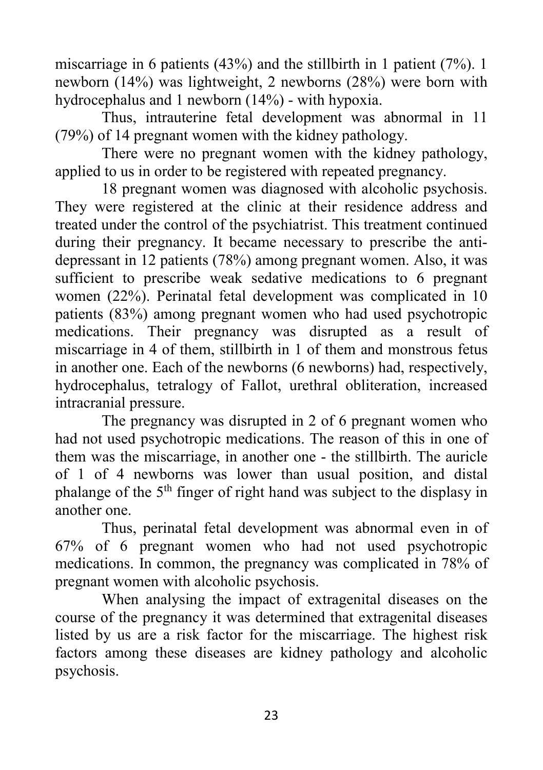miscarriage in 6 patients (43%) and the stillbirth in 1 patient (7%). 1 newborn (14%) was lightweight, 2 newborns (28%) were born with hydrocephalus and 1 newborn (14%) - with hypoxia.

Thus, intrauterine fetal development was abnormal in 11 (79%) of 14 pregnant women with the kidney pathology.

There were no pregnant women with the kidney pathology, applied to us in order to be registered with repeated pregnancy.

18 pregnant women was diagnosed with alcoholic psychosis. They were registered at the clinic at their residence address and treated under the control of the psychiatrist. This treatment continued during their pregnancy. It became necessary to prescribe the anti-depressant in 12 patients (78%) among pregnant women. Also, it was sufficient to prescribe weak sedative medications to 6 pregnant women (22%). Perinatal fetal development was complicated in 10 patients (83%) among pregnant women who had used psychotropic medications. Their pregnancy was disrupted as a result of miscarriage in 4 of them, stillbirth in 1 of them and monstrous fetus in another one. Each of the newborns (6 newborns) had, respectively, hydrocephalus, tetralogy of Fallot, urethral obliteration, increased intracranial pressure.

The pregnancy was disrupted in 2 of 6 pregnant women who had not used psychotropic medications. The reason of this in one of them was the miscarriage, in another one - the stillbirth. The auricle of 1 of 4 newborns was lower than usual position, and distal phalange of the 5th finger of right hand was subject to the displasy in another one.

Thus, perinatal fetal development was abnormal even in of 67% of 6 pregnant women who had not used psychotropic medications. In common, the pregnancy was complicated in 78% of pregnant women with alcoholic psychosis.

When analysing the impact of extragenital diseases on the course of the pregnancy it was determined that extragenital diseases listed by us are a risk factor for the miscarriage. The highest risk factors among these diseases are kidney pathology and alcoholic psychosis.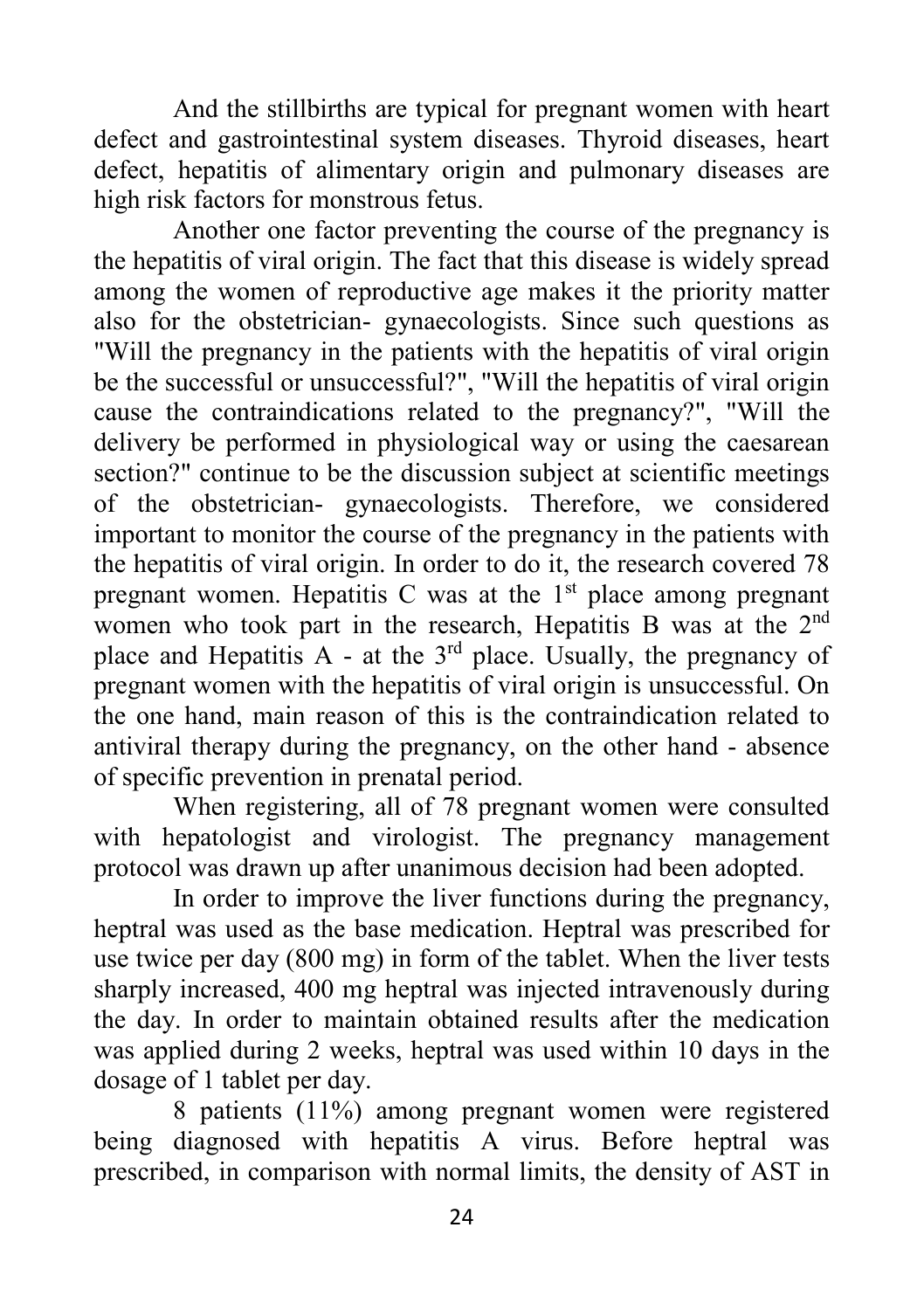And the stillbirths are typical for pregnant women with heart defect and gastrointestinal system diseases. Thyroid diseases, heart defect, hepatitis of alimentary origin and pulmonary diseases are high risk factors for monstrous fetus.

Another one factor preventing the course of the pregnancy is the hepatitis of viral origin. The fact that this disease is widely spread among the women of reproductive age makes it the priority matter also for the obstetrician- gynaecologists. Since such questions as "Will the pregnancy in the patients with the hepatitis of viral origin be the successful or unsuccessful?", "Will the hepatitis of viral origin cause the contraindications related to the pregnancy?", "Will the delivery be performed in physiological way or using the caesarean section?" continue to be the discussion subject at scientific meetings of the obstetrician- gynaecologists. Therefore, we considered important to monitor the course of the pregnancy in the patients with the hepatitis of viral origin. In order to do it, the research covered 78 pregnant women. Hepatitis C was at the 1st place among pregnant women who took part in the research, Hepatitis B was at the 2nd place and Hepatitis A - at the 3rd place. Usually, the pregnancy of pregnant women with the hepatitis of viral origin is unsuccessful. On the one hand, main reason of this is the contraindication related to antiviral therapy during the pregnancy, on the other hand - absence of specific prevention in prenatal period.

When registering, all of 78 pregnant women were consulted with hepatologist and virologist. The pregnancy management protocol was drawn up after unanimous decision had been adopted.

In order to improve the liver functions during the pregnancy, heptral was used as the base medication. Heptral was prescribed for use twice per day (800 mg) in form of the tablet. When the liver tests sharply increased, 400 mg heptral was injected intravenously during the day. In order to maintain obtained results after the medication was applied during 2 weeks, heptral was used within 10 days in the dosage of 1 tablet per day.

8 patients (11%) among pregnant women were registered being diagnosed with hepatitis A virus. Before heptral was prescribed, in comparison with normal limits, the density of AST in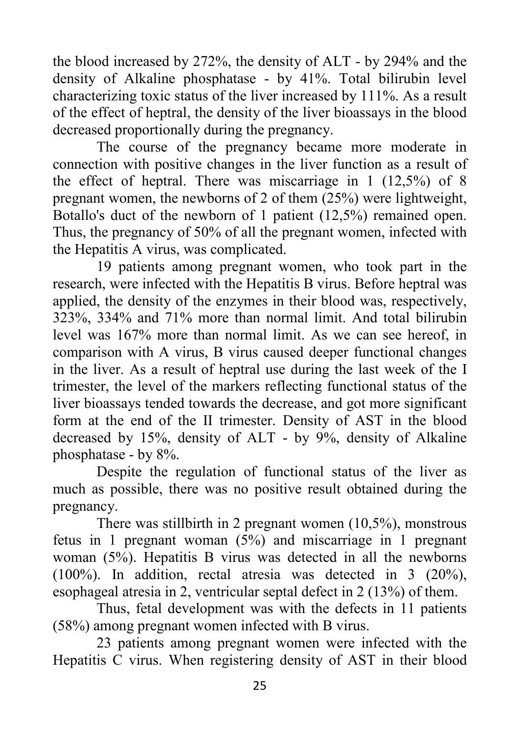the blood increased by 272%, the density of ALT - by 294% and the density of Alkaline phosphatase - by 41%. Total bilirubin level characterizing toxic status of the liver increased by 111%. As a result of the effect of heptral, the density of the liver bioassays in the blood decreased proportionally during the pregnancy.

The course of the pregnancy became more moderate in connection with positive changes in the liver function as a result of the effect of heptral. There was miscarriage in 1 (12,5%) of 8 pregnant women, the newborns of 2 of them (25%) were lightweight, Botallo's duct of the newborn of 1 patient (12,5%) remained open. Thus, the pregnancy of 50% of all the pregnant women, infected with the Hepatitis A virus, was complicated.

19 patients among pregnant women, who took part in the research, were infected with the Hepatitis B virus. Before heptral was applied, the density of the enzymes in their blood was, respectively, 323%, 334% and 71% more than normal limit. And total bilirubin level was 167% more than normal limit. As we can see hereof, in comparison with A virus, B virus caused deeper functional changes in the liver. As a result of heptral use during the last week of the I trimester, the level of the markers reflecting functional status of the liver bioassays tended towards the decrease, and got more significant form at the end of the II trimester. Density of AST in the blood decreased by 15%, density of ALT - by 9%, density of Alkaline phosphatase - by 8%.

Despite the regulation of functional status of the liver as much as possible, there was no positive result obtained during the pregnancy.

There was stillbirth in 2 pregnant women (10,5%), monstrous fetus in 1 pregnant woman (5%) and miscarriage in 1 pregnant woman (5%). Hepatitis B virus was detected in all the newborns (100%). In addition, rectal atresia was detected in 3 (20%), esophageal atresia in 2, ventricular septal defect in 2 (13%) of them.

Thus, fetal development was with the defects in 11 patients (58%) among pregnant women infected with B virus.

23 patients among pregnant women were infected with the Hepatitis C virus. When registering density of AST in their blood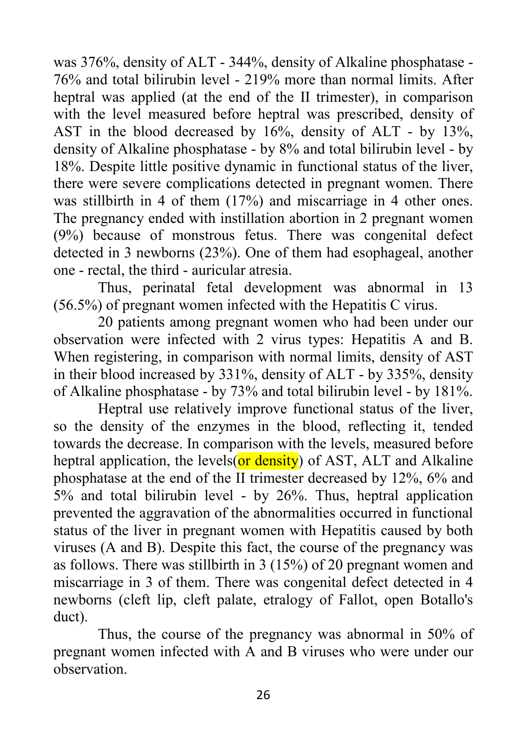was 376%, density of ALT - 344%, density of Alkaline phosphatase - 76% and total bilirubin level - 219% more than normal limits. After heptral was applied (at the end of the II trimester), in comparison with the level measured before heptral was prescribed, density of AST in the blood decreased by 16%, density of ALT - by 13%, density of Alkaline phosphatase - by 8% and total bilirubin level - by 18%. Despite little positive dynamic in functional status of the liver, there were severe complications detected in pregnant women. There was stillbirth in 4 of them (17%) and miscarriage in 4 other ones. The pregnancy ended with instillation abortion in 2 pregnant women (9%) because of monstrous fetus. There was congenital defect detected in 3 newborns (23%). One of them had esophageal, another one - rectal, the third - auricular atresia.

Thus, perinatal fetal development was abnormal in 13 (56.5%) of pregnant women infected with the Hepatitis C virus.

20 patients among pregnant women who had been under our observation were infected with 2 virus types: Hepatitis A and B. When registering, in comparison with normal limits, density of AST in their blood increased by 331%, density of ALT - by 335%, density of Alkaline phosphatase - by 73% and total bilirubin level - by 181%.

Heptral use relatively improve functional status of the liver, so the density of the enzymes in the blood, reflecting it, tended towards the decrease. In comparison with the levels, measured before heptral application, the levels(or density) of AST, ALT and Alkaline phosphatase at the end of the II trimester decreased by 12%, 6% and 5% and total bilirubin level - by 26%. Thus, heptral application prevented the aggravation of the abnormalities occurred in functional status of the liver in pregnant women with Hepatitis caused by both viruses (A and B). Despite this fact, the course of the pregnancy was as follows. There was stillbirth in 3 (15%) of 20 pregnant women and miscarriage in 3 of them. There was congenital defect detected in 4 newborns (cleft lip, cleft palate, etralogy of Fallot, open Botallo's duct).

Thus, the course of the pregnancy was abnormal in 50% of pregnant women infected with A and B viruses who were under our observation.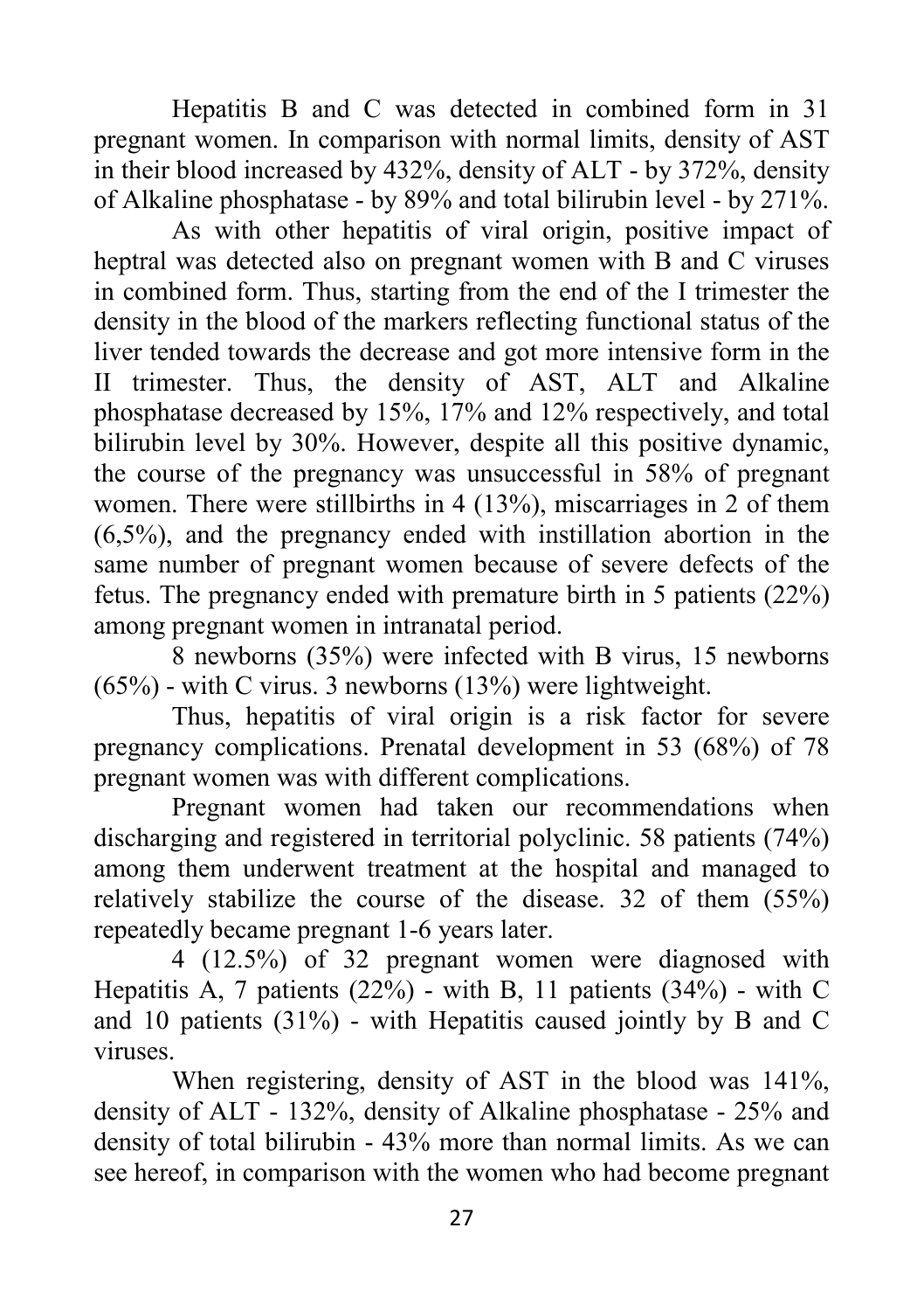Hepatitis B and C was detected in combined form in 31 pregnant women. In comparison with normal limits, density of AST in their blood increased by 432%, density of ALT - by 372%, density of Alkaline phosphatase - by 89% and total bilirubin level - by 271%.

As with other hepatitis of viral origin, positive impact of heptral was detected also on pregnant women with B and C viruses in combined form. Thus, starting from the end of the I trimester the density in the blood of the markers reflecting functional status of the liver tended towards the decrease and got more intensive form in the II trimester. Thus, the density of AST, ALT and Alkaline phosphatase decreased by 15%, 17% and 12% respectively, and total bilirubin level by 30%. However, despite all this positive dynamic, the course of the pregnancy was unsuccessful in 58% of pregnant women. There were stillbirths in 4 (13%), miscarriages in 2 of them (6,5%), and the pregnancy ended with instillation abortion in the same number of pregnant women because of severe defects of the fetus. The pregnancy ended with premature birth in 5 patients (22%) among pregnant women in intranatal period.

8 newborns (35%) were infected with B virus, 15 newborns (65%) - with C virus. 3 newborns (13%) were lightweight.

Thus, hepatitis of viral origin is a risk factor for severe pregnancy complications. Prenatal development in 53 (68%) of 78 pregnant women was with different complications.

Pregnant women had taken our recommendations when discharging and registered in territorial polyclinic. 58 patients (74%) among them underwent treatment at the hospital and managed to relatively stabilize the course of the disease. 32 of them (55%) repeatedly became pregnant 1-6 years later.

4 (12.5%) of 32 pregnant women were diagnosed with Hepatitis A, 7 patients (22%) - with B, 11 patients (34%) - with C and 10 patients (31%) - with Hepatitis caused jointly by B and C viruses.

When registering, density of AST in the blood was 141%, density of ALT - 132%, density of Alkaline phosphatase - 25% and density of total bilirubin - 43% more than normal limits. As we can see hereof, in comparison with the women who had become pregnant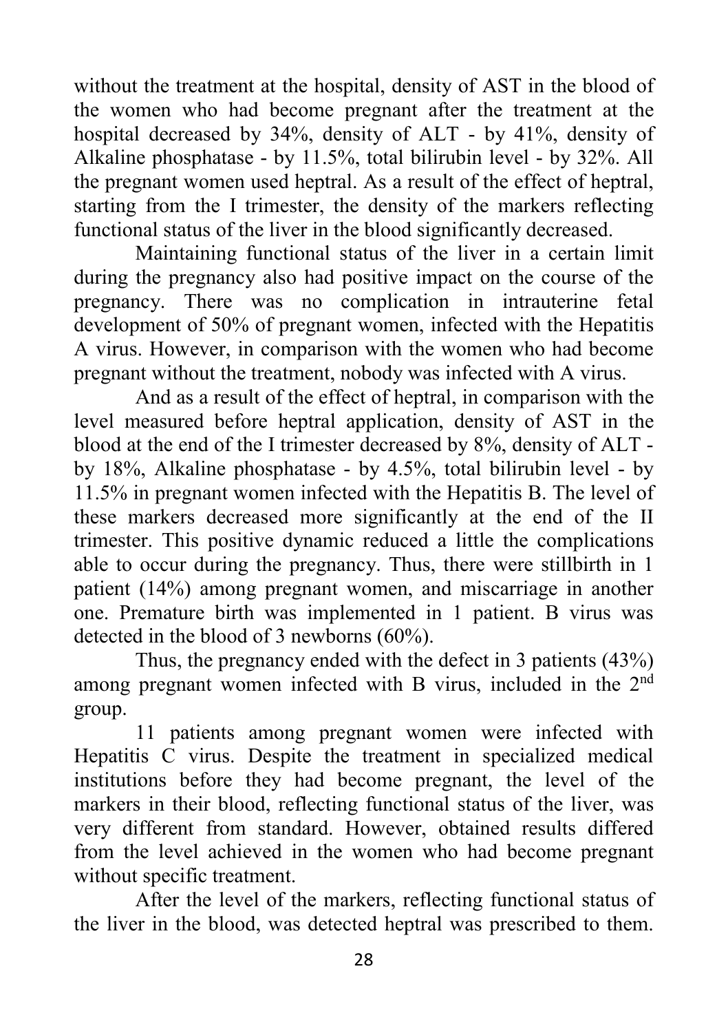without the treatment at the hospital, density of AST in the blood of the women who had become pregnant after the treatment at the hospital decreased by 34%, density of ALT - by 41%, density of Alkaline phosphatase - by 11.5%, total bilirubin level - by 32%. All the pregnant women used heptral. As a result of the effect of heptral, starting from the I trimester, the density of the markers reflecting functional status of the liver in the blood significantly decreased.

Maintaining functional status of the liver in a certain limit during the pregnancy also had positive impact on the course of the pregnancy. There was no complication in intrauterine fetal development of 50% of pregnant women, infected with the Hepatitis A virus. However, in comparison with the women who had become pregnant without the treatment, nobody was infected with A virus.

And as a result of the effect of heptral, in comparison with the level measured before heptral application, density of AST in the blood at the end of the I trimester decreased by 8%, density of ALT - by 18%, Alkaline phosphatase - by 4.5%, total bilirubin level - by 11.5% in pregnant women infected with the Hepatitis B. The level of these markers decreased more significantly at the end of the II trimester. This positive dynamic reduced a little the complications able to occur during the pregnancy. Thus, there were stillbirth in 1 patient (14%) among pregnant women, and miscarriage in another one. Premature birth was implemented in 1 patient. B virus was detected in the blood of 3 newborns (60%).

Thus, the pregnancy ended with the defect in 3 patients (43%) among pregnant women infected with B virus, included in the 2nd group.

11 patients among pregnant women were infected with Hepatitis C virus. Despite the treatment in specialized medical institutions before they had become pregnant, the level of the markers in their blood, reflecting functional status of the liver, was very different from standard. However, obtained results differed from the level achieved in the women who had become pregnant without specific treatment.

After the level of the markers, reflecting functional status of the liver in the blood, was detected heptral was prescribed to them.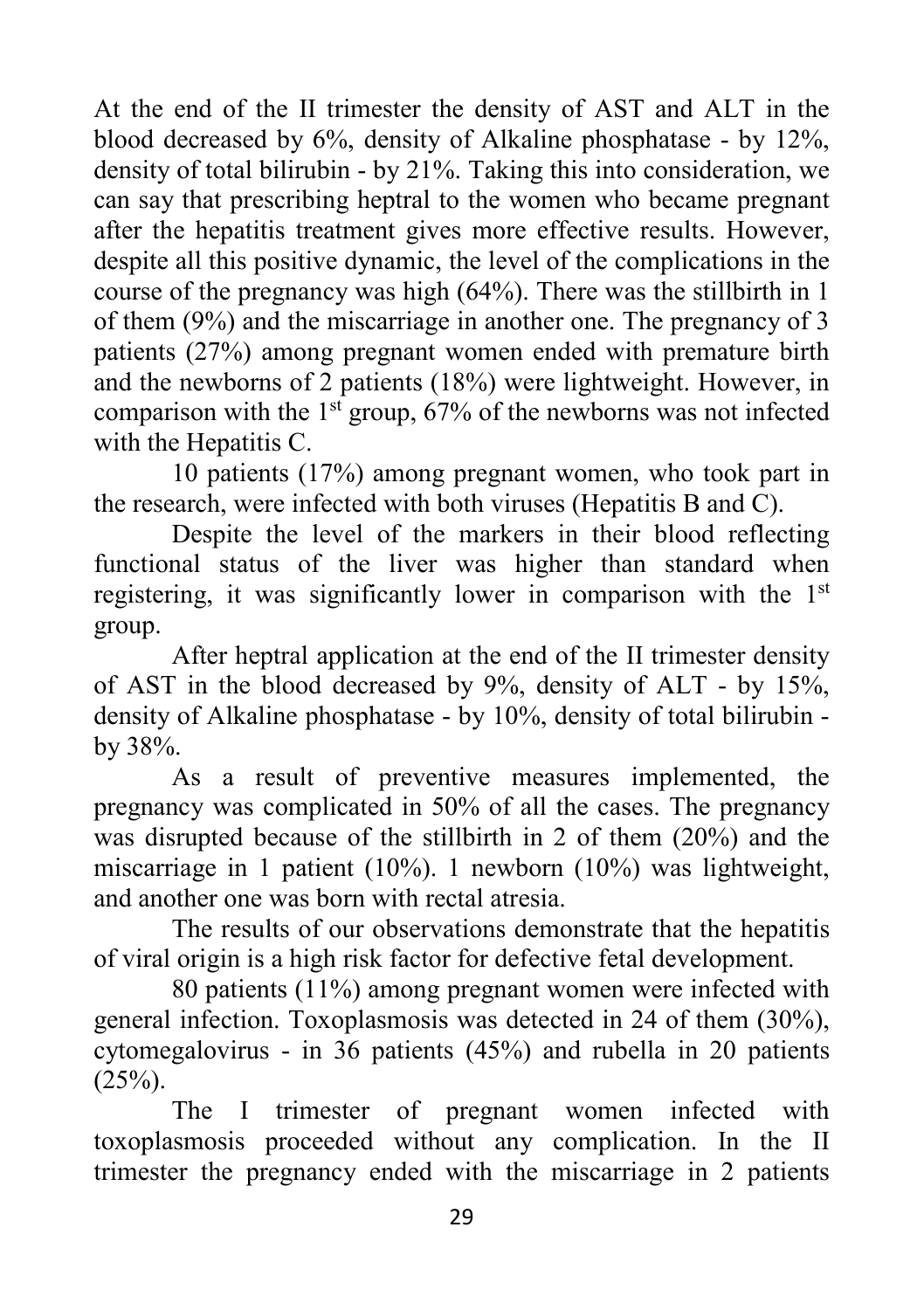At the end of the II trimester the density of AST and ALT in the blood decreased by 6%, density of Alkaline phosphatase - by 12%, density of total bilirubin - by 21%. Taking this into consideration, we can say that prescribing heptral to the women who became pregnant after the hepatitis treatment gives more effective results. However, despite all this positive dynamic, the level of the complications in the course of the pregnancy was high (64%). There was the stillbirth in 1 of them (9%) and the miscarriage in another one. The pregnancy of 3 patients (27%) among pregnant women ended with premature birth and the newborns of 2 patients (18%) were lightweight. However, in comparison with the 1st group, 67% of the newborns was not infected with the Hepatitis C.

10 patients (17%) among pregnant women, who took part in the research, were infected with both viruses (Hepatitis B and C).

Despite the level of the markers in their blood reflecting functional status of the liver was higher than standard when registering, it was significantly lower in comparison with the 1st group.

After heptral application at the end of the II trimester density of AST in the blood decreased by 9%, density of ALT - by 15%, density of Alkaline phosphatase - by 10%, density of total bilirubin - by 38%.

As a result of preventive measures implemented, the pregnancy was complicated in 50% of all the cases. The pregnancy was disrupted because of the stillbirth in 2 of them (20%) and the miscarriage in 1 patient (10%). 1 newborn (10%) was lightweight, and another one was born with rectal atresia.

The results of our observations demonstrate that the hepatitis of viral origin is a high risk factor for defective fetal development.

80 patients (11%) among pregnant women were infected with general infection. Toxoplasmosis was detected in 24 of them (30%), cytomegalovirus - in 36 patients (45%) and rubella in 20 patients (25%).

The I trimester of pregnant women infected with toxoplasmosis proceeded without any complication. In the II trimester the pregnancy ended with the miscarriage in 2 patients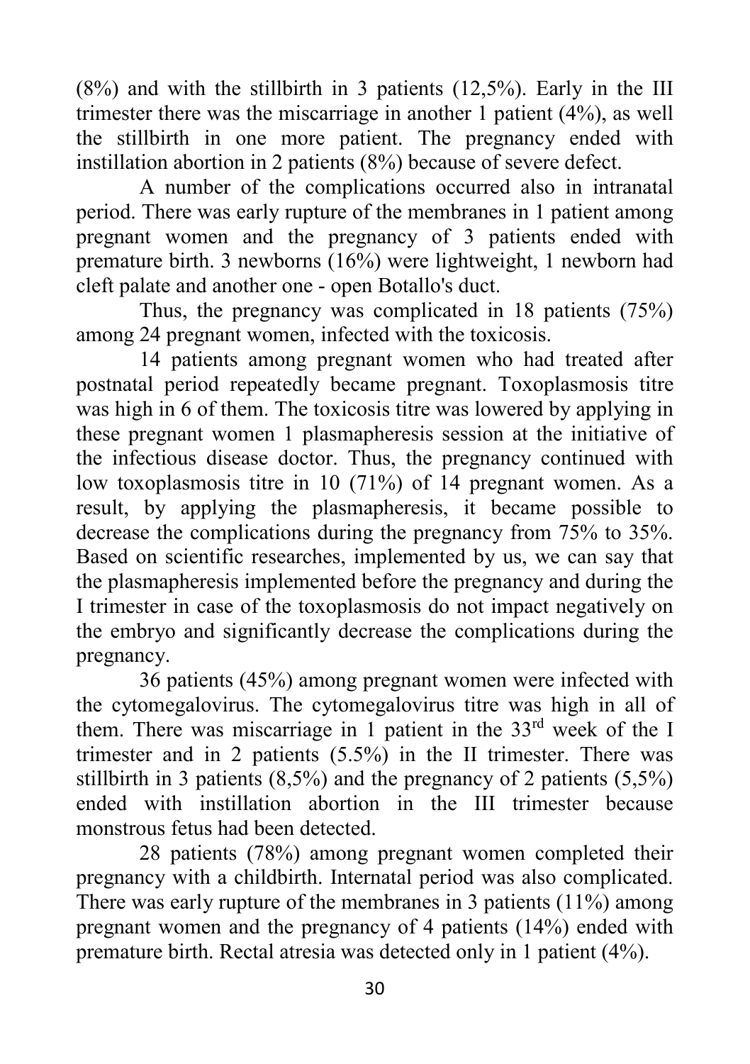(8%) and with the stillbirth in 3 patients (12,5%). Early in the III trimester there was the miscarriage in another 1 patient (4%), as well the stillbirth in one more patient. The pregnancy ended with instillation abortion in 2 patients (8%) because of severe defect.

A number of the complications occurred also in intranatal period. There was early rupture of the membranes in 1 patient among pregnant women and the pregnancy of 3 patients ended with premature birth. 3 newborns (16%) were lightweight, 1 newborn had cleft palate and another one - open Botallo's duct.

Thus, the pregnancy was complicated in 18 patients (75%) among 24 pregnant women, infected with the toxicosis.

14 patients among pregnant women who had treated after postnatal period repeatedly became pregnant. Toxoplasmosis titre was high in 6 of them. The toxicosis titre was lowered by applying in these pregnant women 1 plasmapheresis session at the initiative of the infectious disease doctor. Thus, the pregnancy continued with low toxoplasmosis titre in 10 (71%) of 14 pregnant women. As a result, by applying the plasmapheresis, it became possible to decrease the complications during the pregnancy from 75% to 35%. Based on scientific researches, implemented by us, we can say that the plasmapheresis implemented before the pregnancy and during the I trimester in case of the toxoplasmosis do not impact negatively on the embryo and significantly decrease the complications during the pregnancy.

36 patients (45%) among pregnant women were infected with the cytomegalovirus. The cytomegalovirus titre was high in all of them. There was miscarriage in 1 patient in the 33$^{rd}$ week of the I trimester and in 2 patients (5.5%) in the II trimester. There was stillbirth in 3 patients (8,5%) and the pregnancy of 2 patients (5,5%) ended with instillation abortion in the III trimester because monstrous fetus had been detected.

28 patients (78%) among pregnant women completed their pregnancy with a childbirth. Internatal period was also complicated. There was early rupture of the membranes in 3 patients (11%) among pregnant women and the pregnancy of 4 patients (14%) ended with premature birth. Rectal atresia was detected only in 1 patient (4%).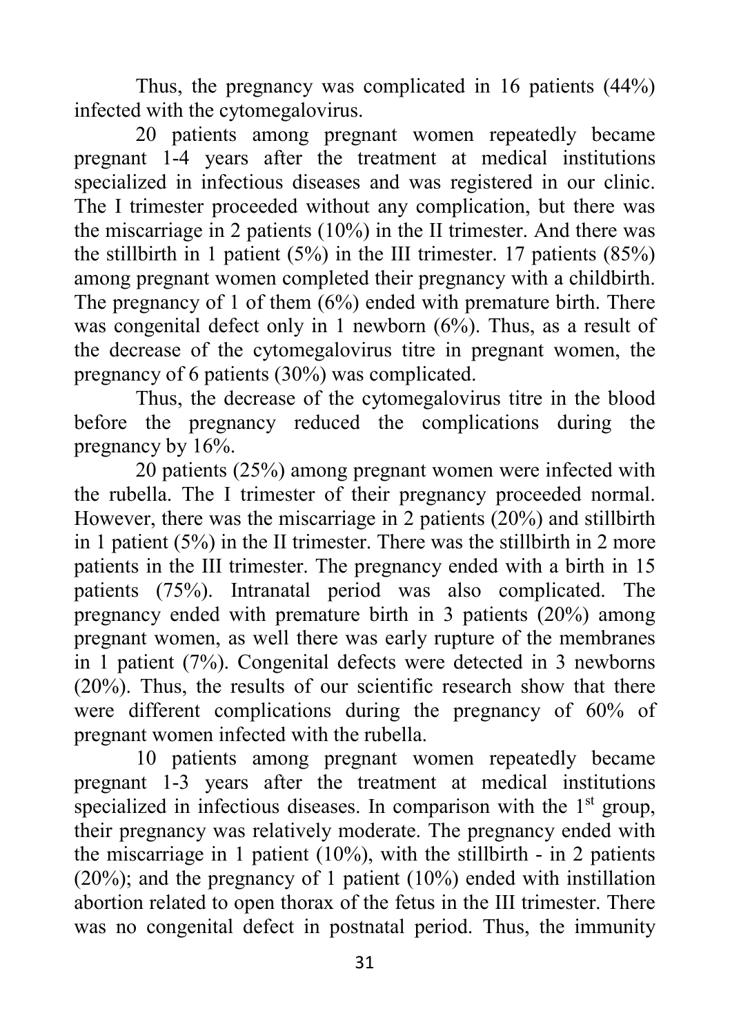Thus, the pregnancy was complicated in 16 patients (44%) infected with the cytomegalovirus.

20 patients among pregnant women repeatedly became pregnant 1-4 years after the treatment at medical institutions specialized in infectious diseases and was registered in our clinic. The I trimester proceeded without any complication, but there was the miscarriage in 2 patients (10%) in the II trimester. And there was the stillbirth in 1 patient (5%) in the III trimester. 17 patients (85%) among pregnant women completed their pregnancy with a childbirth. The pregnancy of 1 of them (6%) ended with premature birth. There was congenital defect only in 1 newborn (6%). Thus, as a result of the decrease of the cytomegalovirus titre in pregnant women, the pregnancy of 6 patients (30%) was complicated.

Thus, the decrease of the cytomegalovirus titre in the blood before the pregnancy reduced the complications during the pregnancy by 16%.

20 patients (25%) among pregnant women were infected with the rubella. The I trimester of their pregnancy proceeded normal. However, there was the miscarriage in 2 patients (20%) and stillbirth in 1 patient (5%) in the II trimester. There was the stillbirth in 2 more patients in the III trimester. The pregnancy ended with a birth in 15 patients (75%). Intranatal period was also complicated. The pregnancy ended with premature birth in 3 patients (20%) among pregnant women, as well there was early rupture of the membranes in 1 patient (7%). Congenital defects were detected in 3 newborns (20%). Thus, the results of our scientific research show that there were different complications during the pregnancy of 60% of pregnant women infected with the rubella.

10 patients among pregnant women repeatedly became pregnant 1-3 years after the treatment at medical institutions specialized in infectious diseases. In comparison with the 1st group, their pregnancy was relatively moderate. The pregnancy ended with the miscarriage in 1 patient (10%), with the stillbirth - in 2 patients (20%); and the pregnancy of 1 patient (10%) ended with instillation abortion related to open thorax of the fetus in the III trimester. There was no congenital defect in postnatal period. Thus, the immunity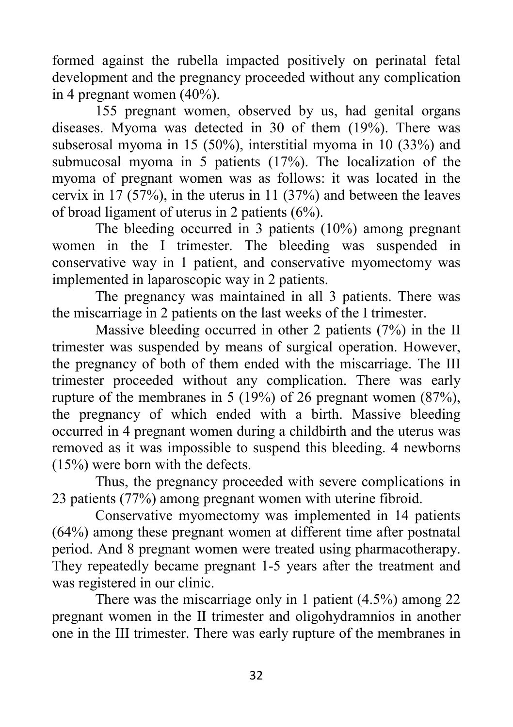formed against the rubella impacted positively on perinatal fetal development and the pregnancy proceeded without any complication in 4 pregnant women (40%).

155 pregnant women, observed by us, had genital organs diseases. Myoma was detected in 30 of them (19%). There was subserosal myoma in 15 (50%), interstitial myoma in 10 (33%) and submucosal myoma in 5 patients (17%). The localization of the myoma of pregnant women was as follows: it was located in the cervix in 17 (57%), in the uterus in 11 (37%) and between the leaves of broad ligament of uterus in 2 patients (6%).

The bleeding occurred in 3 patients (10%) among pregnant women in the I trimester. The bleeding was suspended in conservative way in 1 patient, and conservative myomectomy was implemented in laparoscopic way in 2 patients.

The pregnancy was maintained in all 3 patients. There was the miscarriage in 2 patients on the last weeks of the I trimester.

Massive bleeding occurred in other 2 patients (7%) in the II trimester was suspended by means of surgical operation. However, the pregnancy of both of them ended with the miscarriage. The III trimester proceeded without any complication. There was early rupture of the membranes in 5 (19%) of 26 pregnant women (87%), the pregnancy of which ended with a birth. Massive bleeding occurred in 4 pregnant women during a childbirth and the uterus was removed as it was impossible to suspend this bleeding. 4 newborns (15%) were born with the defects.

Thus, the pregnancy proceeded with severe complications in 23 patients (77%) among pregnant women with uterine fibroid.

Conservative myomectomy was implemented in 14 patients (64%) among these pregnant women at different time after postnatal period. And 8 pregnant women were treated using pharmacotherapy. They repeatedly became pregnant 1-5 years after the treatment and was registered in our clinic.

There was the miscarriage only in 1 patient (4.5%) among 22 pregnant women in the II trimester and oligohydramnios in another one in the III trimester. There was early rupture of the membranes in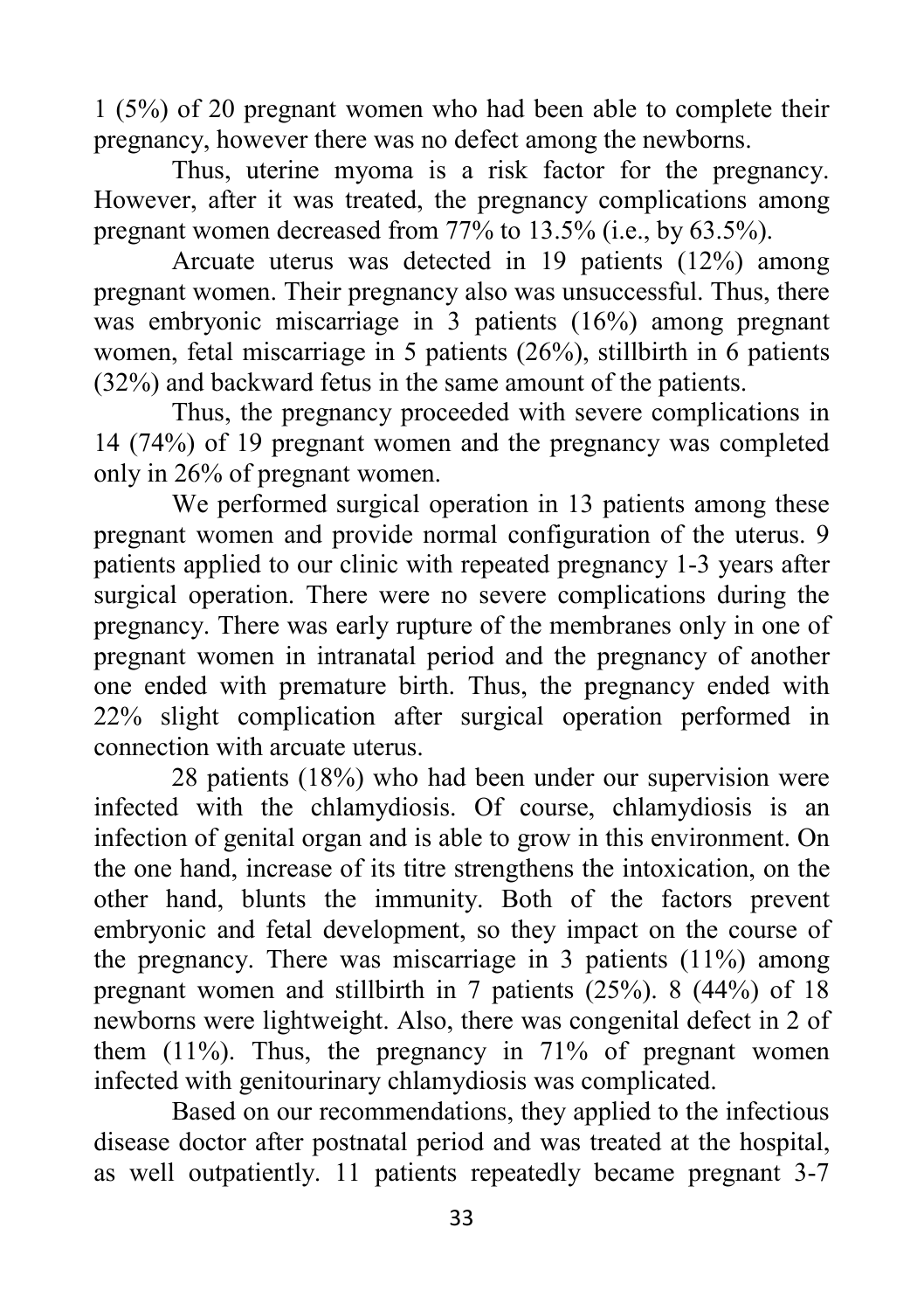1 (5%) of 20 pregnant women who had been able to complete their pregnancy, however there was no defect among the newborns.

Thus, uterine myoma is a risk factor for the pregnancy. However, after it was treated, the pregnancy complications among pregnant women decreased from 77% to 13.5% (i.e., by 63.5%).

Arcuate uterus was detected in 19 patients (12%) among pregnant women. Their pregnancy also was unsuccessful. Thus, there was embryonic miscarriage in 3 patients (16%) among pregnant women, fetal miscarriage in 5 patients (26%), stillbirth in 6 patients (32%) and backward fetus in the same amount of the patients.

Thus, the pregnancy proceeded with severe complications in 14 (74%) of 19 pregnant women and the pregnancy was completed only in 26% of pregnant women.

We performed surgical operation in 13 patients among these pregnant women and provide normal configuration of the uterus. 9 patients applied to our clinic with repeated pregnancy 1-3 years after surgical operation. There were no severe complications during the pregnancy. There was early rupture of the membranes only in one of pregnant women in intranatal period and the pregnancy of another one ended with premature birth. Thus, the pregnancy ended with 22% slight complication after surgical operation performed in connection with arcuate uterus.

28 patients (18%) who had been under our supervision were infected with the chlamydiosis. Of course, chlamydiosis is an infection of genital organ and is able to grow in this environment. On the one hand, increase of its titre strengthens the intoxication, on the other hand, blunts the immunity. Both of the factors prevent embryonic and fetal development, so they impact on the course of the pregnancy. There was miscarriage in 3 patients (11%) among pregnant women and stillbirth in 7 patients (25%). 8 (44%) of 18 newborns were lightweight. Also, there was congenital defect in 2 of them (11%). Thus, the pregnancy in 71% of pregnant women infected with genitourinary chlamydiosis was complicated.

Based on our recommendations, they applied to the infectious disease doctor after postnatal period and was treated at the hospital, as well outpatiently. 11 patients repeatedly became pregnant 3-7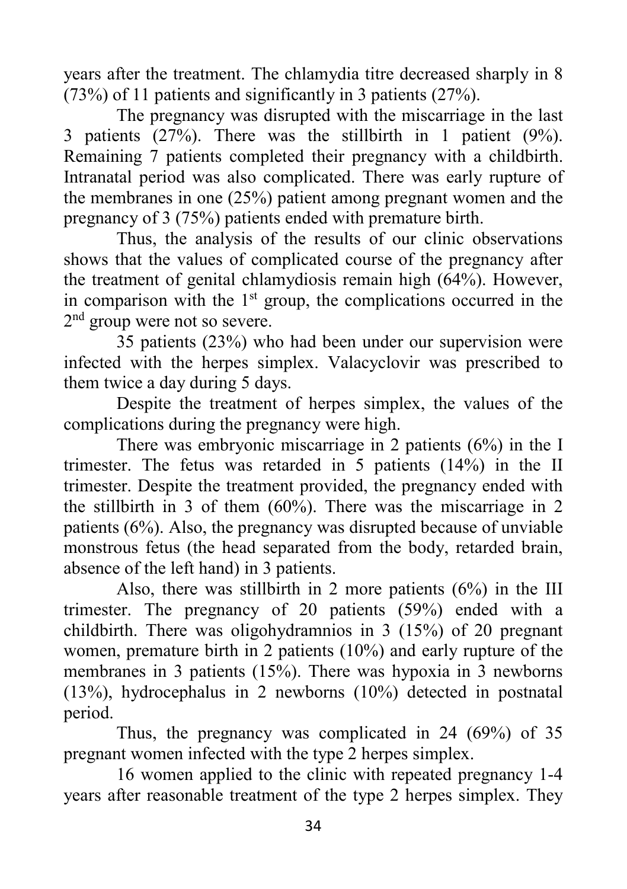years after the treatment. The chlamydia titre decreased sharply in 8 (73%) of 11 patients and significantly in 3 patients (27%).

The pregnancy was disrupted with the miscarriage in the last 3 patients (27%). There was the stillbirth in 1 patient (9%). Remaining 7 patients completed their pregnancy with a childbirth. Intranatal period was also complicated. There was early rupture of the membranes in one (25%) patient among pregnant women and the pregnancy of 3 (75%) patients ended with premature birth.

Thus, the analysis of the results of our clinic observations shows that the values of complicated course of the pregnancy after the treatment of genital chlamydiosis remain high (64%). However, in comparison with the 1st group, the complications occurred in the 2nd group were not so severe.

35 patients (23%) who had been under our supervision were infected with the herpes simplex. Valacyclovir was prescribed to them twice a day during 5 days.

Despite the treatment of herpes simplex, the values of the complications during the pregnancy were high.

There was embryonic miscarriage in 2 patients (6%) in the I trimester. The fetus was retarded in 5 patients (14%) in the II trimester. Despite the treatment provided, the pregnancy ended with the stillbirth in 3 of them (60%). There was the miscarriage in 2 patients (6%). Also, the pregnancy was disrupted because of unviable monstrous fetus (the head separated from the body, retarded brain, absence of the left hand) in 3 patients.

Also, there was stillbirth in 2 more patients (6%) in the III trimester. The pregnancy of 20 patients (59%) ended with a childbirth. There was oligohydramnios in 3 (15%) of 20 pregnant women, premature birth in 2 patients (10%) and early rupture of the membranes in 3 patients (15%). There was hypoxia in 3 newborns (13%), hydrocephalus in 2 newborns (10%) detected in postnatal period.

Thus, the pregnancy was complicated in 24 (69%) of 35 pregnant women infected with the type 2 herpes simplex.

16 women applied to the clinic with repeated pregnancy 1-4 years after reasonable treatment of the type 2 herpes simplex. They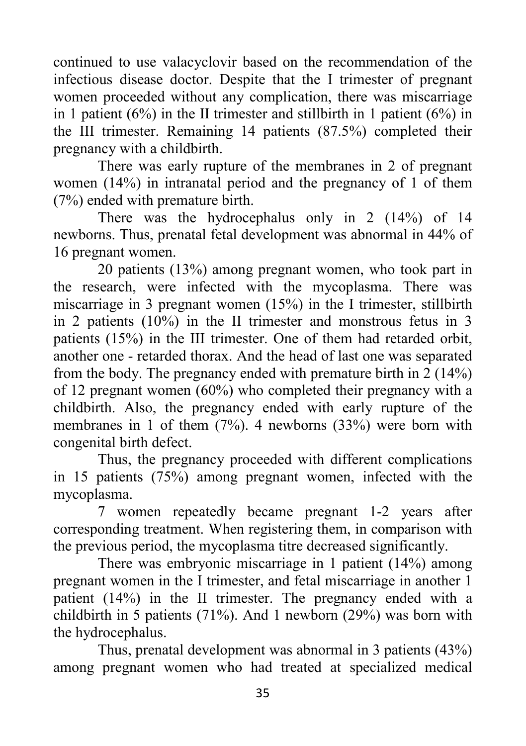continued to use valacyclovir based on the recommendation of the infectious disease doctor. Despite that the I trimester of pregnant women proceeded without any complication, there was miscarriage in 1 patient (6%) in the II trimester and stillbirth in 1 patient (6%) in the III trimester. Remaining 14 patients (87.5%) completed their pregnancy with a childbirth.

There was early rupture of the membranes in 2 of pregnant women (14%) in intranatal period and the pregnancy of 1 of them (7%) ended with premature birth.

There was the hydrocephalus only in 2 (14%) of 14 newborns. Thus, prenatal fetal development was abnormal in 44% of 16 pregnant women.

20 patients (13%) among pregnant women, who took part in the research, were infected with the mycoplasma. There was miscarriage in 3 pregnant women (15%) in the I trimester, stillbirth in 2 patients (10%) in the II trimester and monstrous fetus in 3 patients (15%) in the III trimester. One of them had retarded orbit, another one - retarded thorax. And the head of last one was separated from the body. The pregnancy ended with premature birth in 2 (14%) of 12 pregnant women (60%) who completed their pregnancy with a childbirth. Also, the pregnancy ended with early rupture of the membranes in 1 of them (7%). 4 newborns (33%) were born with congenital birth defect.

Thus, the pregnancy proceeded with different complications in 15 patients (75%) among pregnant women, infected with the mycoplasma.

7 women repeatedly became pregnant 1-2 years after corresponding treatment. When registering them, in comparison with the previous period, the mycoplasma titre decreased significantly.

There was embryonic miscarriage in 1 patient (14%) among pregnant women in the I trimester, and fetal miscarriage in another 1 patient (14%) in the II trimester. The pregnancy ended with a childbirth in 5 patients (71%). And 1 newborn (29%) was born with the hydrocephalus.

Thus, prenatal development was abnormal in 3 patients (43%) among pregnant women who had treated at specialized medical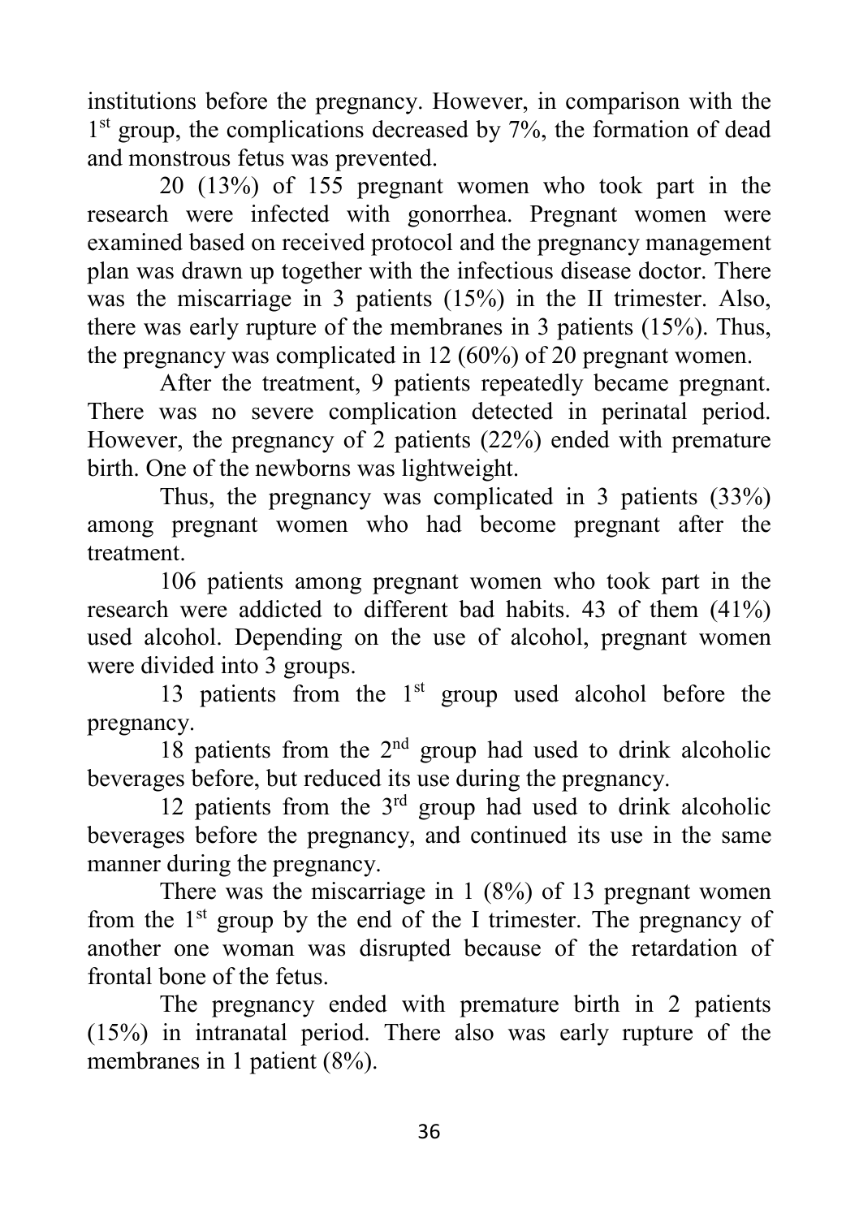institutions before the pregnancy. However, in comparison with the 1st group, the complications decreased by 7%, the formation of dead and monstrous fetus was prevented.

20 (13%) of 155 pregnant women who took part in the research were infected with gonorrhea. Pregnant women were examined based on received protocol and the pregnancy management plan was drawn up together with the infectious disease doctor. There was the miscarriage in 3 patients (15%) in the II trimester. Also, there was early rupture of the membranes in 3 patients (15%). Thus, the pregnancy was complicated in 12 (60%) of 20 pregnant women.

After the treatment, 9 patients repeatedly became pregnant. There was no severe complication detected in perinatal period. However, the pregnancy of 2 patients (22%) ended with premature birth. One of the newborns was lightweight.

Thus, the pregnancy was complicated in 3 patients (33%) among pregnant women who had become pregnant after the treatment.

106 patients among pregnant women who took part in the research were addicted to different bad habits. 43 of them (41%) used alcohol. Depending on the use of alcohol, pregnant women were divided into 3 groups.

13 patients from the 1st group used alcohol before the pregnancy.

18 patients from the 2nd group had used to drink alcoholic beverages before, but reduced its use during the pregnancy.

12 patients from the 3rd group had used to drink alcoholic beverages before the pregnancy, and continued its use in the same manner during the pregnancy.

There was the miscarriage in 1 (8%) of 13 pregnant women from the 1st group by the end of the I trimester. The pregnancy of another one woman was disrupted because of the retardation of frontal bone of the fetus.

The pregnancy ended with premature birth in 2 patients (15%) in intranatal period. There also was early rupture of the membranes in 1 patient (8%).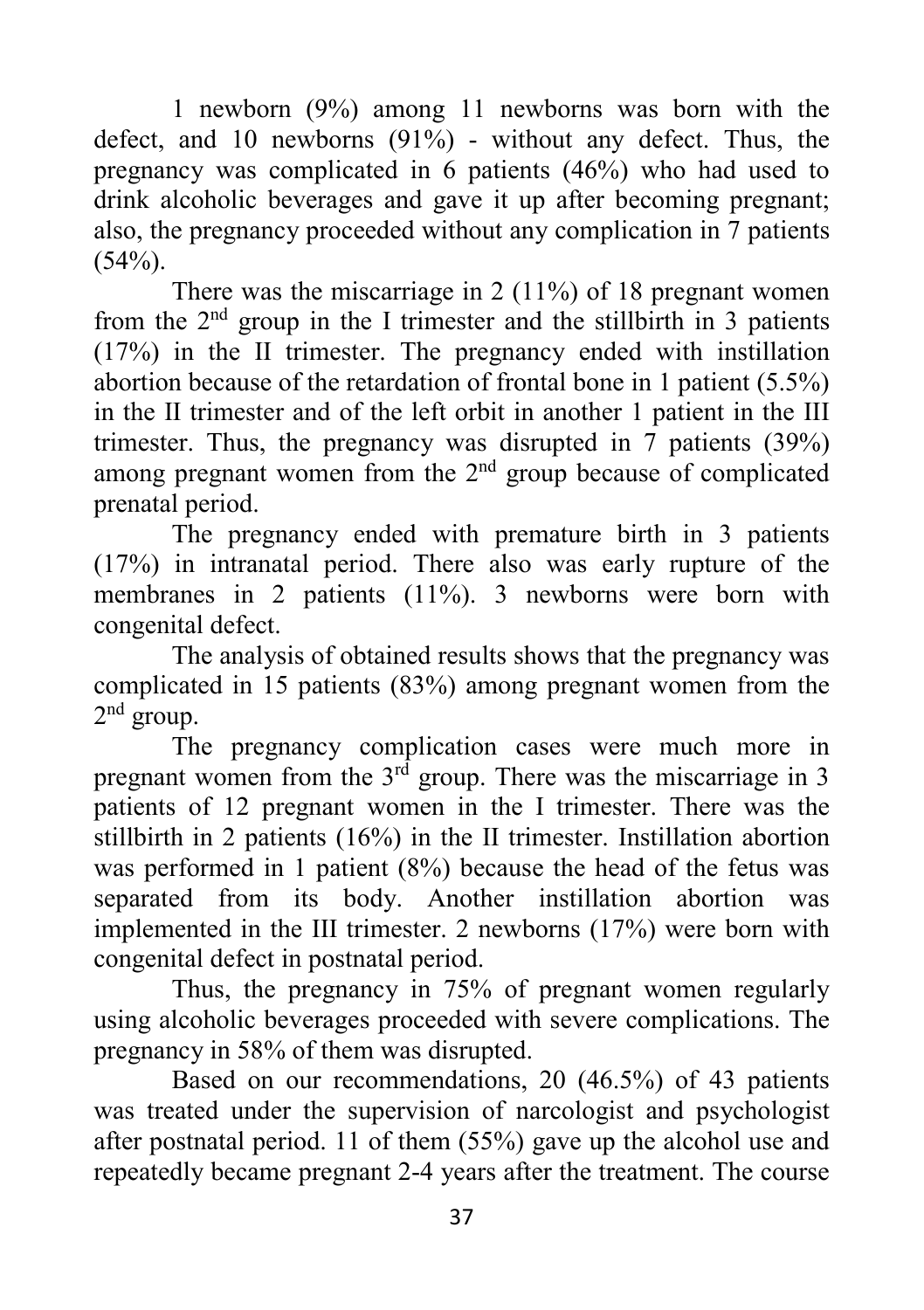1 newborn (9%) among 11 newborns was born with the defect, and 10 newborns (91%) - without any defect. Thus, the pregnancy was complicated in 6 patients (46%) who had used to drink alcoholic beverages and gave it up after becoming pregnant; also, the pregnancy proceeded without any complication in 7 patients (54%).

There was the miscarriage in 2 (11%) of 18 pregnant women from the 2nd group in the I trimester and the stillbirth in 3 patients (17%) in the II trimester. The pregnancy ended with instillation abortion because of the retardation of frontal bone in 1 patient (5.5%) in the II trimester and of the left orbit in another 1 patient in the III trimester. Thus, the pregnancy was disrupted in 7 patients (39%) among pregnant women from the 2nd group because of complicated prenatal period.

The pregnancy ended with premature birth in 3 patients (17%) in intranatal period. There also was early rupture of the membranes in 2 patients (11%). 3 newborns were born with congenital defect.

The analysis of obtained results shows that the pregnancy was complicated in 15 patients (83%) among pregnant women from the 2nd group.

The pregnancy complication cases were much more in pregnant women from the 3rd group. There was the miscarriage in 3 patients of 12 pregnant women in the I trimester. There was the stillbirth in 2 patients (16%) in the II trimester. Instillation abortion was performed in 1 patient (8%) because the head of the fetus was separated from its body. Another instillation abortion was implemented in the III trimester. 2 newborns (17%) were born with congenital defect in postnatal period.

Thus, the pregnancy in 75% of pregnant women regularly using alcoholic beverages proceeded with severe complications. The pregnancy in 58% of them was disrupted.

Based on our recommendations, 20 (46.5%) of 43 patients was treated under the supervision of narcologist and psychologist after postnatal period. 11 of them (55%) gave up the alcohol use and repeatedly became pregnant 2-4 years after the treatment. The course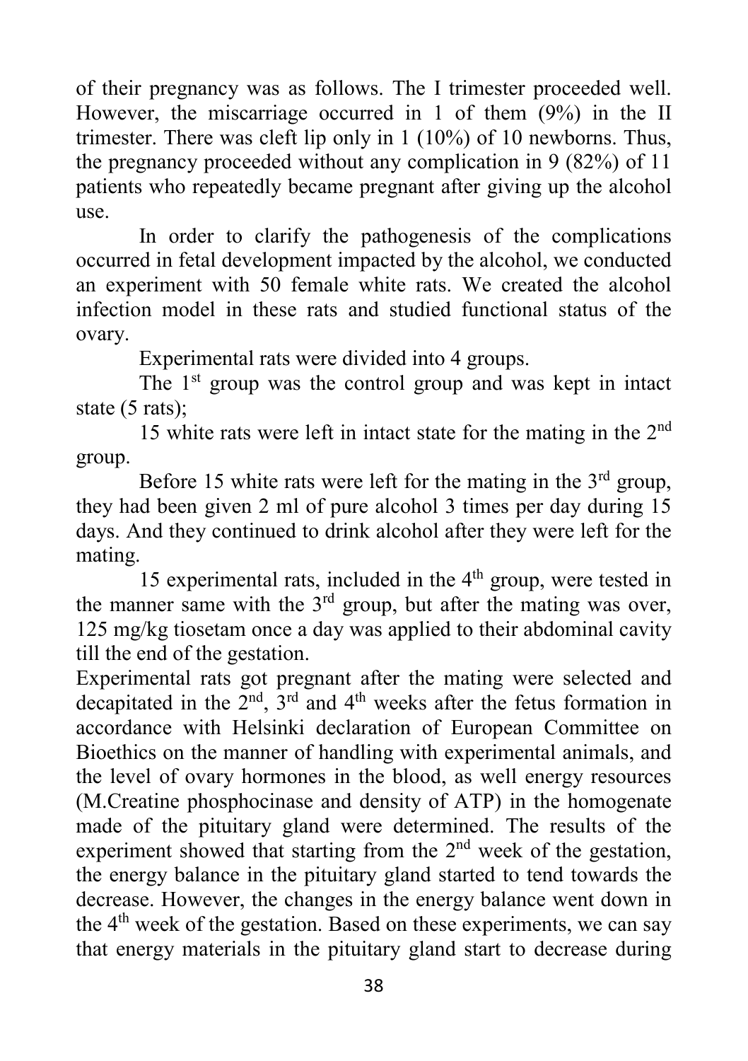of their pregnancy was as follows. The I trimester proceeded well. However, the miscarriage occurred in 1 of them (9%) in the II trimester. There was cleft lip only in 1 (10%) of 10 newborns. Thus, the pregnancy proceeded without any complication in 9 (82%) of 11 patients who repeatedly became pregnant after giving up the alcohol use.

In order to clarify the pathogenesis of the complications occurred in fetal development impacted by the alcohol, we conducted an experiment with 50 female white rats. We created the alcohol infection model in these rats and studied functional status of the ovary.

Experimental rats were divided into 4 groups.

The 1st group was the control group and was kept in intact state (5 rats);

15 white rats were left in intact state for the mating in the 2nd group.

Before 15 white rats were left for the mating in the 3rd group, they had been given 2 ml of pure alcohol 3 times per day during 15 days. And they continued to drink alcohol after they were left for the mating.

15 experimental rats, included in the 4th group, were tested in the manner same with the 3rd group, but after the mating was over, 125 mg/kg tiosetam once a day was applied to their abdominal cavity till the end of the gestation.

Experimental rats got pregnant after the mating were selected and decapitated in the 2nd, 3rd and 4th weeks after the fetus formation in accordance with Helsinki declaration of European Committee on Bioethics on the manner of handling with experimental animals, and the level of ovary hormones in the blood, as well energy resources (M.Creatine phosphocinase and density of ATP) in the homogenate made of the pituitary gland were determined. The results of the experiment showed that starting from the 2nd week of the gestation, the energy balance in the pituitary gland started to tend towards the decrease. However, the changes in the energy balance went down in the 4th week of the gestation. Based on these experiments, we can say that energy materials in the pituitary gland start to decrease during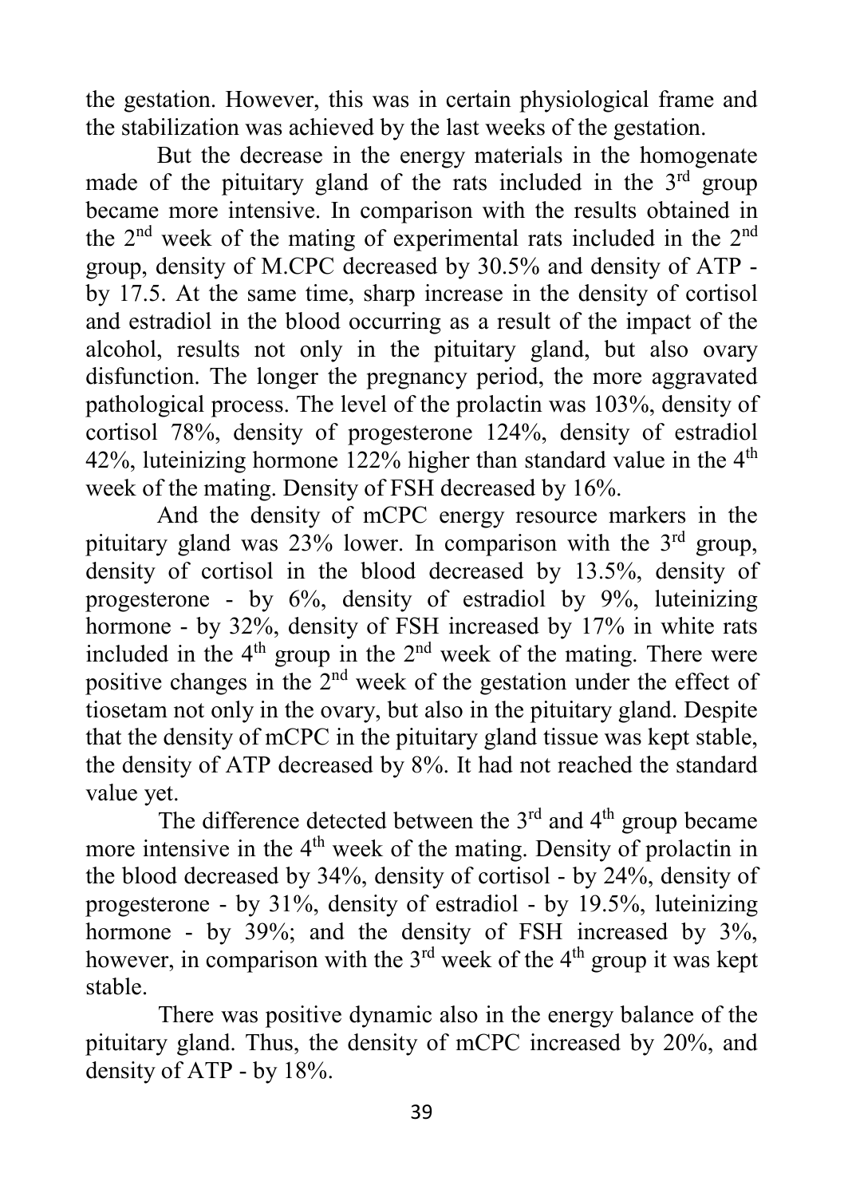the gestation. However, this was in certain physiological frame and the stabilization was achieved by the last weeks of the gestation.

But the decrease in the energy materials in the homogenate made of the pituitary gland of the rats included in the 3rd group became more intensive. In comparison with the results obtained in the 2nd week of the mating of experimental rats included in the 2nd group, density of M.CPC decreased by 30.5% and density of ATP - by 17.5. At the same time, sharp increase in the density of cortisol and estradiol in the blood occurring as a result of the impact of the alcohol, results not only in the pituitary gland, but also ovary disfunction. The longer the pregnancy period, the more aggravated pathological process. The level of the prolactin was 103%, density of cortisol 78%, density of progesterone 124%, density of estradiol 42%, luteinizing hormone 122% higher than standard value in the 4th week of the mating. Density of FSH decreased by 16%.

And the density of mCPC energy resource markers in the pituitary gland was 23% lower. In comparison with the 3rd group, density of cortisol in the blood decreased by 13.5%, density of progesterone - by 6%, density of estradiol by 9%, luteinizing hormone - by 32%, density of FSH increased by 17% in white rats included in the 4th group in the 2nd week of the mating. There were positive changes in the 2nd week of the gestation under the effect of tiosetam not only in the ovary, but also in the pituitary gland. Despite that the density of mCPC in the pituitary gland tissue was kept stable, the density of ATP decreased by 8%. It had not reached the standard value yet.

The difference detected between the 3rd and 4th group became more intensive in the 4th week of the mating. Density of prolactin in the blood decreased by 34%, density of cortisol - by 24%, density of progesterone - by 31%, density of estradiol - by 19.5%, luteinizing hormone - by 39%; and the density of FSH increased by 3%, however, in comparison with the 3rd week of the 4th group it was kept stable.

There was positive dynamic also in the energy balance of the pituitary gland. Thus, the density of mCPC increased by 20%, and density of ATP - by 18%.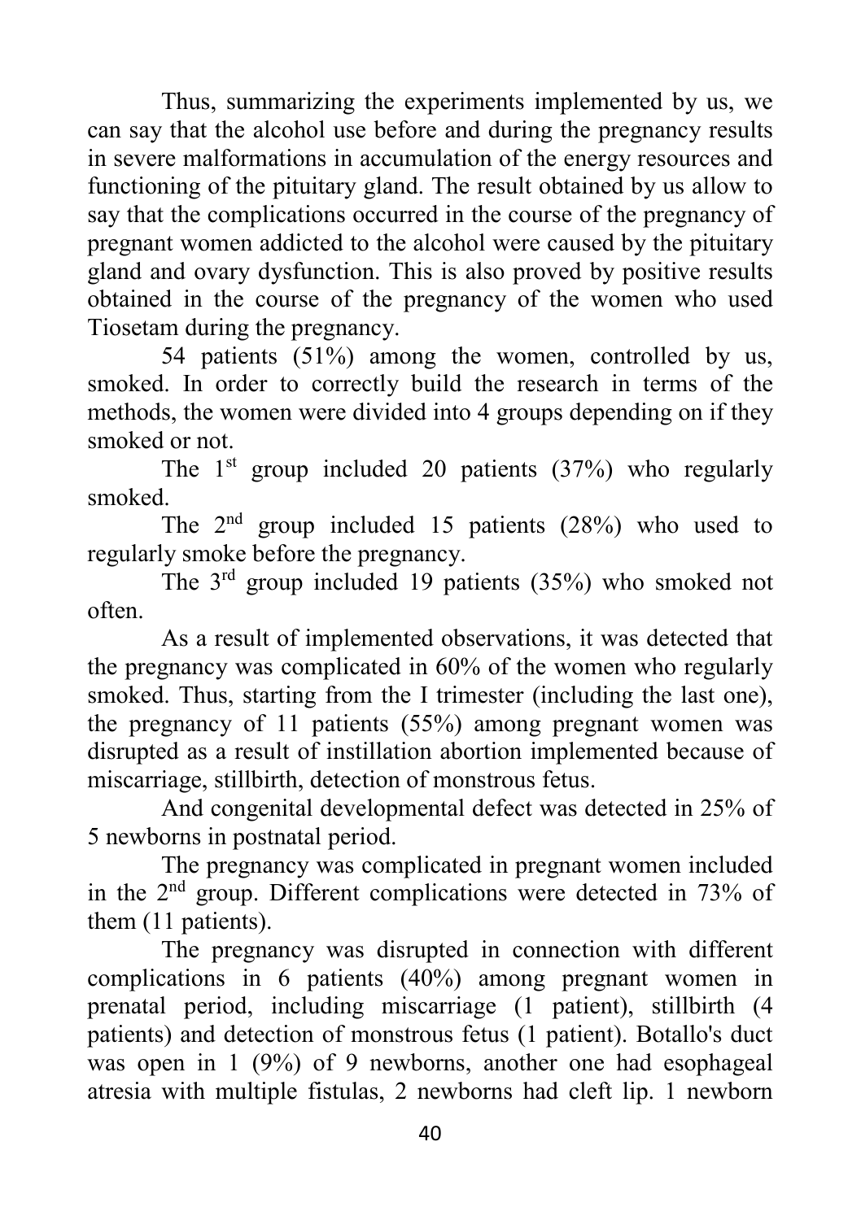Thus, summarizing the experiments implemented by us, we can say that the alcohol use before and during the pregnancy results in severe malformations in accumulation of the energy resources and functioning of the pituitary gland. The result obtained by us allow to say that the complications occurred in the course of the pregnancy of pregnant women addicted to the alcohol were caused by the pituitary gland and ovary dysfunction. This is also proved by positive results obtained in the course of the pregnancy of the women who used Tiosetam during the pregnancy.

54 patients (51%) among the women, controlled by us, smoked. In order to correctly build the research in terms of the methods, the women were divided into 4 groups depending on if they smoked or not.

The 1st group included 20 patients (37%) who regularly smoked.

The 2nd group included 15 patients (28%) who used to regularly smoke before the pregnancy.

The 3rd group included 19 patients (35%) who smoked not often.

As a result of implemented observations, it was detected that the pregnancy was complicated in 60% of the women who regularly smoked. Thus, starting from the I trimester (including the last one), the pregnancy of 11 patients (55%) among pregnant women was disrupted as a result of instillation abortion implemented because of miscarriage, stillbirth, detection of monstrous fetus.

And congenital developmental defect was detected in 25% of 5 newborns in postnatal period.

The pregnancy was complicated in pregnant women included in the 2nd group. Different complications were detected in 73% of them (11 patients).

The pregnancy was disrupted in connection with different complications in 6 patients (40%) among pregnant women in prenatal period, including miscarriage (1 patient), stillbirth (4 patients) and detection of monstrous fetus (1 patient). Botallo's duct was open in 1 (9%) of 9 newborns, another one had esophageal atresia with multiple fistulas, 2 newborns had cleft lip. 1 newborn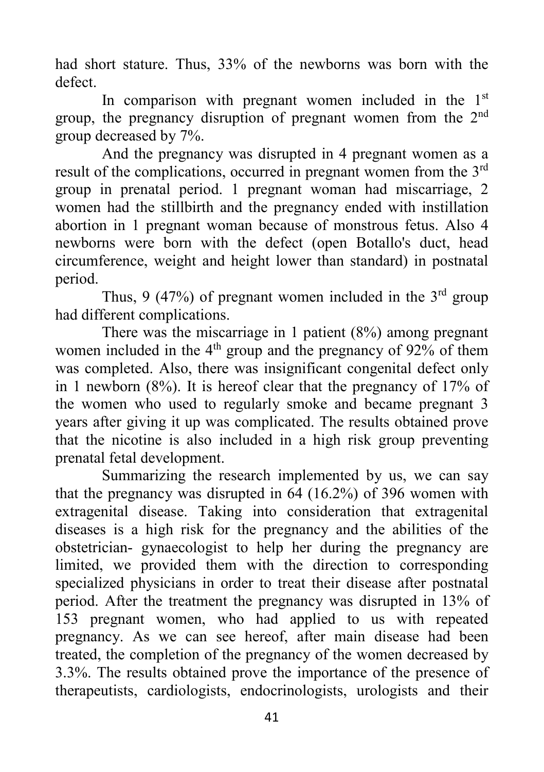had short stature. Thus, 33% of the newborns was born with the defect.

In comparison with pregnant women included in the 1st group, the pregnancy disruption of pregnant women from the 2nd group decreased by 7%.

And the pregnancy was disrupted in 4 pregnant women as a result of the complications, occurred in pregnant women from the 3rd group in prenatal period. 1 pregnant woman had miscarriage, 2 women had the stillbirth and the pregnancy ended with instillation abortion in 1 pregnant woman because of monstrous fetus. Also 4 newborns were born with the defect (open Botallo's duct, head circumference, weight and height lower than standard) in postnatal period.

Thus, 9 (47%) of pregnant women included in the 3rd group had different complications.

There was the miscarriage in 1 patient (8%) among pregnant women included in the 4th group and the pregnancy of 92% of them was completed. Also, there was insignificant congenital defect only in 1 newborn (8%). It is hereof clear that the pregnancy of 17% of the women who used to regularly smoke and became pregnant 3 years after giving it up was complicated. The results obtained prove that the nicotine is also included in a high risk group preventing prenatal fetal development.

Summarizing the research implemented by us, we can say that the pregnancy was disrupted in 64 (16.2%) of 396 women with extragenital disease. Taking into consideration that extragenital diseases is a high risk for the pregnancy and the abilities of the obstetrician- gynaecologist to help her during the pregnancy are limited, we provided them with the direction to corresponding specialized physicians in order to treat their disease after postnatal period. After the treatment the pregnancy was disrupted in 13% of 153 pregnant women, who had applied to us with repeated pregnancy. As we can see hereof, after main disease had been treated, the completion of the pregnancy of the women decreased by 3.3%. The results obtained prove the importance of the presence of therapeutists, cardiologists, endocrinologists, urologists and their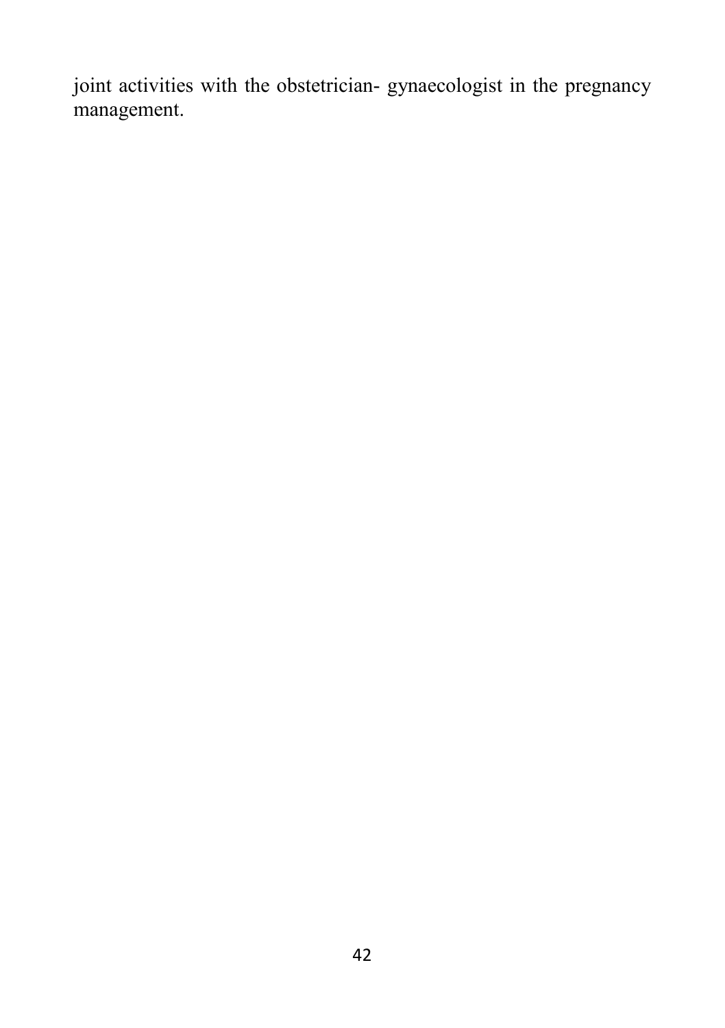joint activities with the obstetrician- gynaecologist in the pregnancy management.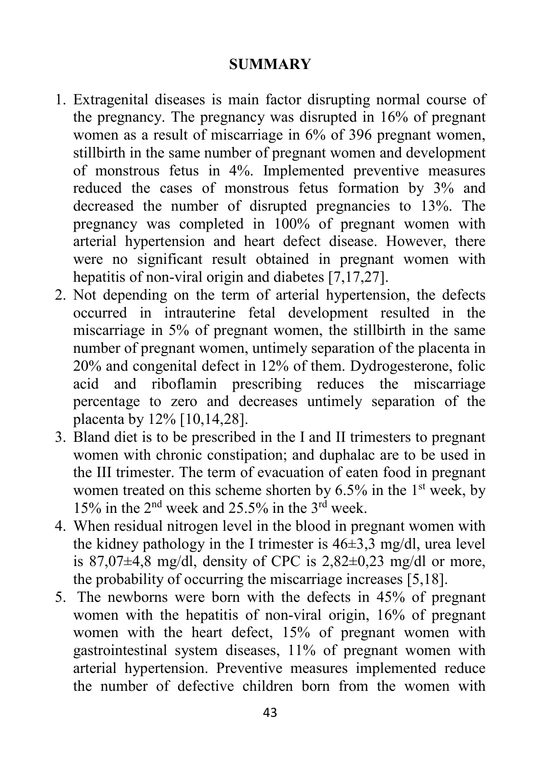## SUMMARY

1. Extragenital diseases is main factor disrupting normal course of the pregnancy. The pregnancy was disrupted in 16% of pregnant women as a result of miscarriage in 6% of 396 pregnant women, stillbirth in the same number of pregnant women and development of monstrous fetus in 4%. Implemented preventive measures reduced the cases of monstrous fetus formation by 3% and decreased the number of disrupted pregnancies to 13%. The pregnancy was completed in 100% of pregnant women with arterial hypertension and heart defect disease. However, there were no significant result obtained in pregnant women with hepatitis of non-viral origin and diabetes [7,17,27].
2. Not depending on the term of arterial hypertension, the defects occurred in intrauterine fetal development resulted in the miscarriage in 5% of pregnant women, the stillbirth in the same number of pregnant women, untimely separation of the placenta in 20% and congenital defect in 12% of them. Dydrogesterone, folic acid and riboflamin prescribing reduces the miscarriage percentage to zero and decreases untimely separation of the placenta by 12% [10,14,28].
3. Bland diet is to be prescribed in the I and II trimesters to pregnant women with chronic constipation; and duphalac are to be used in the III trimester. The term of evacuation of eaten food in pregnant women treated on this scheme shorten by 6.5% in the 1st week, by 15% in the 2nd week and 25.5% in the 3rd week.
4. When residual nitrogen level in the blood in pregnant women with the kidney pathology in the I trimester is 46±3,3 mg/dl, urea level is 87,07±4,8 mg/dl, density of CPC is 2,82±0,23 mg/dl or more, the probability of occurring the miscarriage increases [5,18].
5. The newborns were born with the defects in 45% of pregnant women with the hepatitis of non-viral origin, 16% of pregnant women with the heart defect, 15% of pregnant women with gastrointestinal system diseases, 11% of pregnant women with arterial hypertension. Preventive measures implemented reduce the number of defective children born from the women with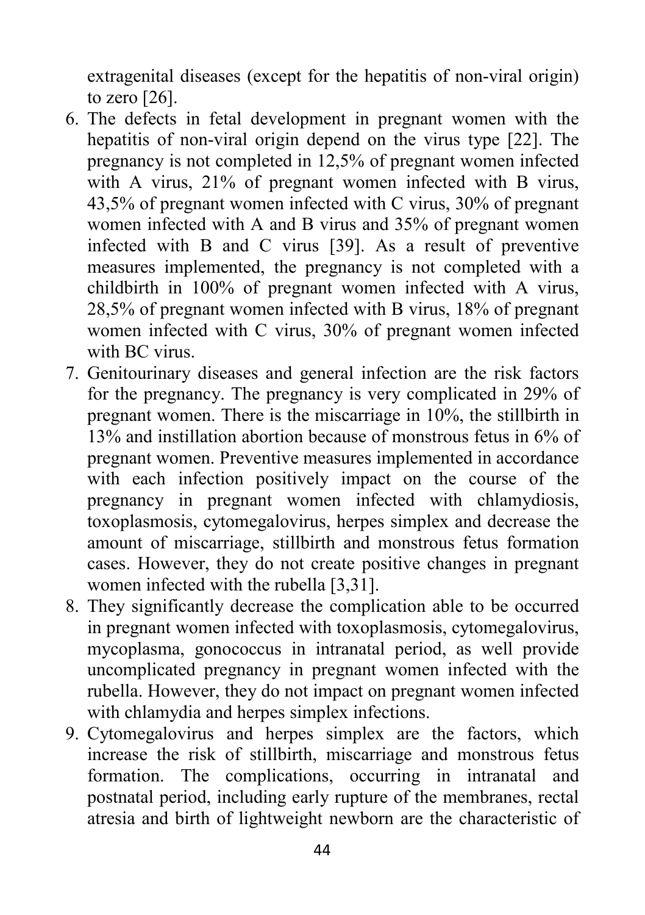extragenital diseases (except for the hepatitis of non-viral origin) to zero [26].

6. The defects in fetal development in pregnant women with the hepatitis of non-viral origin depend on the virus type [22]. The pregnancy is not completed in 12,5% of pregnant women infected with A virus, 21% of pregnant women infected with B virus, 43,5% of pregnant women infected with C virus, 30% of pregnant women infected with A and B virus and 35% of pregnant women infected with B and C virus [39]. As a result of preventive measures implemented, the pregnancy is not completed with a childbirth in 100% of pregnant women infected with A virus, 28,5% of pregnant women infected with B virus, 18% of pregnant women infected with C virus, 30% of pregnant women infected with BC virus.
7. Genitourinary diseases and general infection are the risk factors for the pregnancy. The pregnancy is very complicated in 29% of pregnant women. There is the miscarriage in 10%, the stillbirth in 13% and instillation abortion because of monstrous fetus in 6% of pregnant women. Preventive measures implemented in accordance with each infection positively impact on the course of the pregnancy in pregnant women infected with chlamydiosis, toxoplasmosis, cytomegalovirus, herpes simplex and decrease the amount of miscarriage, stillbirth and monstrous fetus formation cases. However, they do not create positive changes in pregnant women infected with the rubella [3,31].
8. They significantly decrease the complication able to be occurred in pregnant women infected with toxoplasmosis, cytomegalovirus, mycoplasma, gonococcus in intranatal period, as well provide uncomplicated pregnancy in pregnant women infected with the rubella. However, they do not impact on pregnant women infected with chlamydia and herpes simplex infections.
9. Cytomegalovirus and herpes simplex are the factors, which increase the risk of stillbirth, miscarriage and monstrous fetus formation. The complications, occurring in intranatal and postnatal period, including early rupture of the membranes, rectal atresia and birth of lightweight newborn are the characteristic of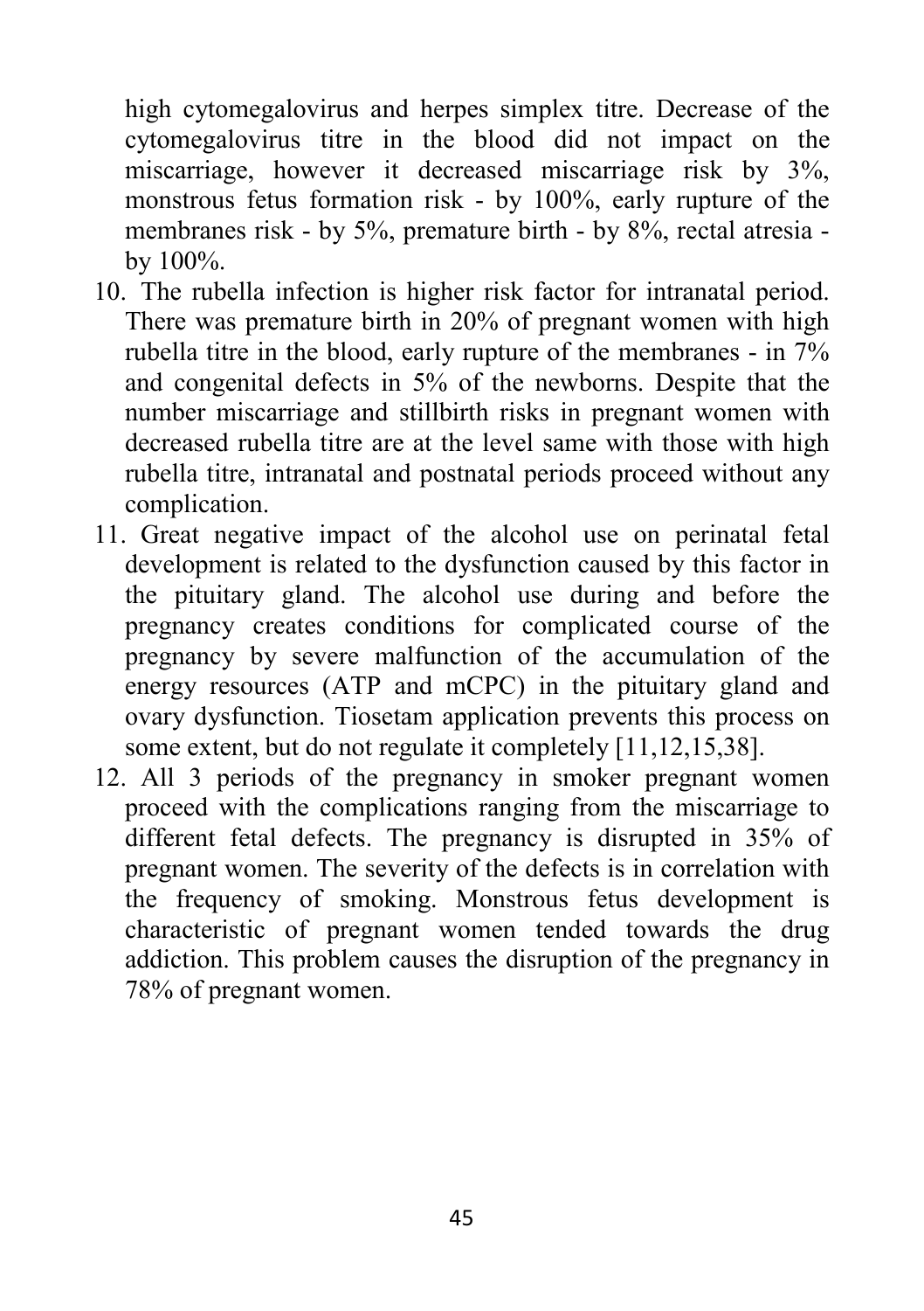high cytomegalovirus and herpes simplex titre. Decrease of the cytomegalovirus titre in the blood did not impact on the miscarriage, however it decreased miscarriage risk by 3%, monstrous fetus formation risk - by 100%, early rupture of the membranes risk - by 5%, premature birth - by 8%, rectal atresia - by 100%.

10. The rubella infection is higher risk factor for intranatal period. There was premature birth in 20% of pregnant women with high rubella titre in the blood, early rupture of the membranes - in 7% and congenital defects in 5% of the newborns. Despite that the number miscarriage and stillbirth risks in pregnant women with decreased rubella titre are at the level same with those with high rubella titre, intranatal and postnatal periods proceed without any complication.
11. Great negative impact of the alcohol use on perinatal fetal development is related to the dysfunction caused by this factor in the pituitary gland. The alcohol use during and before the pregnancy creates conditions for complicated course of the pregnancy by severe malfunction of the accumulation of the energy resources (ATP and mCPC) in the pituitary gland and ovary dysfunction. Tiosetam application prevents this process on some extent, but do not regulate it completely [11,12,15,38].
12. All 3 periods of the pregnancy in smoker pregnant women proceed with the complications ranging from the miscarriage to different fetal defects. The pregnancy is disrupted in 35% of pregnant women. The severity of the defects is in correlation with the frequency of smoking. Monstrous fetus development is characteristic of pregnant women tended towards the drug addiction. This problem causes the disruption of the pregnancy in 78% of pregnant women.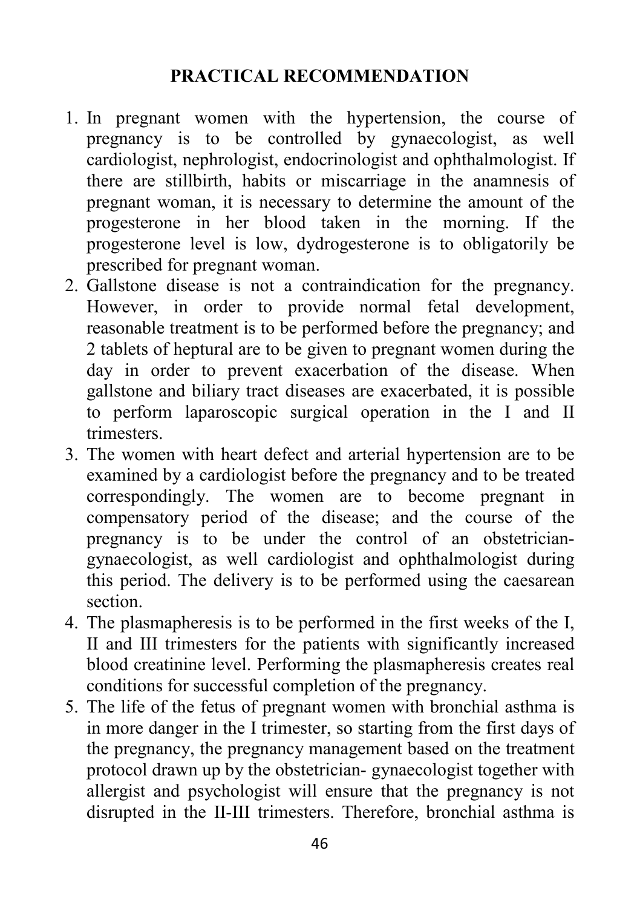## PRACTICAL RECOMMENDATION

1. In pregnant women with the hypertension, the course of pregnancy is to be controlled by gynaecologist, as well cardiologist, nephrologist, endocrinologist and ophthalmologist. If there are stillbirth, habits or miscarriage in the anamnesis of pregnant woman, it is necessary to determine the amount of the progesterone in her blood taken in the morning. If the progesterone level is low, dydrogesterone is to obligatorily be prescribed for pregnant woman.
2. Gallstone disease is not a contraindication for the pregnancy. However, in order to provide normal fetal development, reasonable treatment is to be performed before the pregnancy; and 2 tablets of heptural are to be given to pregnant women during the day in order to prevent exacerbation of the disease. When gallstone and biliary tract diseases are exacerbated, it is possible to perform laparoscopic surgical operation in the I and II trimesters.
3. The women with heart defect and arterial hypertension are to be examined by a cardiologist before the pregnancy and to be treated correspondingly. The women are to become pregnant in compensatory period of the disease; and the course of the pregnancy is to be under the control of an obstetrician-gynaecologist, as well cardiologist and ophthalmologist during this period. The delivery is to be performed using the caesarean section.
4. The plasmapheresis is to be performed in the first weeks of the I, II and III trimesters for the patients with significantly increased blood creatinine level. Performing the plasmapheresis creates real conditions for successful completion of the pregnancy.
5. The life of the fetus of pregnant women with bronchial asthma is in more danger in the I trimester, so starting from the first days of the pregnancy, the pregnancy management based on the treatment protocol drawn up by the obstetrician- gynaecologist together with allergist and psychologist will ensure that the pregnancy is not disrupted in the II-III trimesters. Therefore, bronchial asthma is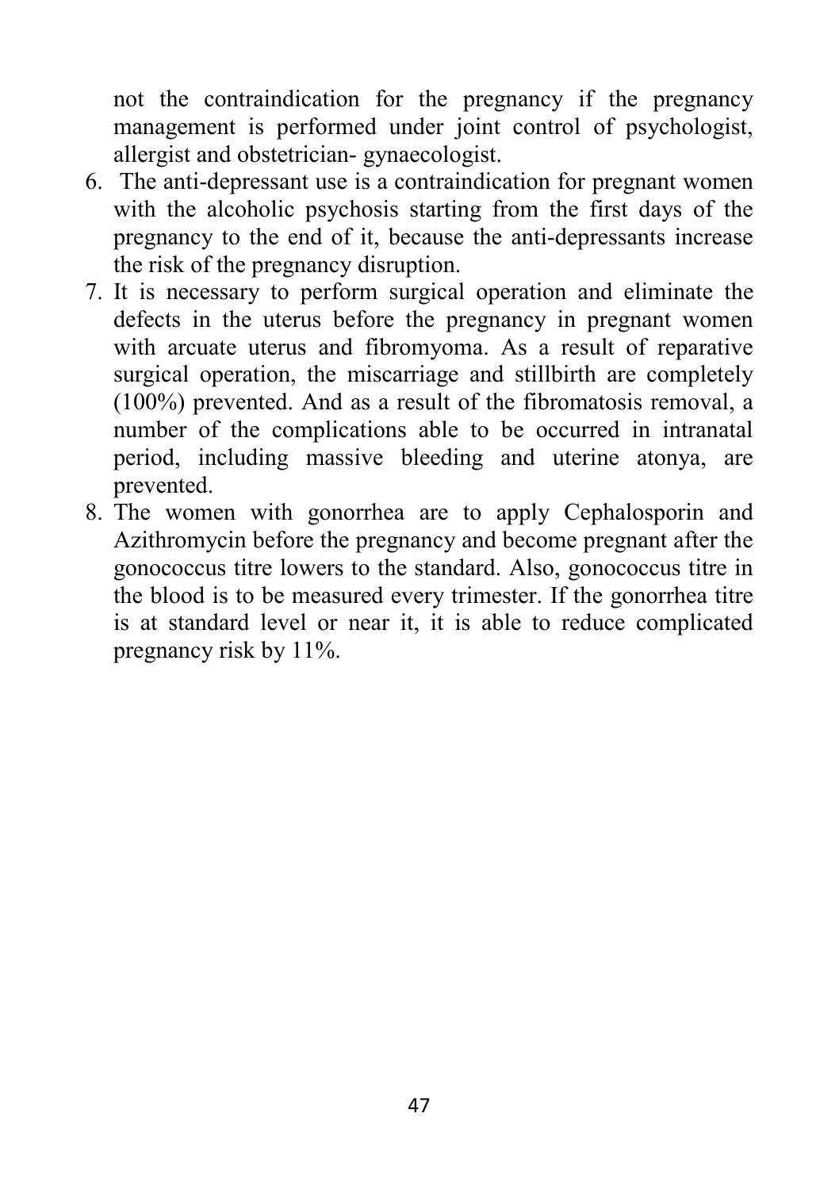not the contraindication for the pregnancy if the pregnancy management is performed under joint control of psychologist, allergist and obstetrician- gynaecologist.

6. The anti-depressant use is a contraindication for pregnant women with the alcoholic psychosis starting from the first days of the pregnancy to the end of it, because the anti-depressants increase the risk of the pregnancy disruption.
7. It is necessary to perform surgical operation and eliminate the defects in the uterus before the pregnancy in pregnant women with arcuate uterus and fibromyoma. As a result of reparative surgical operation, the miscarriage and stillbirth are completely (100%) prevented. And as a result of the fibromatosis removal, a number of the complications able to be occurred in intranatal period, including massive bleeding and uterine atonya, are prevented.
8. The women with gonorrhea are to apply Cephalosporin and Azithromycin before the pregnancy and become pregnant after the gonococcus titre lowers to the standard. Also, gonococcus titre in the blood is to be measured every trimester. If the gonorrhea titre is at standard level or near it, it is able to reduce complicated pregnancy risk by 11%.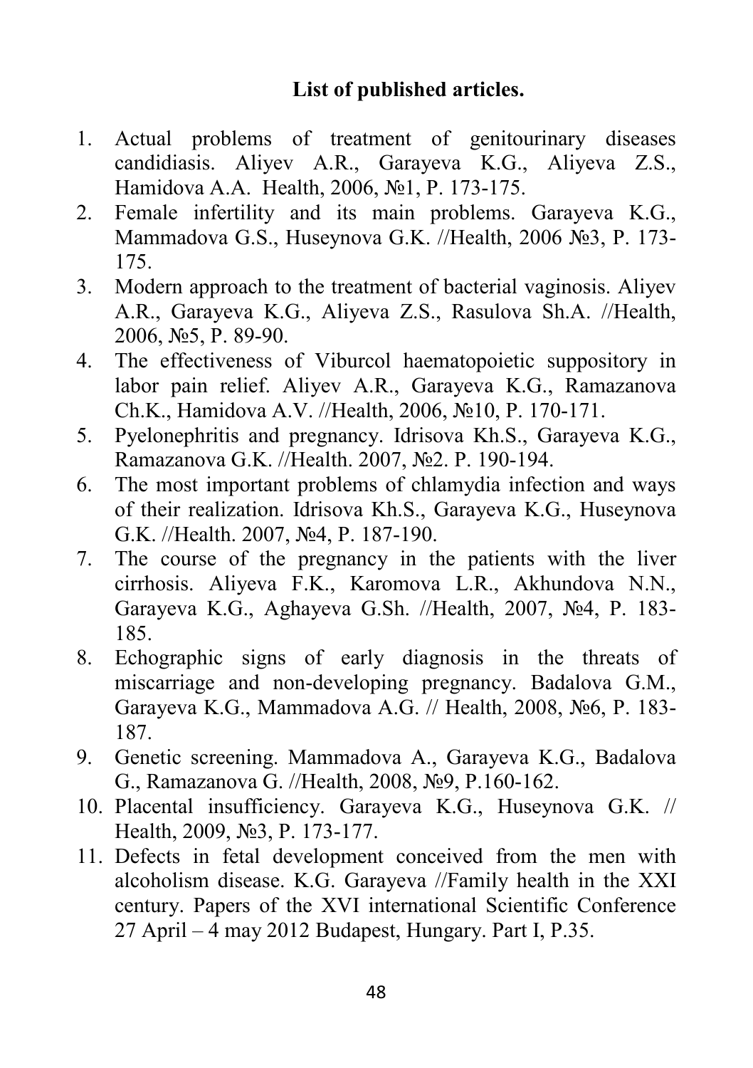## List of published articles.

1. Actual problems of treatment of genitourinary diseases candidiasis. Aliyev A.R., Garayeva K.G., Aliyeva Z.S., Hamidova A.A. Health, 2006, №1, P. 173-175.
2. Female infertility and its main problems. Garayeva K.G., Mammadova G.S., Huseynova G.K. //Health, 2006 №3, P. 173-175.
3. Modern approach to the treatment of bacterial vaginosis. Aliyev A.R., Garayeva K.G., Aliyeva Z.S., Rasulova Sh.A. //Health, 2006, №5, P. 89-90.
4. The effectiveness of Viburcol haematopoietic suppository in labor pain relief. Aliyev A.R., Garayeva K.G., Ramazanova Ch.K., Hamidova A.V. //Health, 2006, №10, P. 170-171.
5. Pyelonephritis and pregnancy. Idrisova Kh.S., Garayeva K.G., Ramazanova G.K. //Health. 2007, №2. P. 190-194.
6. The most important problems of chlamydia infection and ways of their realization. Idrisova Kh.S., Garayeva K.G., Huseynova G.K. //Health. 2007, №4, P. 187-190.
7. The course of the pregnancy in the patients with the liver cirrhosis. Aliyeva F.K., Karomova L.R., Akhundova N.N., Garayeva K.G., Aghayeva G.Sh. //Health, 2007, №4, P. 183-185.
8. Echographic signs of early diagnosis in the threats of miscarriage and non-developing pregnancy. Badalova G.M., Garayeva K.G., Mammadova A.G. // Health, 2008, №6, P. 183-187.
9. Genetic screening. Mammadova A., Garayeva K.G., Badalova G., Ramazanova G. //Health, 2008, №9, P.160-162.
10. Placental insufficiency. Garayeva K.G., Huseynova G.K. // Health, 2009, №3, P. 173-177.
11. Defects in fetal development conceived from the men with alcoholism disease. K.G. Garayeva //Family health in the XXI century. Papers of the XVI international Scientific Conference 27 April – 4 may 2012 Budapest, Hungary. Part I, P.35.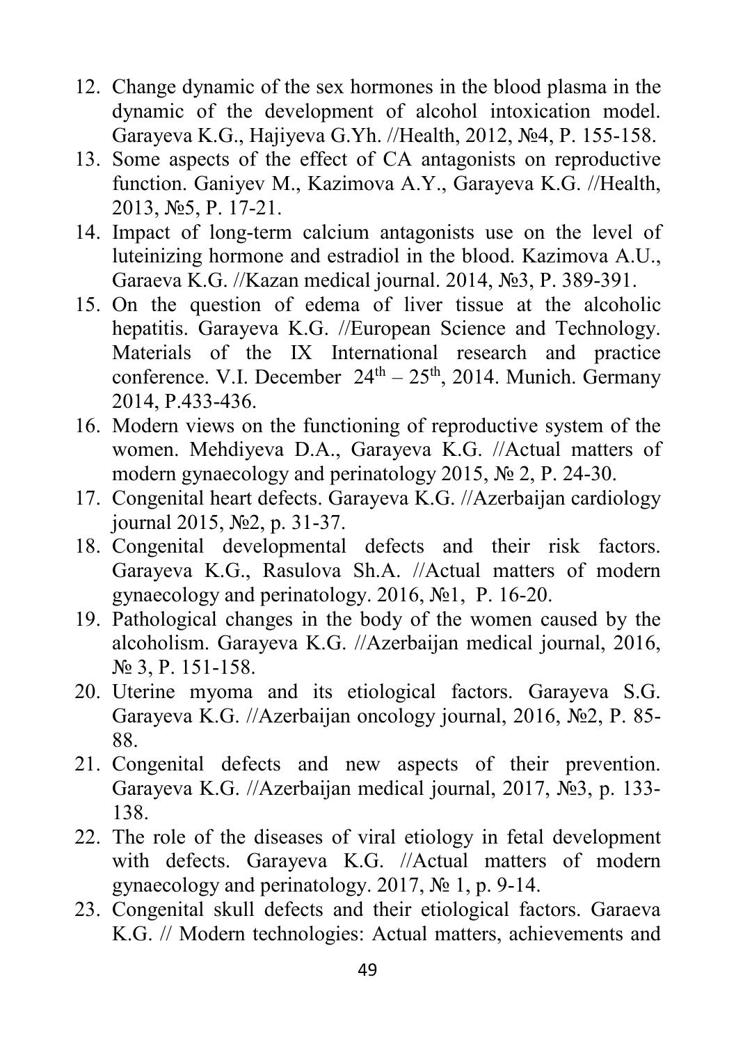12. Change dynamic of the sex hormones in the blood plasma in the dynamic of the development of alcohol intoxication model. Garayeva K.G., Hajiyeva G.Yh. //Health, 2012, №4, P. 155-158.
13. Some aspects of the effect of CA antagonists on reproductive function. Ganiyev M., Kazimova A.Y., Garayeva K.G. //Health, 2013, №5, P. 17-21.
14. Impact of long-term calcium antagonists use on the level of luteinizing hormone and estradiol in the blood. Kazimova A.U., Garaeva K.G. //Kazan medical journal. 2014, №3, P. 389-391.
15. On the question of edema of liver tissue at the alcoholic hepatitis. Garayeva K.G. //European Science and Technology. Materials of the IX International research and practice conference. V.I. December 24$^{th}$ – 25$^{th}$, 2014. Munich. Germany 2014, P.433-436.
16. Modern views on the functioning of reproductive system of the women. Mehdiyeva D.A., Garayeva K.G. //Actual matters of modern gynaecology and perinatology 2015, № 2, P. 24-30.
17. Congenital heart defects. Garayeva K.G. //Azerbaijan cardiology journal 2015, №2, p. 31-37.
18. Congenital developmental defects and their risk factors. Garayeva K.G., Rasulova Sh.A. //Actual matters of modern gynaecology and perinatology. 2016, №1, P. 16-20.
19. Pathological changes in the body of the women caused by the alcoholism. Garayeva K.G. //Azerbaijan medical journal, 2016, № 3, P. 151-158.
20. Uterine myoma and its etiological factors. Garayeva S.G. Garayeva K.G. //Azerbaijan oncology journal, 2016, №2, P. 85-88.
21. Congenital defects and new aspects of their prevention. Garayeva K.G. //Azerbaijan medical journal, 2017, №3, p. 133-138.
22. The role of the diseases of viral etiology in fetal development with defects. Garayeva K.G. //Actual matters of modern gynaecology and perinatology. 2017, № 1, p. 9-14.
23. Congenital skull defects and their etiological factors. Garaeva K.G. // Modern technologies: Actual matters, achievements and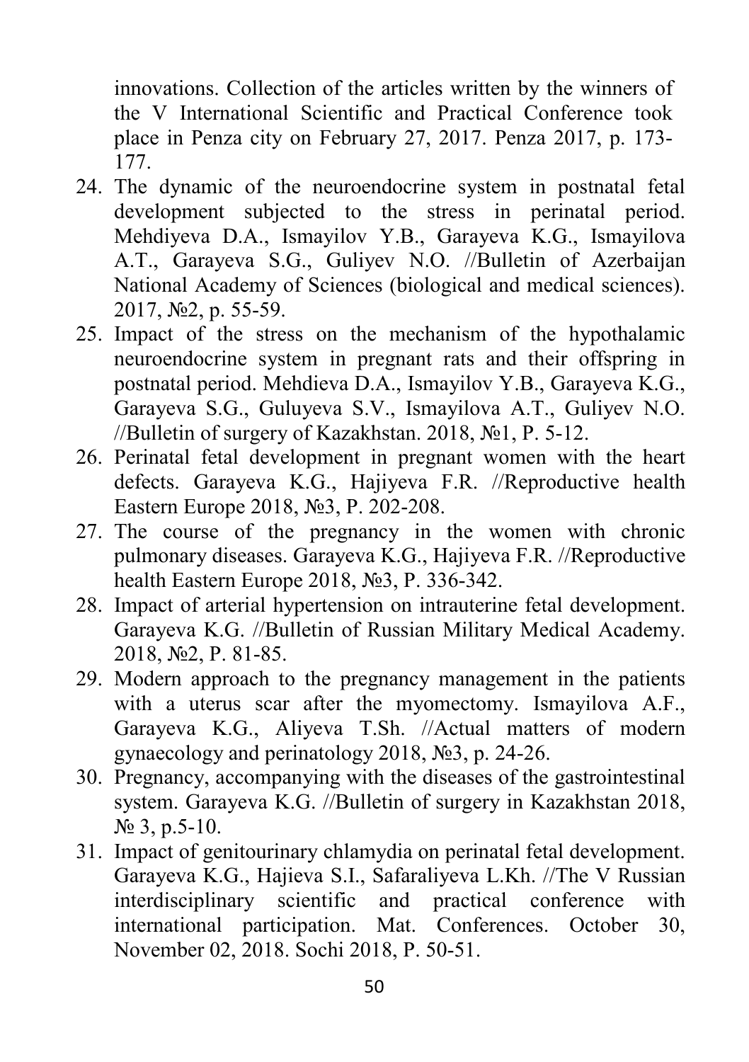innovations. Collection of the articles written by the winners of the V International Scientific and Practical Conference took place in Penza city on February 27, 2017. Penza 2017, p. 173-177.

24. The dynamic of the neuroendocrine system in postnatal fetal development subjected to the stress in perinatal period. Mehdiyeva D.A., Ismayilov Y.B., Garayeva K.G., Ismayilova A.T., Garayeva S.G., Guliyev N.O. //Bulletin of Azerbaijan National Academy of Sciences (biological and medical sciences). 2017, №2, p. 55-59.
25. Impact of the stress on the mechanism of the hypothalamic neuroendocrine system in pregnant rats and their offspring in postnatal period. Mehdieva D.A., Ismayilov Y.B., Garayeva K.G., Garayeva S.G., Guluyeva S.V., Ismayilova A.T., Guliyev N.O. //Bulletin of surgery of Kazakhstan. 2018, №1, P. 5-12.
26. Perinatal fetal development in pregnant women with the heart defects. Garayeva K.G., Hajiyeva F.R. //Reproductive health Eastern Europe 2018, №3, P. 202-208.
27. The course of the pregnancy in the women with chronic pulmonary diseases. Garayeva K.G., Hajiyeva F.R. //Reproductive health Eastern Europe 2018, №3, P. 336-342.
28. Impact of arterial hypertension on intrauterine fetal development. Garayeva K.G. //Bulletin of Russian Military Medical Academy. 2018, №2, P. 81-85.
29. Modern approach to the pregnancy management in the patients with a uterus scar after the myomectomy. Ismayilova A.F., Garayeva K.G., Aliyeva T.Sh. //Actual matters of modern gynaecology and perinatology 2018, №3, p. 24-26.
30. Pregnancy, accompanying with the diseases of the gastrointestinal system. Garayeva K.G. //Bulletin of surgery in Kazakhstan 2018, № 3, p.5-10.
31. Impact of genitourinary chlamydia on perinatal fetal development. Garayeva K.G., Hajieva S.I., Safaraliyeva L.Kh. //The V Russian interdisciplinary scientific and practical conference with international participation. Mat. Conferences. October 30, November 02, 2018. Sochi 2018, P. 50-51.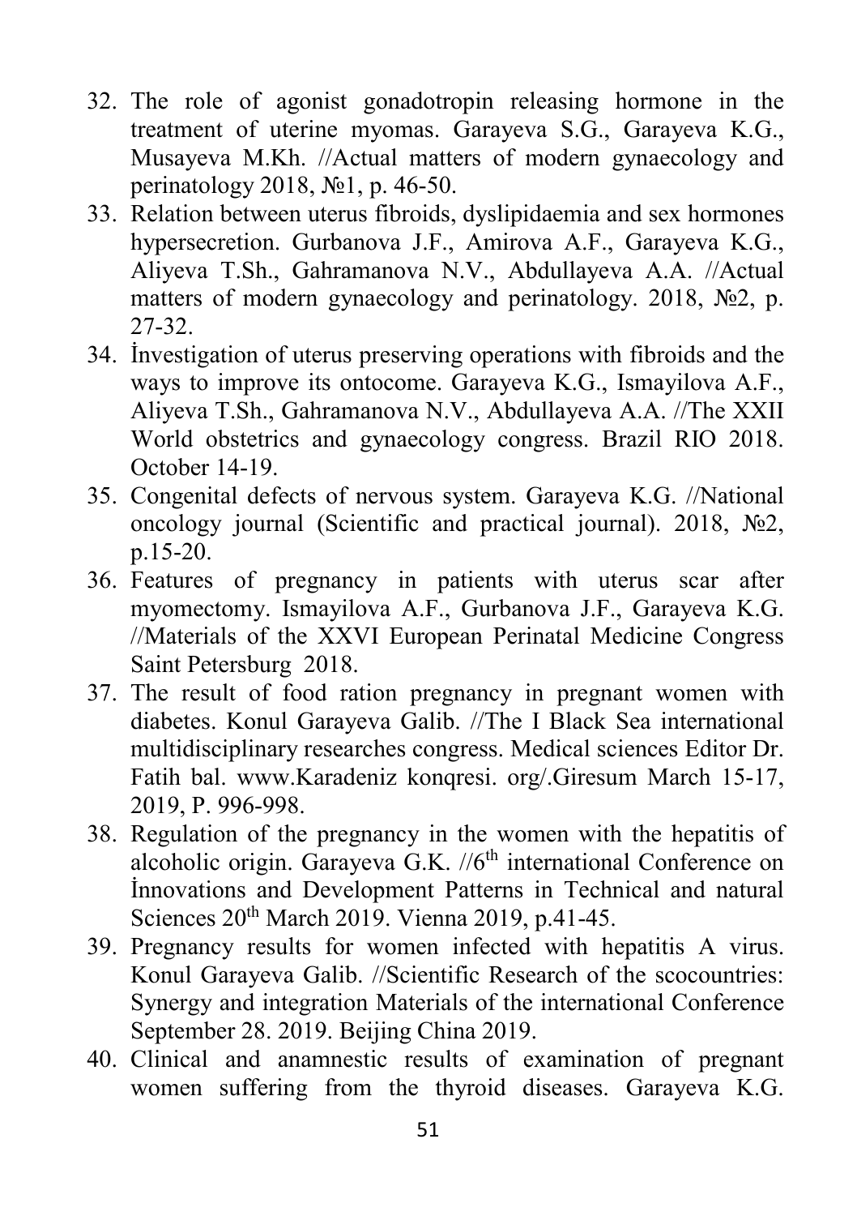32. The role of agonist gonadotropin releasing hormone in the treatment of uterine myomas. Garayeva S.G., Garayeva K.G., Musayeva M.Kh. //Actual matters of modern gynaecology and perinatology 2018, №1, p. 46-50.
33. Relation between uterus fibroids, dyslipidaemia and sex hormones hypersecretion. Gurbanova J.F., Amirova A.F., Garayeva K.G., Aliyeva T.Sh., Gahramanova N.V., Abdullayeva A.A. //Actual matters of modern gynaecology and perinatology. 2018, №2, p. 27-32.
34. İnvestigation of uterus preserving operations with fibroids and the ways to improve its ontocome. Garayeva K.G., Ismayilova A.F., Aliyeva T.Sh., Gahramanova N.V., Abdullayeva A.A. //The XXII World obstetrics and gynaecology congress. Brazil RIO 2018. October 14-19.
35. Congenital defects of nervous system. Garayeva K.G. //National oncology journal (Scientific and practical journal). 2018, №2, p.15-20.
36. Features of pregnancy in patients with uterus scar after myomectomy. Ismayilova A.F., Gurbanova J.F., Garayeva K.G. //Materials of the XXVI European Perinatal Medicine Congress Saint Petersburg 2018.
37. The result of food ration pregnancy in pregnant women with diabetes. Konul Garayeva Galib. //The I Black Sea international multidisciplinary researches congress. Medical sciences Editor Dr. Fatih bal. www.Karadeniz konqresi. org/.Giresum March 15-17, 2019, P. 996-998.
38. Regulation of the pregnancy in the women with the hepatitis of alcoholic origin. Garayeva G.K. //6th international Conference on İnnovations and Development Patterns in Technical and natural Sciences 20th March 2019. Vienna 2019, p.41-45.
39. Pregnancy results for women infected with hepatitis A virus. Konul Garayeva Galib. //Scientific Research of the scocountries: Synergy and integration Materials of the international Conference September 28. 2019. Beijing China 2019.
40. Clinical and anamnestic results of examination of pregnant women suffering from the thyroid diseases. Garayeva K.G.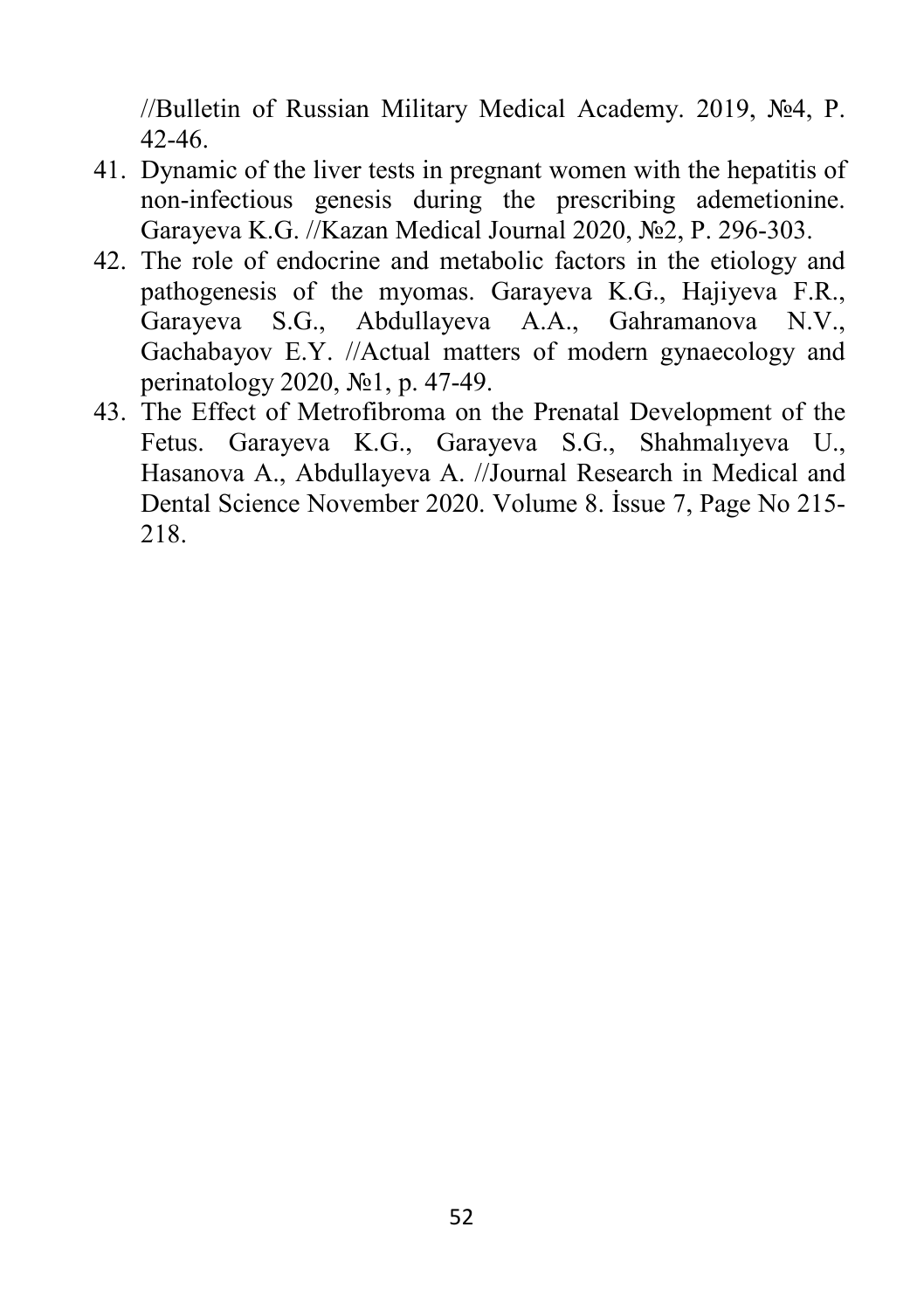//Bulletin of Russian Military Medical Academy. 2019, №4, P. 42-46.

41. Dynamic of the liver tests in pregnant women with the hepatitis of non-infectious genesis during the prescribing ademetionine. Garayeva K.G. //Kazan Medical Journal 2020, №2, P. 296-303.
42. The role of endocrine and metabolic factors in the etiology and pathogenesis of the myomas. Garayeva K.G., Hajiyeva F.R., Garayeva S.G., Abdullayeva A.A., Gahramanova N.V., Gachabayov E.Y. //Actual matters of modern gynaecology and perinatology 2020, №1, p. 47-49.
43. The Effect of Metrofibroma on the Prenatal Development of the Fetus. Garayeva K.G., Garayeva S.G., Shahmalıyeva U., Hasanova A., Abdullayeva A. //Journal Research in Medical and Dental Science November 2020. Volume 8. İssue 7, Page No 215-218.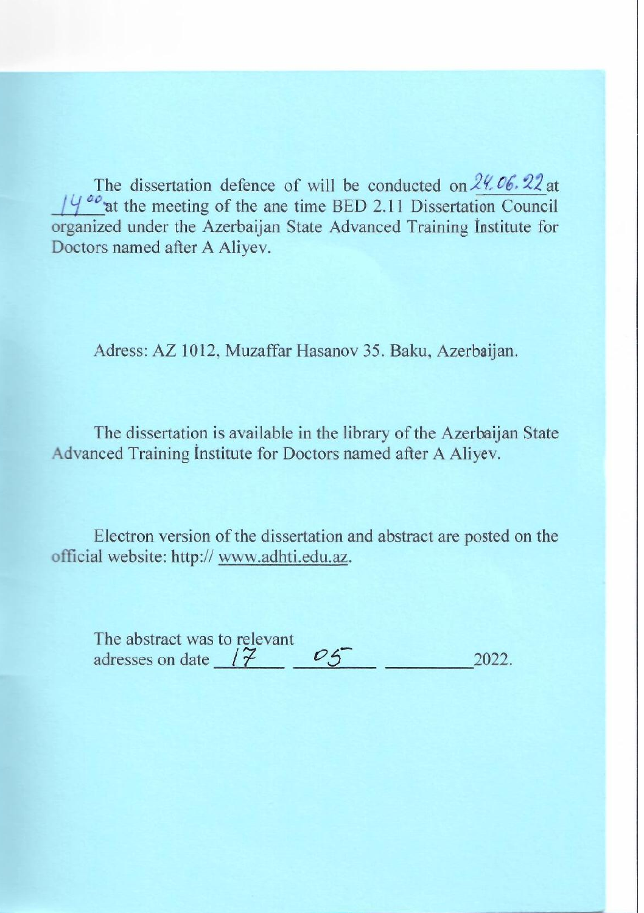The dissertation defence of will be conducted on 24.06.22 at 14$^{00}$ at the meeting of the ane time BED 2.11 Dissertation Council organized under the Azerbaijan State Advanced Training İnstitute for Doctors named after A Aliyev.

Adress: AZ 1012, Muzaffar Hasanov 35. Baku, Azerbaijan.

The dissertation is available in the library of the Azerbaijan State Advanced Training İnstitute for Doctors named after A Aliyev.

Electron version of the dissertation and abstract are posted on the official website: http:// www.adhti.edu.az.

The abstract was to relevant adresses on date 17 05 ________ 2022.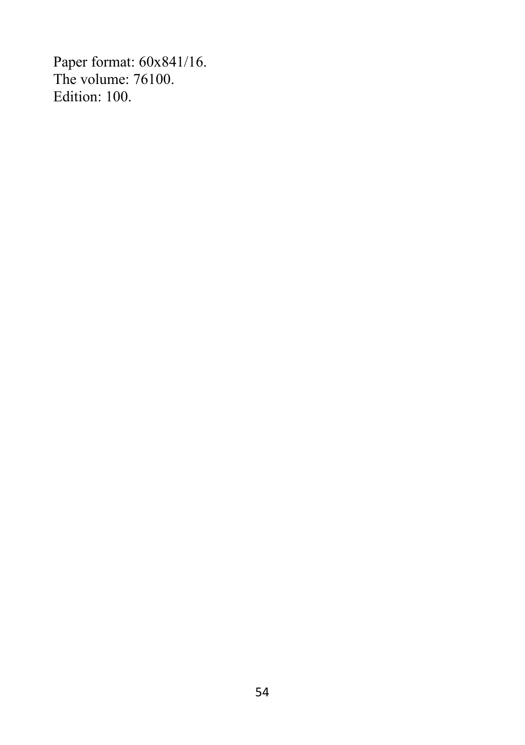Paper format: 60x841/16.
The volume: 76100.
Edition: 100.